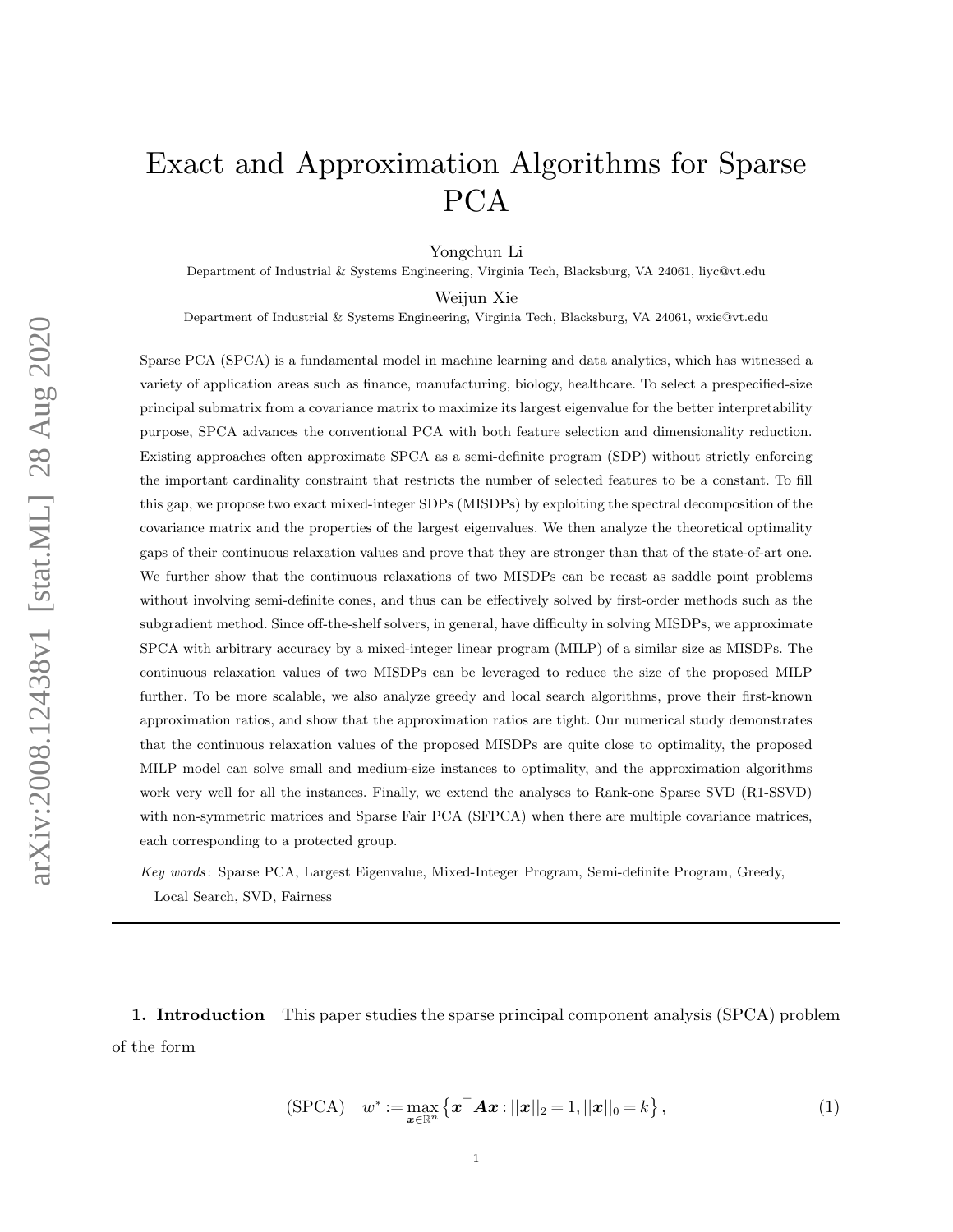# Exact and Approximation Algorithms for Sparse PCA

Yongchun Li

Department of Industrial & Systems Engineering, Virginia Tech, Blacksburg, VA 24061, liyc@vt.edu

Weijun Xie

Department of Industrial & Systems Engineering, Virginia Tech, Blacksburg, VA 24061, wxie@vt.edu

Sparse PCA (SPCA) is a fundamental model in machine learning and data analytics, which has witnessed a variety of application areas such as finance, manufacturing, biology, healthcare. To select a prespecified-size principal submatrix from a covariance matrix to maximize its largest eigenvalue for the better interpretability purpose, SPCA advances the conventional PCA with both feature selection and dimensionality reduction. Existing approaches often approximate SPCA as a semi-definite program (SDP) without strictly enforcing the important cardinality constraint that restricts the number of selected features to be a constant. To fill this gap, we propose two exact mixed-integer SDPs (MISDPs) by exploiting the spectral decomposition of the covariance matrix and the properties of the largest eigenvalues. We then analyze the theoretical optimality gaps of their continuous relaxation values and prove that they are stronger than that of the state-of-art one. We further show that the continuous relaxations of two MISDPs can be recast as saddle point problems without involving semi-definite cones, and thus can be effectively solved by first-order methods such as the subgradient method. Since off-the-shelf solvers, in general, have difficulty in solving MISDPs, we approximate SPCA with arbitrary accuracy by a mixed-integer linear program (MILP) of a similar size as MISDPs. The continuous relaxation values of two MISDPs can be leveraged to reduce the size of the proposed MILP further. To be more scalable, we also analyze greedy and local search algorithms, prove their first-known approximation ratios, and show that the approximation ratios are tight. Our numerical study demonstrates that the continuous relaxation values of the proposed MISDPs are quite close to optimality, the proposed MILP model can solve small and medium-size instances to optimality, and the approximation algorithms work very well for all the instances. Finally, we extend the analyses to Rank-one Sparse SVD (R1-SSVD) with non-symmetric matrices and Sparse Fair PCA (SFPCA) when there are multiple covariance matrices, each corresponding to a protected group.

*Key words*: Sparse PCA, Largest Eigenvalue, Mixed-Integer Program, Semi-definite Program, Greedy, Local Search, SVD, Fairness

## 1. Introduction

This paper studies the sparse principal component analysis (SPCA) problem of the form

$$\text{(SPCA)} \quad w^* := \max_{\boldsymbol{x} \in \mathbb{R}^n} \left\{ \boldsymbol{x}^\top \boldsymbol{A} \boldsymbol{x} : ||\boldsymbol{x}||_2 = 1, ||\boldsymbol{x}||_0 = k \right\}, \tag{1}$$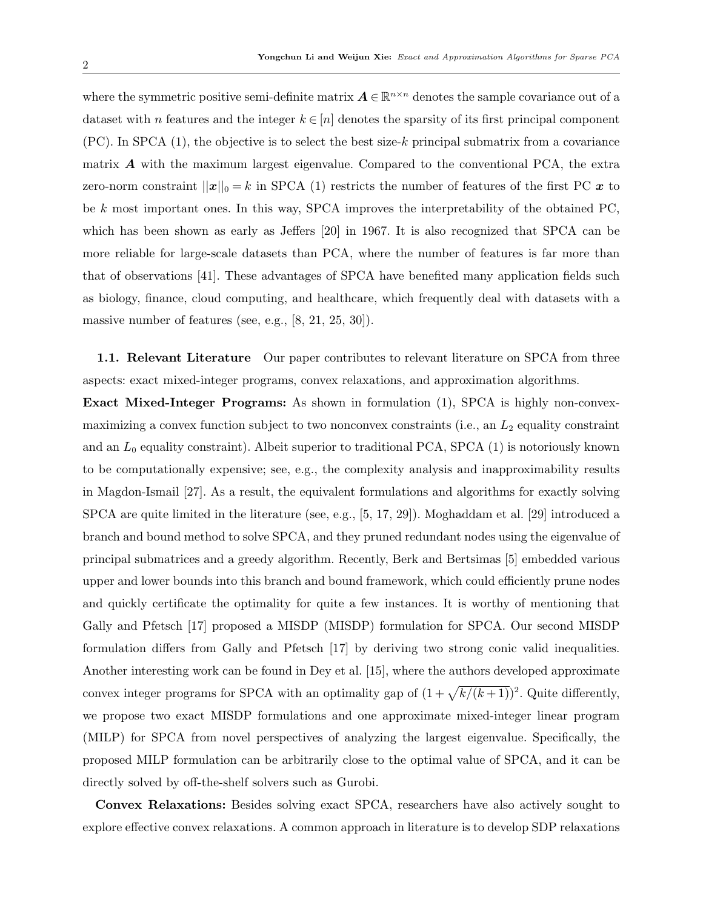where the symmetric positive semi-definite matrix $\boldsymbol{A} \in \mathbb{R}^{n\times n}$ denotes the sample covariance out of a dataset with $n$ features and the integer $k \in [n]$ denotes the sparsity of its first principal component (PC). In SPCA (1), the objective is to select the best size-$k$ principal submatrix from a covariance matrix $\boldsymbol{A}$ with the maximum largest eigenvalue. Compared to the conventional PCA, the extra zero-norm constraint $||\boldsymbol{x}||_0 = k$ in SPCA (1) restricts the number of features of the first PC $\boldsymbol{x}$ to be $k$ most important ones. In this way, SPCA improves the interpretability of the obtained PC, which has been shown as early as Jeffers [20] in 1967. It is also recognized that SPCA can be more reliable for large-scale datasets than PCA, where the number of features is far more than that of observations [41]. These advantages of SPCA have benefited many application fields such as biology, finance, cloud computing, and healthcare, which frequently deal with datasets with a massive number of features (see, e.g., [8, 21, 25, 30]).

**1.1. Relevant Literature** Our paper contributes to relevant literature on SPCA from three aspects: exact mixed-integer programs, convex relaxations, and approximation algorithms.

**Exact Mixed-Integer Programs:** As shown in formulation (1), SPCA is highly non-convex-maximizing a convex function subject to two nonconvex constraints (i.e., an $L_2$ equality constraint and an $L_0$ equality constraint). Albeit superior to traditional PCA, SPCA (1) is notoriously known to be computationally expensive; see, e.g., the complexity analysis and inapproximability results in Magdon-Ismail [27]. As a result, the equivalent formulations and algorithms for exactly solving SPCA are quite limited in the literature (see, e.g., [5, 17, 29]). Moghaddam et al. [29] introduced a branch and bound method to solve SPCA, and they pruned redundant nodes using the eigenvalue of principal submatrices and a greedy algorithm. Recently, Berk and Bertsimas [5] embedded various upper and lower bounds into this branch and bound framework, which could efficiently prune nodes and quickly certificate the optimality for quite a few instances. It is worthy of mentioning that Gally and Pfetsch [17] proposed a MISDP (MISDP) formulation for SPCA. Our second MISDP formulation differs from Gally and Pfetsch [17] by deriving two strong conic valid inequalities. Another interesting work can be found in Dey et al. [15], where the authors developed approximate convex integer programs for SPCA with an optimality gap of $(1 + \sqrt{k/(k+1)})^2$. Quite differently, we propose two exact MISDP formulations and one approximate mixed-integer linear program (MILP) for SPCA from novel perspectives of analyzing the largest eigenvalue. Specifically, the proposed MILP formulation can be arbitrarily close to the optimal value of SPCA, and it can be directly solved by off-the-shelf solvers such as Gurobi.

**Convex Relaxations:** Besides solving exact SPCA, researchers have also actively sought to explore effective convex relaxations. A common approach in literature is to develop SDP relaxations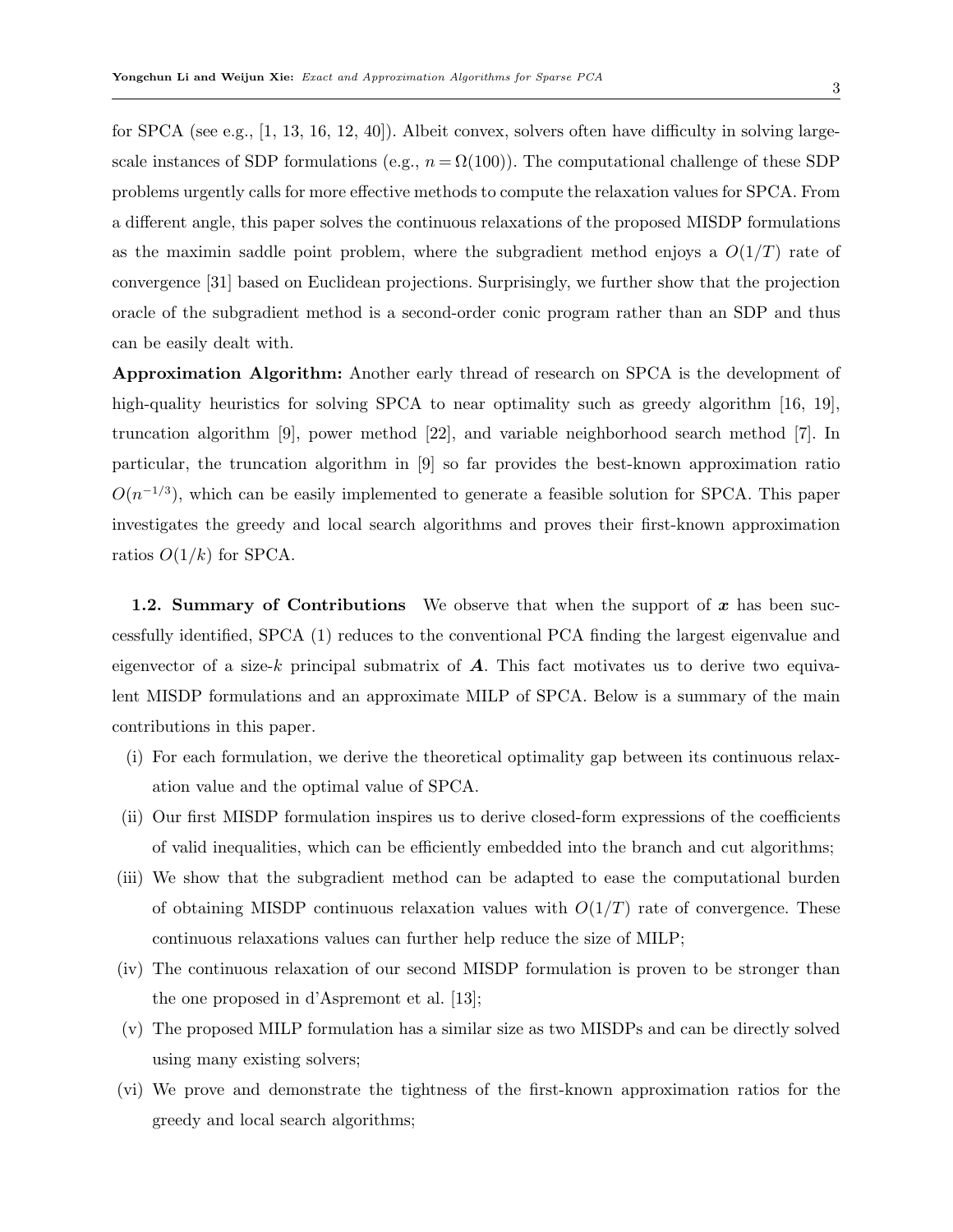for SPCA (see e.g., [1, 13, 16, 12, 40]). Albeit convex, solvers often have difficulty in solving large-scale instances of SDP formulations (e.g., $n = \Omega(100)$). The computational challenge of these SDP problems urgently calls for more effective methods to compute the relaxation values for SPCA. From a different angle, this paper solves the continuous relaxations of the proposed MISDP formulations as the maximin saddle point problem, where the subgradient method enjoys a $O(1/T)$ rate of convergence [31] based on Euclidean projections. Surprisingly, we further show that the projection oracle of the subgradient method is a second-order conic program rather than an SDP and thus can be easily dealt with.

**Approximation Algorithm:** Another early thread of research on SPCA is the development of high-quality heuristics for solving SPCA to near optimality such as greedy algorithm [16, 19], truncation algorithm [9], power method [22], and variable neighborhood search method [7]. In particular, the truncation algorithm in [9] so far provides the best-known approximation ratio $O(n^{-1/3})$, which can be easily implemented to generate a feasible solution for SPCA. This paper investigates the greedy and local search algorithms and proves their first-known approximation ratios $O(1/k)$ for SPCA.

**1.2. Summary of Contributions** We observe that when the support of $\boldsymbol{x}$ has been successfully identified, SPCA (1) reduces to the conventional PCA finding the largest eigenvalue and eigenvector of a size-$k$ principal submatrix of $\boldsymbol{A}$. This fact motivates us to derive two equivalent MISDP formulations and an approximate MILP of SPCA. Below is a summary of the main contributions in this paper.

(i) For each formulation, we derive the theoretical optimality gap between its continuous relaxation value and the optimal value of SPCA.

(ii) Our first MISDP formulation inspires us to derive closed-form expressions of the coefficients of valid inequalities, which can be efficiently embedded into the branch and cut algorithms;

(iii) We show that the subgradient method can be adapted to ease the computational burden of obtaining MISDP continuous relaxation values with $O(1/T)$ rate of convergence. These continuous relaxations values can further help reduce the size of MILP;

(iv) The continuous relaxation of our second MISDP formulation is proven to be stronger than the one proposed in d'Aspremont et al. [13];

(v) The proposed MILP formulation has a similar size as two MISDPs and can be directly solved using many existing solvers;

(vi) We prove and demonstrate the tightness of the first-known approximation ratios for the greedy and local search algorithms;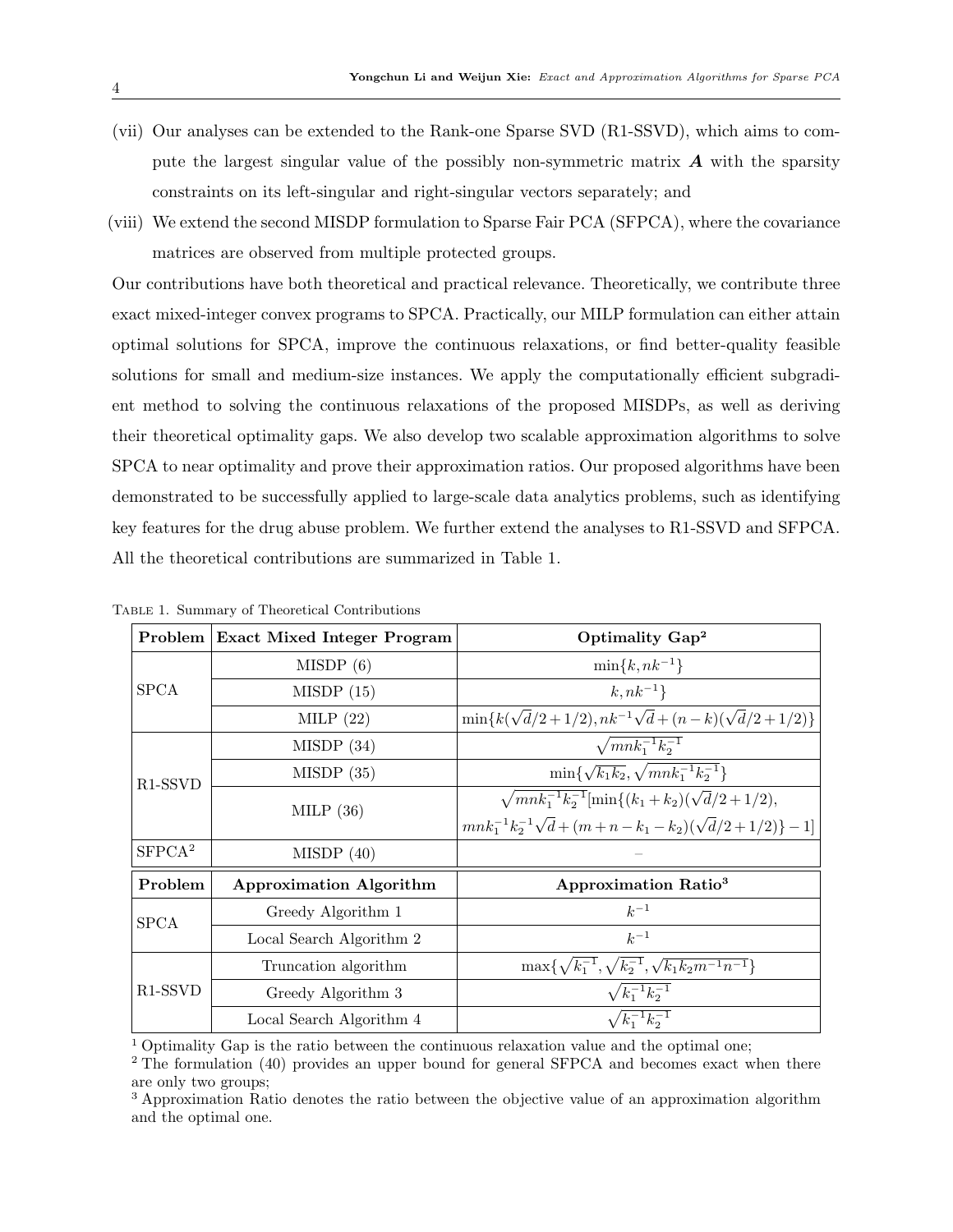(vii) Our analyses can be extended to the Rank-one Sparse SVD (R1-SSVD), which aims to compute the largest singular value of the possibly non-symmetric matrix $\boldsymbol{A}$ with the sparsity constraints on its left-singular and right-singular vectors separately; and

(viii) We extend the second MISDP formulation to Sparse Fair PCA (SFPCA), where the covariance matrices are observed from multiple protected groups.

Our contributions have both theoretical and practical relevance. Theoretically, we contribute three exact mixed-integer convex programs to SPCA. Practically, our MILP formulation can either attain optimal solutions for SPCA, improve the continuous relaxations, or find better-quality feasible solutions for small and medium-size instances. We apply the computationally efficient subgradient method to solving the continuous relaxations of the proposed MISDPs, as well as deriving their theoretical optimality gaps. We also develop two scalable approximation algorithms to solve SPCA to near optimality and prove their approximation ratios. Our proposed algorithms have been demonstrated to be successfully applied to large-scale data analytics problems, such as identifying key features for the drug abuse problem. We further extend the analyses to R1-SSVD and SFPCA. All the theoretical contributions are summarized in Table 1.

Table 1. Summary of Theoretical Contributions

| Problem | Exact Mixed Integer Program | Optimality Gap[2] |
|---|---|---|
| SPCA | MISDP (6) | $\min\{k, nk^{-1}\}$ |
| | MISDP (15) | $k, nk^{-1}\}$ |
| | MILP (22) | $\min\{k(\sqrt{d}/2+1/2), nk^{-1}\sqrt{d}+(n-k)(\sqrt{d}/2+1/2)\}$ |
| R1-SSVD | MISDP (34) | $\sqrt{mnk_1^{-1}k_2^{-1}}$ |
| | MISDP (35) | $\min\{\sqrt{k_1k_2}, \sqrt{mnk_1^{-1}k_2^{-1}}\}$ |
| | MILP (36) | $\sqrt{mnk_1^{-1}k_2^{-1}}[\min\{(k_1+k_2)(\sqrt{d}/2+1/2),$ $mnk_1^{-1}k_2^{-1}\sqrt{d}+(m+n-k_1-k_2)(\sqrt{d}/2+1/2)\}-1]$ |
| SFPCA[2] | MISDP (40) | – |
| **Problem** | **Approximation Algorithm** | **Approximation Ratio[3]** |
| SPCA | Greedy Algorithm 1 | $k^{-1}$ |
| | Local Search Algorithm 2 | $k^{-1}$ |
| R1-SSVD | Truncation algorithm | $\max\{\sqrt{k_1^{-1}}, \sqrt{k_2^{-1}}, \sqrt{k_1k_2m^{-1}n^{-1}}\}$ |
| | Greedy Algorithm 3 | $\sqrt{k_1^{-1}k_2^{-1}}$ |
| | Local Search Algorithm 4 | $\sqrt{k_1^{-1}k_2^{-1}}$ |

[1] Optimality Gap is the ratio between the continuous relaxation value and the optimal one;
[2] The formulation (40) provides an upper bound for general SFPCA and becomes exact when there are only two groups;
[3] Approximation Ratio denotes the ratio between the objective value of an approximation algorithm and the optimal one.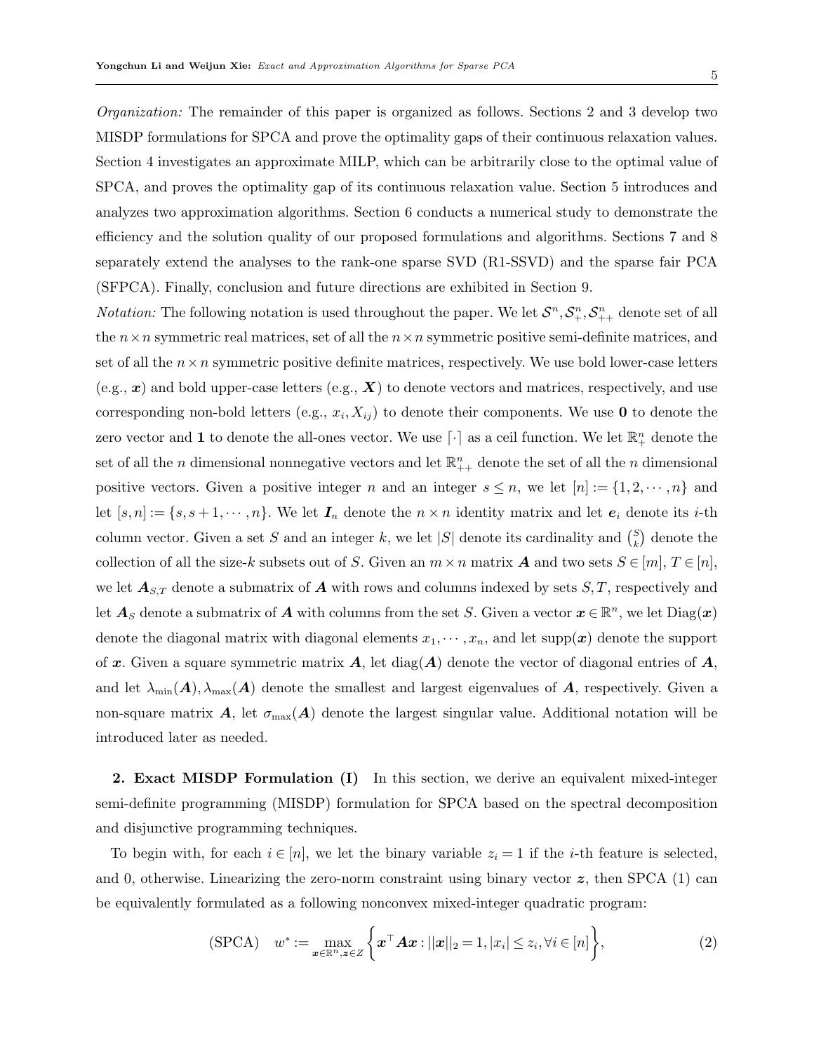*Organization:* The remainder of this paper is organized as follows. Sections 2 and 3 develop two MISDP formulations for SPCA and prove the optimality gaps of their continuous relaxation values. Section 4 investigates an approximate MILP, which can be arbitrarily close to the optimal value of SPCA, and proves the optimality gap of its continuous relaxation value. Section 5 introduces and analyzes two approximation algorithms. Section 6 conducts a numerical study to demonstrate the efficiency and the solution quality of our proposed formulations and algorithms. Sections 7 and 8 separately extend the analyses to the rank-one sparse SVD (R1-SSVD) and the sparse fair PCA (SFPCA). Finally, conclusion and future directions are exhibited in Section 9.

*Notation:* The following notation is used throughout the paper. We let $\mathcal{S}^n, \mathcal{S}^n_+, \mathcal{S}^n_{++}$ denote set of all the $n\times n$ symmetric real matrices, set of all the $n\times n$ symmetric positive semi-definite matrices, and set of all the $n\times n$ symmetric positive definite matrices, respectively. We use bold lower-case letters (e.g., $\boldsymbol{x}$) and bold upper-case letters (e.g., $\boldsymbol{X}$) to denote vectors and matrices, respectively, and use corresponding non-bold letters (e.g., $x_i, X_{ij}$) to denote their components. We use $\mathbf{0}$ to denote the zero vector and $\mathbf{1}$ to denote the all-ones vector. We use $\lceil\cdot\rceil$ as a ceil function. We let $\mathbb{R}^n_+$ denote the set of all the $n$ dimensional nonnegative vectors and let $\mathbb{R}^n_{++}$ denote the set of all the $n$ dimensional positive vectors. Given a positive integer $n$ and an integer $s\leq n$, we let $[n]:=\{1,2,\cdots,n\}$ and let $[s,n]:=\{s,s+1,\cdots,n\}$. We let $\boldsymbol{I}_n$ denote the $n\times n$ identity matrix and let $\boldsymbol{e}_i$ denote its $i$-th column vector. Given a set $S$ and an integer $k$, we let $|S|$ denote its cardinality and $\binom{S}{k}$ denote the collection of all the size-$k$ subsets out of $S$. Given an $m\times n$ matrix $\boldsymbol{A}$ and two sets $S\in[m]$, $T\in[n]$, we let $\boldsymbol{A}_{S,T}$ denote a submatrix of $\boldsymbol{A}$ with rows and columns indexed by sets $S,T$, respectively and let $\boldsymbol{A}_S$ denote a submatrix of $\boldsymbol{A}$ with columns from the set $S$. Given a vector $\boldsymbol{x}\in\mathbb{R}^n$, we let $\operatorname{Diag}(\boldsymbol{x})$ denote the diagonal matrix with diagonal elements $x_1,\cdots,x_n$, and let $\operatorname{supp}(\boldsymbol{x})$ denote the support of $\boldsymbol{x}$. Given a square symmetric matrix $\boldsymbol{A}$, let $\operatorname{diag}(\boldsymbol{A})$ denote the vector of diagonal entries of $\boldsymbol{A}$, and let $\lambda_{\min}(\boldsymbol{A}), \lambda_{\max}(\boldsymbol{A})$ denote the smallest and largest eigenvalues of $\boldsymbol{A}$, respectively. Given a non-square matrix $\boldsymbol{A}$, let $\sigma_{\max}(\boldsymbol{A})$ denote the largest singular value. Additional notation will be introduced later as needed.

## 2. Exact MISDP Formulation (I)

In this section, we derive an equivalent mixed-integer semi-definite programming (MISDP) formulation for SPCA based on the spectral decomposition and disjunctive programming techniques.

To begin with, for each $i\in[n]$, we let the binary variable $z_i=1$ if the $i$-th feature is selected, and 0, otherwise. Linearizing the zero-norm constraint using binary vector $\boldsymbol{z}$, then SPCA (1) can be equivalently formulated as a following nonconvex mixed-integer quadratic program:

$$\text{(SPCA)}\quad w^* := \max_{\boldsymbol{x}\in\mathbb{R}^n,\boldsymbol{z}\in Z}\left\{\boldsymbol{x}^\top\boldsymbol{A}\boldsymbol{x} : ||\boldsymbol{x}||_2=1, |x_i|\leq z_i, \forall i\in[n]\right\}, \tag{2}$$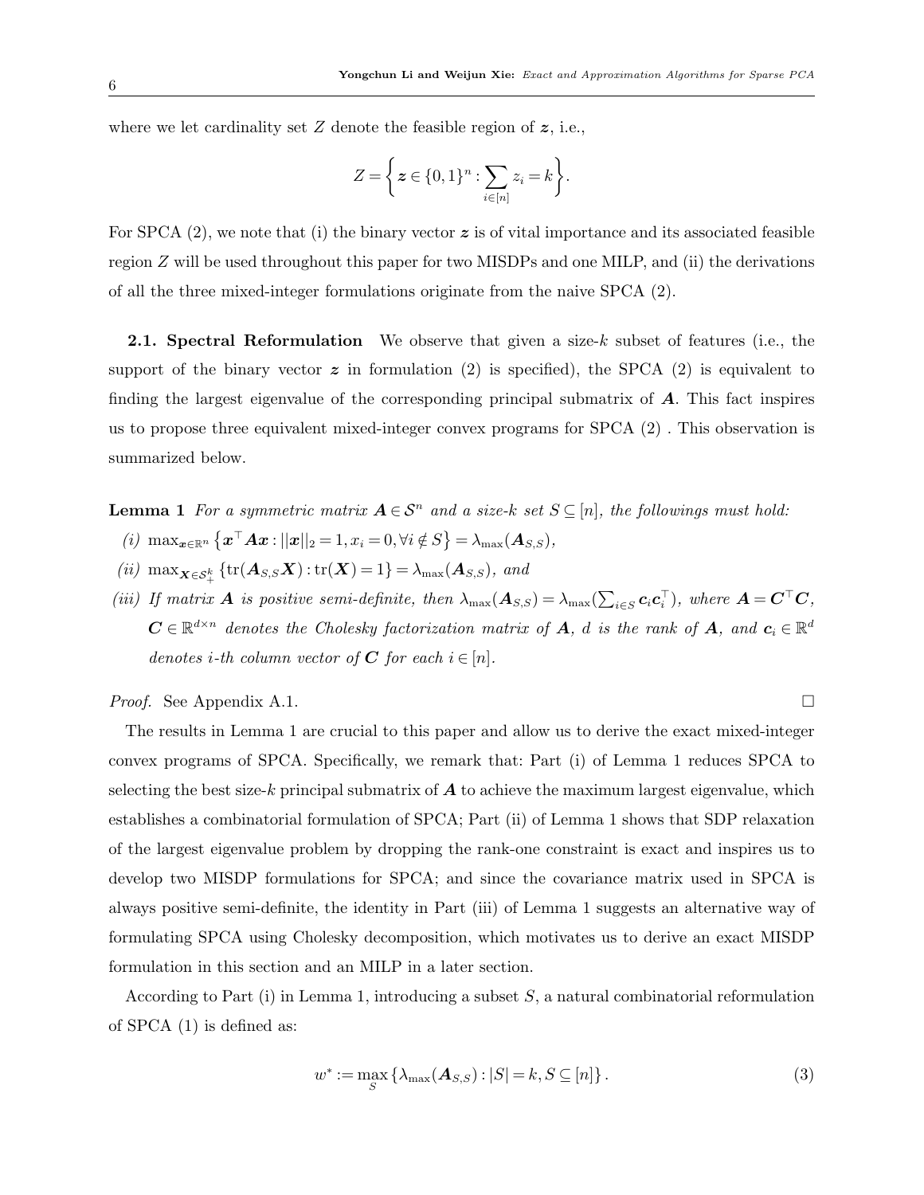where we let cardinality set $Z$ denote the feasible region of $\boldsymbol{z}$, i.e.,

$$Z = \left\{ \boldsymbol{z} \in \{0,1\}^n : \sum_{i \in [n]} z_i = k \right\}.$$

For SPCA (2), we note that (i) the binary vector $\boldsymbol{z}$ is of vital importance and its associated feasible region $Z$ will be used throughout this paper for two MISDPs and one MILP, and (ii) the derivations of all the three mixed-integer formulations originate from the naive SPCA (2).

**2.1. Spectral Reformulation** We observe that given a size-$k$ subset of features (i.e., the support of the binary vector $\boldsymbol{z}$ in formulation (2) is specified), the SPCA (2) is equivalent to finding the largest eigenvalue of the corresponding principal submatrix of $\boldsymbol{A}$. This fact inspires us to propose three equivalent mixed-integer convex programs for SPCA (2) . This observation is summarized below.

**Lemma 1** *For a symmetric matrix $\boldsymbol{A} \in \mathcal{S}^n$ and a size-$k$ set $S \subseteq [n]$, the followings must hold:*

*(i)* $\max_{\boldsymbol{x} \in \mathbb{R}^n} \left\{ \boldsymbol{x}^\top \boldsymbol{A} \boldsymbol{x} : ||\boldsymbol{x}||_2 = 1, x_i = 0, \forall i \notin S \right\} = \lambda_{\max}(\boldsymbol{A}_{S,S})$,

*(ii)* $\max_{\boldsymbol{X} \in \mathcal{S}_+^k} \left\{ \operatorname{tr}(\boldsymbol{A}_{S,S} \boldsymbol{X}) : \operatorname{tr}(\boldsymbol{X}) = 1 \right\} = \lambda_{\max}(\boldsymbol{A}_{S,S})$, *and*

*(iii) If matrix $\boldsymbol{A}$ is positive semi-definite, then $\lambda_{\max}(\boldsymbol{A}_{S,S}) = \lambda_{\max}(\sum_{i \in S} \boldsymbol{c}_i \boldsymbol{c}_i^\top)$, where $\boldsymbol{A} = \boldsymbol{C}^\top \boldsymbol{C}$, $\boldsymbol{C} \in \mathbb{R}^{d \times n}$ denotes the Cholesky factorization matrix of $\boldsymbol{A}$, $d$ is the rank of $\boldsymbol{A}$, and $\boldsymbol{c}_i \in \mathbb{R}^d$ denotes $i$-th column vector of $\boldsymbol{C}$ for each $i \in [n]$.*

*Proof.* See Appendix A.1. □

The results in Lemma 1 are crucial to this paper and allow us to derive the exact mixed-integer convex programs of SPCA. Specifically, we remark that: Part (i) of Lemma 1 reduces SPCA to selecting the best size-$k$ principal submatrix of $\boldsymbol{A}$ to achieve the maximum largest eigenvalue, which establishes a combinatorial formulation of SPCA; Part (ii) of Lemma 1 shows that SDP relaxation of the largest eigenvalue problem by dropping the rank-one constraint is exact and inspires us to develop two MISDP formulations for SPCA; and since the covariance matrix used in SPCA is always positive semi-definite, the identity in Part (iii) of Lemma 1 suggests an alternative way of formulating SPCA using Cholesky decomposition, which motivates us to derive an exact MISDP formulation in this section and an MILP in a later section.

According to Part (i) in Lemma 1, introducing a subset $S$, a natural combinatorial reformulation of SPCA (1) is defined as:

$$w^* := \max_S \left\{ \lambda_{\max}(\boldsymbol{A}_{S,S}) : |S| = k, S \subseteq [n] \right\}. \tag{3}$$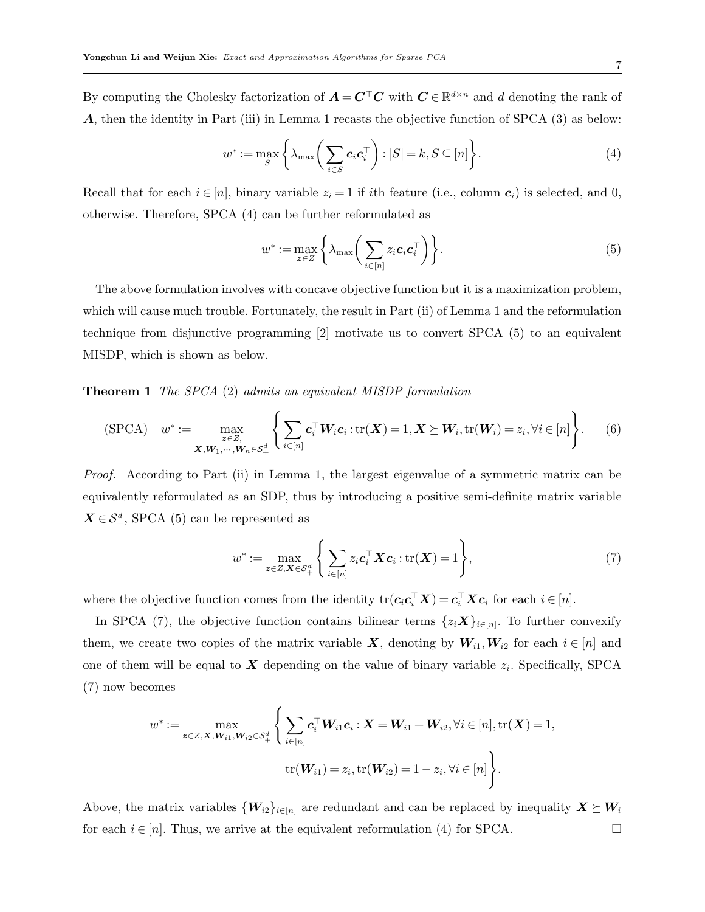By computing the Cholesky factorization of $\boldsymbol{A} = \boldsymbol{C}^\top \boldsymbol{C}$ with $\boldsymbol{C} \in \mathbb{R}^{d\times n}$ and $d$ denoting the rank of $\boldsymbol{A}$, then the identity in Part (iii) in Lemma 1 recasts the objective function of SPCA (3) as below:

$$w^* := \max_{S} \left\{ \lambda_{\max}\left( \sum_{i\in S} \boldsymbol{c}_i \boldsymbol{c}_i^\top \right) : |S| = k, S \subseteq [n] \right\}. \tag{4}$$

Recall that for each $i \in [n]$, binary variable $z_i = 1$ if $i$th feature (i.e., column $\boldsymbol{c}_i$) is selected, and 0, otherwise. Therefore, SPCA (4) can be further reformulated as

$$w^* := \max_{\boldsymbol{z}\in Z} \left\{ \lambda_{\max}\left( \sum_{i\in [n]} z_i \boldsymbol{c}_i \boldsymbol{c}_i^\top \right) \right\}. \tag{5}$$

The above formulation involves with concave objective function but it is a maximization problem, which will cause much trouble. Fortunately, the result in Part (ii) of Lemma 1 and the reformulation technique from disjunctive programming [2] motivate us to convert SPCA (5) to an equivalent MISDP, which is shown as below.

**Theorem 1** *The SPCA* (2) *admits an equivalent MISDP formulation*

$$\text{(SPCA)} \quad w^* := \max_{\substack{\boldsymbol{z}\in Z,\\ \boldsymbol{X}, \boldsymbol{W}_1,\cdots,\boldsymbol{W}_n \in \mathcal{S}_+^d}} \left\{ \sum_{i\in[n]} \boldsymbol{c}_i^\top \boldsymbol{W}_i \boldsymbol{c}_i : \operatorname{tr}(\boldsymbol{X}) = 1, \boldsymbol{X} \succeq \boldsymbol{W}_i, \operatorname{tr}(\boldsymbol{W}_i) = z_i, \forall i \in [n] \right\}. \tag{6}$$

*Proof.* According to Part (ii) in Lemma 1, the largest eigenvalue of a symmetric matrix can be equivalently reformulated as an SDP, thus by introducing a positive semi-definite matrix variable $\boldsymbol{X} \in \mathcal{S}_+^d$, SPCA (5) can be represented as

$$w^* := \max_{\boldsymbol{z}\in Z, \boldsymbol{X}\in \mathcal{S}_+^d} \left\{ \sum_{i\in[n]} z_i \boldsymbol{c}_i^\top \boldsymbol{X} \boldsymbol{c}_i : \operatorname{tr}(\boldsymbol{X}) = 1 \right\}, \tag{7}$$

where the objective function comes from the identity $\operatorname{tr}(\boldsymbol{c}_i \boldsymbol{c}_i^\top \boldsymbol{X}) = \boldsymbol{c}_i^\top \boldsymbol{X} \boldsymbol{c}_i$ for each $i \in [n]$.

In SPCA (7), the objective function contains bilinear terms $\{z_i \boldsymbol{X}\}_{i\in[n]}$. To further convexify them, we create two copies of the matrix variable $\boldsymbol{X}$, denoting by $\boldsymbol{W}_{i1}, \boldsymbol{W}_{i2}$ for each $i \in [n]$ and one of them will be equal to $\boldsymbol{X}$ depending on the value of binary variable $z_i$. Specifically, SPCA (7) now becomes

$$w^* := \max_{\boldsymbol{z}\in Z, \boldsymbol{X}, \boldsymbol{W}_{i1}, \boldsymbol{W}_{i2} \in \mathcal{S}_+^d} \left\{ \sum_{i\in[n]} \boldsymbol{c}_i^\top \boldsymbol{W}_{i1} \boldsymbol{c}_i : \boldsymbol{X} = \boldsymbol{W}_{i1} + \boldsymbol{W}_{i2}, \forall i \in [n], \operatorname{tr}(\boldsymbol{X}) = 1, \right.$$
$$\left. \operatorname{tr}(\boldsymbol{W}_{i1}) = z_i, \operatorname{tr}(\boldsymbol{W}_{i2}) = 1 - z_i, \forall i \in [n] \right\}.$$

Above, the matrix variables $\{\boldsymbol{W}_{i2}\}_{i\in[n]}$ are redundant and can be replaced by inequality $\boldsymbol{X} \succeq \boldsymbol{W}_i$ for each $i \in [n]$. Thus, we arrive at the equivalent reformulation (4) for SPCA. $\square$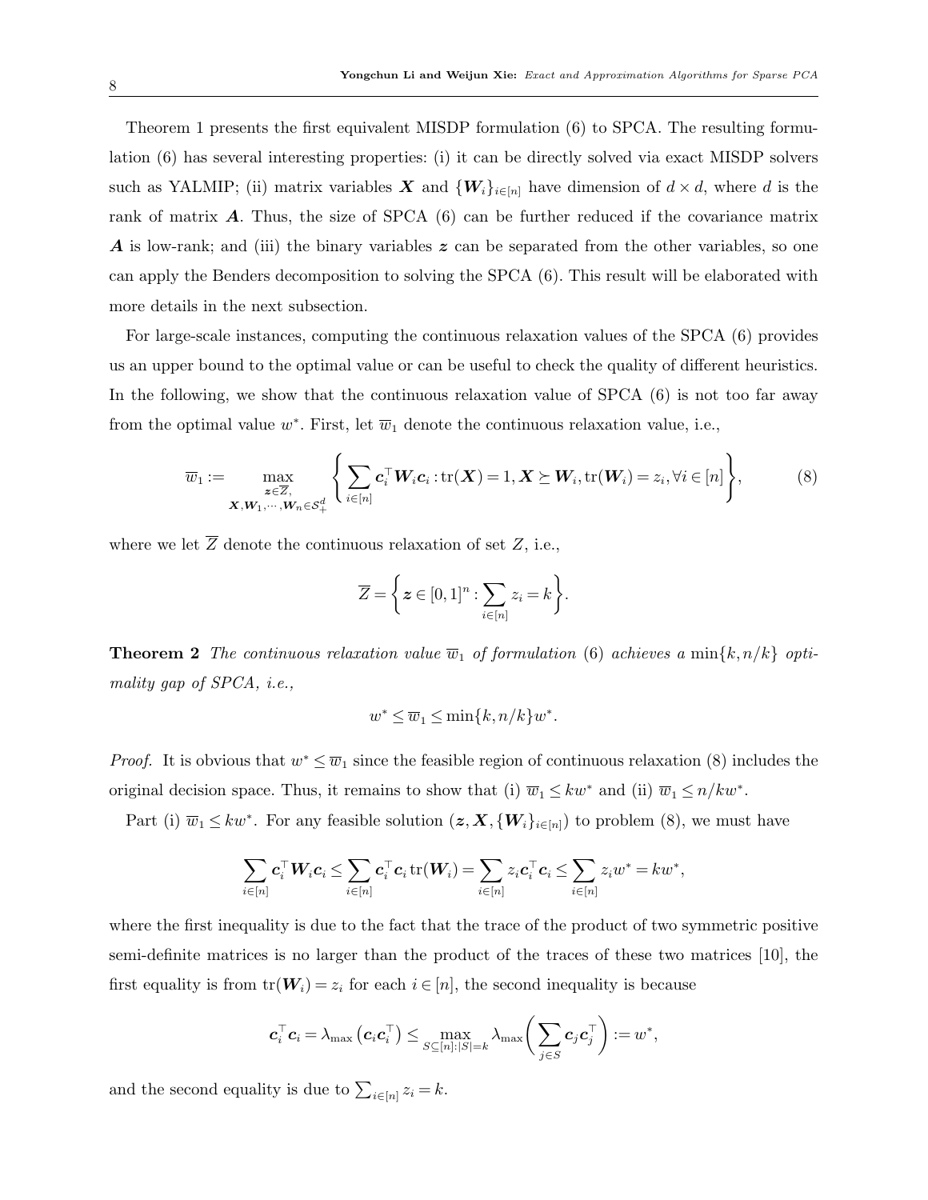Theorem 1 presents the first equivalent MISDP formulation (6) to SPCA. The resulting formulation (6) has several interesting properties: (i) it can be directly solved via exact MISDP solvers such as YALMIP; (ii) matrix variables $\boldsymbol{X}$ and $\{\boldsymbol{W}_i\}_{i\in[n]}$ have dimension of $d \times d$, where $d$ is the rank of matrix $\boldsymbol{A}$. Thus, the size of SPCA (6) can be further reduced if the covariance matrix $\boldsymbol{A}$ is low-rank; and (iii) the binary variables $\boldsymbol{z}$ can be separated from the other variables, so one can apply the Benders decomposition to solving the SPCA (6). This result will be elaborated with more details in the next subsection.

For large-scale instances, computing the continuous relaxation values of the SPCA (6) provides us an upper bound to the optimal value or can be useful to check the quality of different heuristics. In the following, we show that the continuous relaxation value of SPCA (6) is not too far away from the optimal value $w^*$. First, let $\overline{w}_1$ denote the continuous relaxation value, i.e.,

$$\overline{w}_1 := \max_{\substack{\boldsymbol{z}\in\overline{Z},\\ \boldsymbol{X},\boldsymbol{W}_1,\cdots,\boldsymbol{W}_n\in\mathcal{S}_+^d}} \left\{ \sum_{i\in[n]} \boldsymbol{c}_i^\top \boldsymbol{W}_i \boldsymbol{c}_i : \operatorname{tr}(\boldsymbol{X}) = 1, \boldsymbol{X} \succeq \boldsymbol{W}_i, \operatorname{tr}(\boldsymbol{W}_i) = z_i, \forall i \in [n] \right\}, \tag{8}$$

where we let $\overline{Z}$ denote the continuous relaxation of set $Z$, i.e.,

$$\overline{Z} = \left\{ \boldsymbol{z} \in [0,1]^n : \sum_{i\in[n]} z_i = k \right\}.$$

**Theorem 2** *The continuous relaxation value $\overline{w}_1$ of formulation (6) achieves a $\min\{k, n/k\}$ optimality gap of SPCA, i.e.,*

$$w^* \le \overline{w}_1 \le \min\{k, n/k\} w^*.$$

*Proof.* It is obvious that $w^* \le \overline{w}_1$ since the feasible region of continuous relaxation (8) includes the original decision space. Thus, it remains to show that (i) $\overline{w}_1 \le k w^*$ and (ii) $\overline{w}_1 \le n/k w^*$.

Part (i) $\overline{w}_1 \le k w^*$. For any feasible solution $(\boldsymbol{z}, \boldsymbol{X}, \{\boldsymbol{W}_i\}_{i\in[n]})$ to problem (8), we must have

$$\sum_{i\in[n]} \boldsymbol{c}_i^\top \boldsymbol{W}_i \boldsymbol{c}_i \le \sum_{i\in[n]} \boldsymbol{c}_i^\top \boldsymbol{c}_i \operatorname{tr}(\boldsymbol{W}_i) = \sum_{i\in[n]} z_i \boldsymbol{c}_i^\top \boldsymbol{c}_i \le \sum_{i\in[n]} z_i w^* = k w^*,$$

where the first inequality is due to the fact that the trace of the product of two symmetric positive semi-definite matrices is no larger than the product of the traces of these two matrices [10], the first equality is from $\operatorname{tr}(\boldsymbol{W}_i) = z_i$ for each $i \in [n]$, the second inequality is because

$$\boldsymbol{c}_i^\top \boldsymbol{c}_i = \lambda_{\max}\left(\boldsymbol{c}_i \boldsymbol{c}_i^\top\right) \le \max_{S\subseteq[n]:|S|=k} \lambda_{\max}\left( \sum_{j\in S} \boldsymbol{c}_j \boldsymbol{c}_j^\top \right) := w^*,$$

and the second equality is due to $\sum_{i\in[n]} z_i = k$.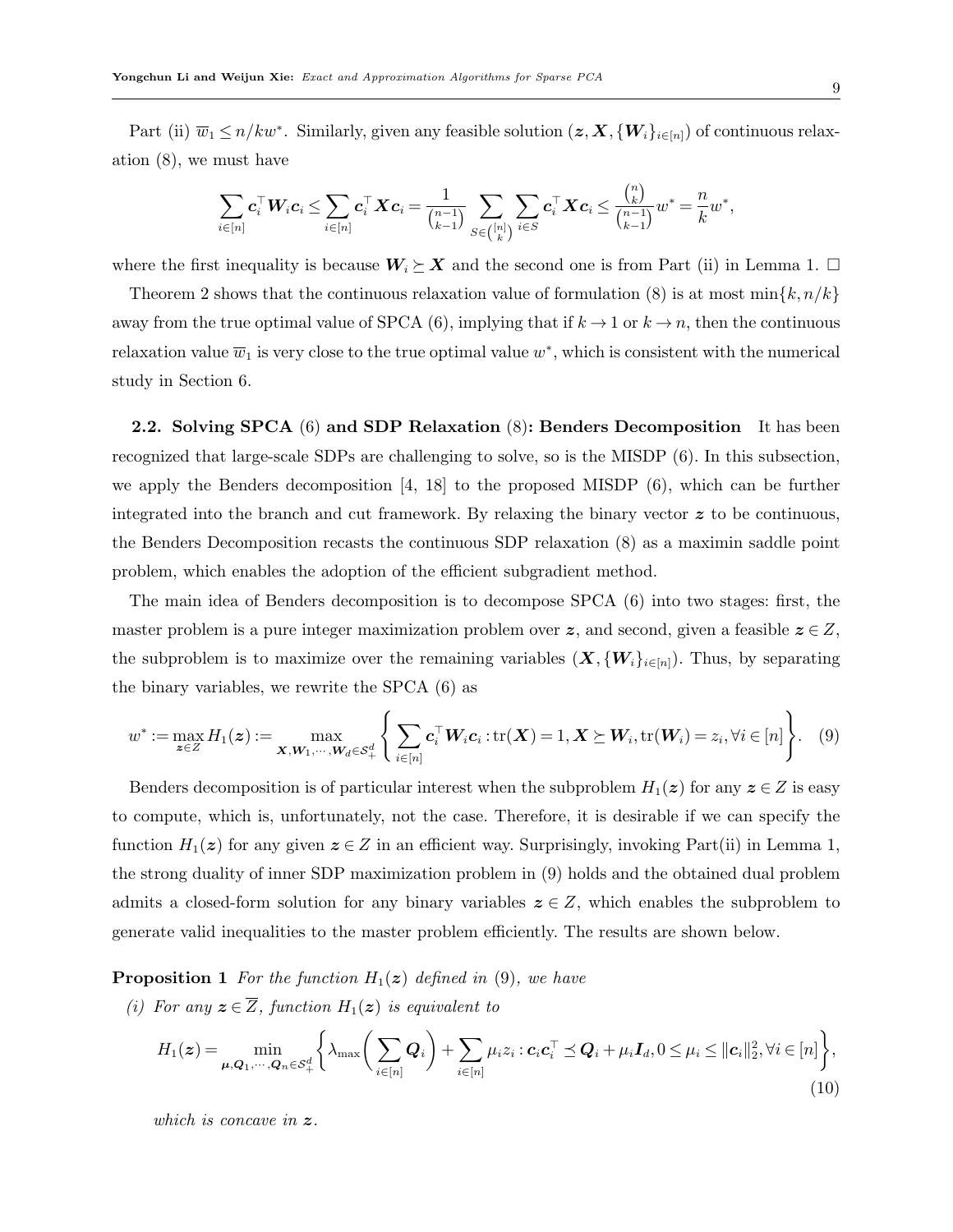Part (ii) $\overline{w}_1 \le n/kw^*$. Similarly, given any feasible solution $(\boldsymbol{z}, \boldsymbol{X}, \{\boldsymbol{W}_i\}_{i\in[n]})$ of continuous relaxation (8), we must have

$$\sum_{i\in[n]} \boldsymbol{c}_i^\top \boldsymbol{W}_i \boldsymbol{c}_i \le \sum_{i\in[n]} \boldsymbol{c}_i^\top \boldsymbol{X} \boldsymbol{c}_i = \frac{1}{\binom{n-1}{k-1}} \sum_{S\in\binom{[n]}{k}} \sum_{i\in S} \boldsymbol{c}_i^\top \boldsymbol{X} \boldsymbol{c}_i \le \frac{\binom{n}{k}}{\binom{n-1}{k-1}} w^* = \frac{n}{k} w^*,$$

where the first inequality is because $\boldsymbol{W}_i \succeq \boldsymbol{X}$ and the second one is from Part (ii) in Lemma 1. $\square$

Theorem 2 shows that the continuous relaxation value of formulation (8) is at most $\min\{k, n/k\}$ away from the true optimal value of SPCA (6), implying that if $k \to 1$ or $k \to n$, then the continuous relaxation value $\overline{w}_1$ is very close to the true optimal value $w^*$, which is consistent with the numerical study in Section 6.

**2.2. Solving SPCA (6) and SDP Relaxation (8): Benders Decomposition** It has been recognized that large-scale SDPs are challenging to solve, so is the MISDP (6). In this subsection, we apply the Benders decomposition [4, 18] to the proposed MISDP (6), which can be further integrated into the branch and cut framework. By relaxing the binary vector $\boldsymbol{z}$ to be continuous, the Benders Decomposition recasts the continuous SDP relaxation (8) as a maximin saddle point problem, which enables the adoption of the efficient subgradient method.

The main idea of Benders decomposition is to decompose SPCA (6) into two stages: first, the master problem is a pure integer maximization problem over $\boldsymbol{z}$, and second, given a feasible $\boldsymbol{z} \in Z$, the subproblem is to maximize over the remaining variables $(\boldsymbol{X}, \{\boldsymbol{W}_i\}_{i\in[n]})$. Thus, by separating the binary variables, we rewrite the SPCA (6) as

$$w^* := \max_{\boldsymbol{z}\in Z} H_1(\boldsymbol{z}) := \max_{\boldsymbol{X}, \boldsymbol{W}_1, \cdots, \boldsymbol{W}_d \in \mathcal{S}_+^d} \left\{ \sum_{i\in[n]} \boldsymbol{c}_i^\top \boldsymbol{W}_i \boldsymbol{c}_i : \operatorname{tr}(\boldsymbol{X}) = 1, \boldsymbol{X} \succeq \boldsymbol{W}_i, \operatorname{tr}(\boldsymbol{W}_i) = z_i, \forall i \in [n] \right\}. \quad (9)$$

Benders decomposition is of particular interest when the subproblem $H_1(\boldsymbol{z})$ for any $\boldsymbol{z} \in Z$ is easy to compute, which is, unfortunately, not the case. Therefore, it is desirable if we can specify the function $H_1(\boldsymbol{z})$ for any given $\boldsymbol{z} \in Z$ in an efficient way. Surprisingly, invoking Part(ii) in Lemma 1, the strong duality of inner SDP maximization problem in (9) holds and the obtained dual problem admits a closed-form solution for any binary variables $\boldsymbol{z} \in Z$, which enables the subproblem to generate valid inequalities to the master problem efficiently. The results are shown below.

**Proposition 1** *For the function $H_1(\boldsymbol{z})$ defined in (9), we have*

*(i) For any $\boldsymbol{z} \in \overline{Z}$, function $H_1(\boldsymbol{z})$ is equivalent to*

$$H_1(\boldsymbol{z}) = \min_{\boldsymbol{\mu}, \boldsymbol{Q}_1, \cdots, \boldsymbol{Q}_n \in \mathcal{S}_+^d} \left\{ \lambda_{\max}\left( \sum_{i\in[n]} \boldsymbol{Q}_i \right) + \sum_{i\in[n]} \mu_i z_i : \boldsymbol{c}_i \boldsymbol{c}_i^\top \preceq \boldsymbol{Q}_i + \mu_i \boldsymbol{I}_d, 0 \le \mu_i \le \|\boldsymbol{c}_i\|_2^2, \forall i \in [n] \right\}, \quad (10)$$

*which is concave in $\boldsymbol{z}$.*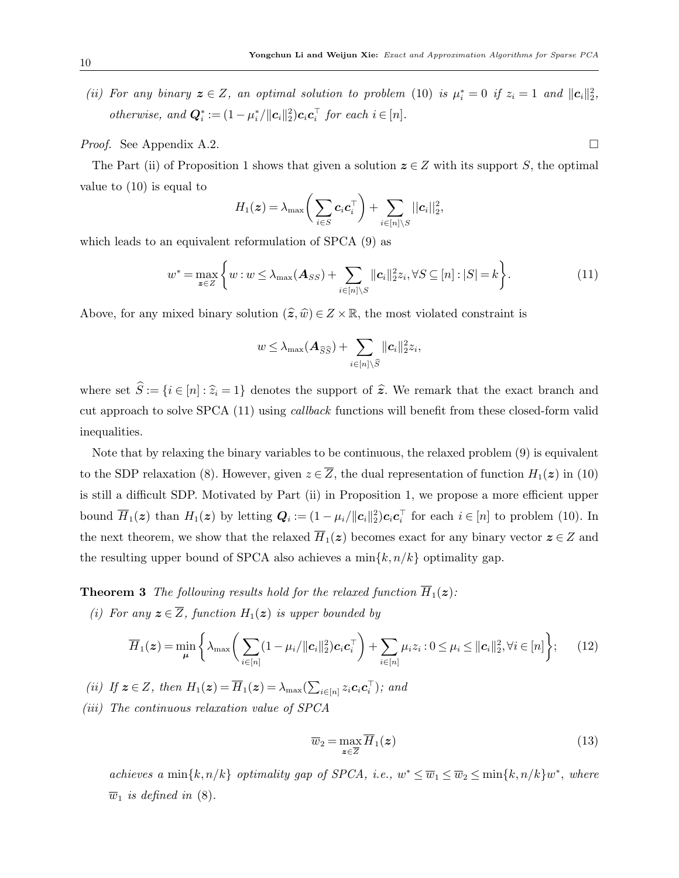*(ii) For any binary $\boldsymbol{z} \in Z$, an optimal solution to problem (10) is $\mu_i^* = 0$ if $z_i = 1$ and $\|\boldsymbol{c}_i\|_2^2$, otherwise, and $\boldsymbol{Q}_i^* := (1 - \mu_i^*/\|\boldsymbol{c}_i\|_2^2)\boldsymbol{c}_i\boldsymbol{c}_i^\top$ for each $i \in [n]$.*

*Proof.* See Appendix A.2. □

The Part (ii) of Proposition 1 shows that given a solution $\boldsymbol{z} \in Z$ with its support $S$, the optimal value to (10) is equal to

$$H_1(\boldsymbol{z}) = \lambda_{\max}\left(\sum_{i \in S} \boldsymbol{c}_i \boldsymbol{c}_i^\top\right) + \sum_{i \in [n] \setminus S} ||\boldsymbol{c}_i||_2^2,$$

which leads to an equivalent reformulation of SPCA (9) as

$$w^* = \max_{\boldsymbol{z} \in Z} \left\{ w : w \le \lambda_{\max}(\boldsymbol{A}_{SS}) + \sum_{i \in [n] \setminus S} \|\boldsymbol{c}_i\|_2^2 z_i, \forall S \subseteq [n] : |S| = k \right\}. \tag{11}$$

Above, for any mixed binary solution $(\widehat{\boldsymbol{z}}, \widehat{w}) \in Z \times \mathbb{R}$, the most violated constraint is

$$w \le \lambda_{\max}(\boldsymbol{A}_{\widehat{S}\widehat{S}}) + \sum_{i \in [n] \setminus \widehat{S}} \|\boldsymbol{c}_i\|_2^2 z_i,$$

where set $\widehat{S} := \{i \in [n] : \widehat{z}_i = 1\}$ denotes the support of $\widehat{\boldsymbol{z}}$. We remark that the exact branch and cut approach to solve SPCA (11) using *callback* functions will benefit from these closed-form valid inequalities.

Note that by relaxing the binary variables to be continuous, the relaxed problem (9) is equivalent to the SDP relaxation (8). However, given $z \in \overline{Z}$, the dual representation of function $H_1(\boldsymbol{z})$ in (10) is still a difficult SDP. Motivated by Part (ii) in Proposition 1, we propose a more efficient upper bound $\overline{H}_1(\boldsymbol{z})$ than $H_1(\boldsymbol{z})$ by letting $\boldsymbol{Q}_i := (1 - \mu_i/\|\boldsymbol{c}_i\|_2^2)\boldsymbol{c}_i\boldsymbol{c}_i^\top$ for each $i \in [n]$ to problem (10). In the next theorem, we show that the relaxed $\overline{H}_1(\boldsymbol{z})$ becomes exact for any binary vector $\boldsymbol{z} \in Z$ and the resulting upper bound of SPCA also achieves a $\min\{k, n/k\}$ optimality gap.

**Theorem 3** *The following results hold for the relaxed function $\overline{H}_1(\boldsymbol{z})$:*

*(i) For any $\boldsymbol{z} \in \overline{Z}$, function $H_1(\boldsymbol{z})$ is upper bounded by*

$$\overline{H}_1(\boldsymbol{z}) = \min_{\boldsymbol{\mu}} \left\{ \lambda_{\max}\left(\sum_{i \in [n]} (1 - \mu_i/\|\boldsymbol{c}_i\|_2^2)\boldsymbol{c}_i\boldsymbol{c}_i^\top\right) + \sum_{i \in [n]} \mu_i z_i : 0 \le \mu_i \le \|\boldsymbol{c}_i\|_2^2, \forall i \in [n] \right\}; \tag{12}$$

*(ii) If $\boldsymbol{z} \in Z$, then $H_1(\boldsymbol{z}) = \overline{H}_1(\boldsymbol{z}) = \lambda_{\max}(\sum_{i \in [n]} z_i \boldsymbol{c}_i \boldsymbol{c}_i^\top)$; and*

*(iii) The continuous relaxation value of SPCA*

$$\overline{w}_2 = \max_{\boldsymbol{z} \in \overline{Z}} \overline{H}_1(\boldsymbol{z}) \tag{13}$$

*achieves a $\min\{k, n/k\}$ optimality gap of SPCA, i.e., $w^* \le \overline{w}_1 \le \overline{w}_2 \le \min\{k, n/k\} w^*$, where $\overline{w}_1$ is defined in (8).*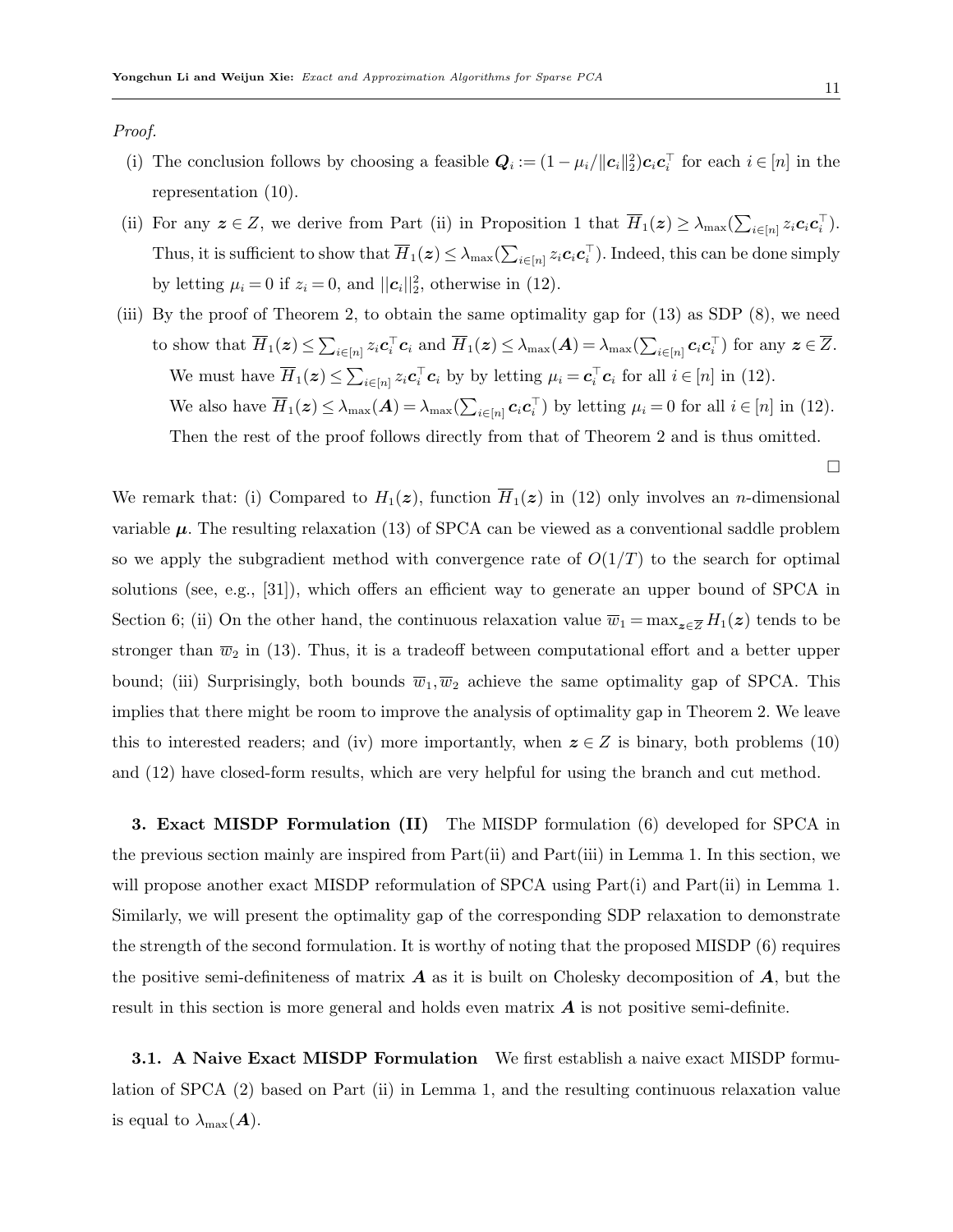*Proof.*

(i) The conclusion follows by choosing a feasible $\boldsymbol{Q}_i := (1 - \mu_i/\|\boldsymbol{c}_i\|_2^2)\boldsymbol{c}_i\boldsymbol{c}_i^\top$ for each $i \in [n]$ in the representation (10).

(ii) For any $\boldsymbol{z} \in Z$, we derive from Part (ii) in Proposition 1 that $\overline{H}_1(\boldsymbol{z}) \geq \lambda_{\max}(\sum_{i\in[n]} z_i \boldsymbol{c}_i\boldsymbol{c}_i^\top)$. Thus, it is sufficient to show that $\overline{H}_1(\boldsymbol{z}) \leq \lambda_{\max}(\sum_{i\in[n]} z_i \boldsymbol{c}_i\boldsymbol{c}_i^\top)$. Indeed, this can be done simply by letting $\mu_i = 0$ if $z_i = 0$, and $||\boldsymbol{c}_i||_2^2$, otherwise in (12).

(iii) By the proof of Theorem 2, to obtain the same optimality gap for (13) as SDP (8), we need to show that $\overline{H}_1(\boldsymbol{z}) \leq \sum_{i\in[n]} z_i \boldsymbol{c}_i^\top \boldsymbol{c}_i$ and $\overline{H}_1(\boldsymbol{z}) \leq \lambda_{\max}(\boldsymbol{A}) = \lambda_{\max}(\sum_{i\in[n]} \boldsymbol{c}_i\boldsymbol{c}_i^\top)$ for any $\boldsymbol{z} \in \overline{Z}$.

We must have $\overline{H}_1(\boldsymbol{z}) \leq \sum_{i\in[n]} z_i \boldsymbol{c}_i^\top \boldsymbol{c}_i$ by by letting $\mu_i = \boldsymbol{c}_i^\top \boldsymbol{c}_i$ for all $i \in [n]$ in (12).

We also have $\overline{H}_1(\boldsymbol{z}) \leq \lambda_{\max}(\boldsymbol{A}) = \lambda_{\max}(\sum_{i\in[n]} \boldsymbol{c}_i\boldsymbol{c}_i^\top)$ by letting $\mu_i = 0$ for all $i \in [n]$ in (12).

Then the rest of the proof follows directly from that of Theorem 2 and is thus omitted.

□

We remark that: (i) Compared to $H_1(\boldsymbol{z})$, function $\overline{H}_1(\boldsymbol{z})$ in (12) only involves an $n$-dimensional variable $\boldsymbol{\mu}$. The resulting relaxation (13) of SPCA can be viewed as a conventional saddle problem so we apply the subgradient method with convergence rate of $O(1/T)$ to the search for optimal solutions (see, e.g., [31]), which offers an efficient way to generate an upper bound of SPCA in Section 6; (ii) On the other hand, the continuous relaxation value $\overline{w}_1 = \max_{\boldsymbol{z}\in\overline{Z}} H_1(\boldsymbol{z})$ tends to be stronger than $\overline{w}_2$ in (13). Thus, it is a tradeoff between computational effort and a better upper bound; (iii) Surprisingly, both bounds $\overline{w}_1, \overline{w}_2$ achieve the same optimality gap of SPCA. This implies that there might be room to improve the analysis of optimality gap in Theorem 2. We leave this to interested readers; and (iv) more importantly, when $\boldsymbol{z} \in Z$ is binary, both problems (10) and (12) have closed-form results, which are very helpful for using the branch and cut method.

**3. Exact MISDP Formulation (II)** The MISDP formulation (6) developed for SPCA in the previous section mainly are inspired from Part(ii) and Part(iii) in Lemma 1. In this section, we will propose another exact MISDP reformulation of SPCA using Part(i) and Part(ii) in Lemma 1. Similarly, we will present the optimality gap of the corresponding SDP relaxation to demonstrate the strength of the second formulation. It is worthy of noting that the proposed MISDP (6) requires the positive semi-definiteness of matrix $\boldsymbol{A}$ as it is built on Cholesky decomposition of $\boldsymbol{A}$, but the result in this section is more general and holds even matrix $\boldsymbol{A}$ is not positive semi-definite.

**3.1. A Naive Exact MISDP Formulation** We first establish a naive exact MISDP formulation of SPCA (2) based on Part (ii) in Lemma 1, and the resulting continuous relaxation value is equal to $\lambda_{\max}(\boldsymbol{A})$.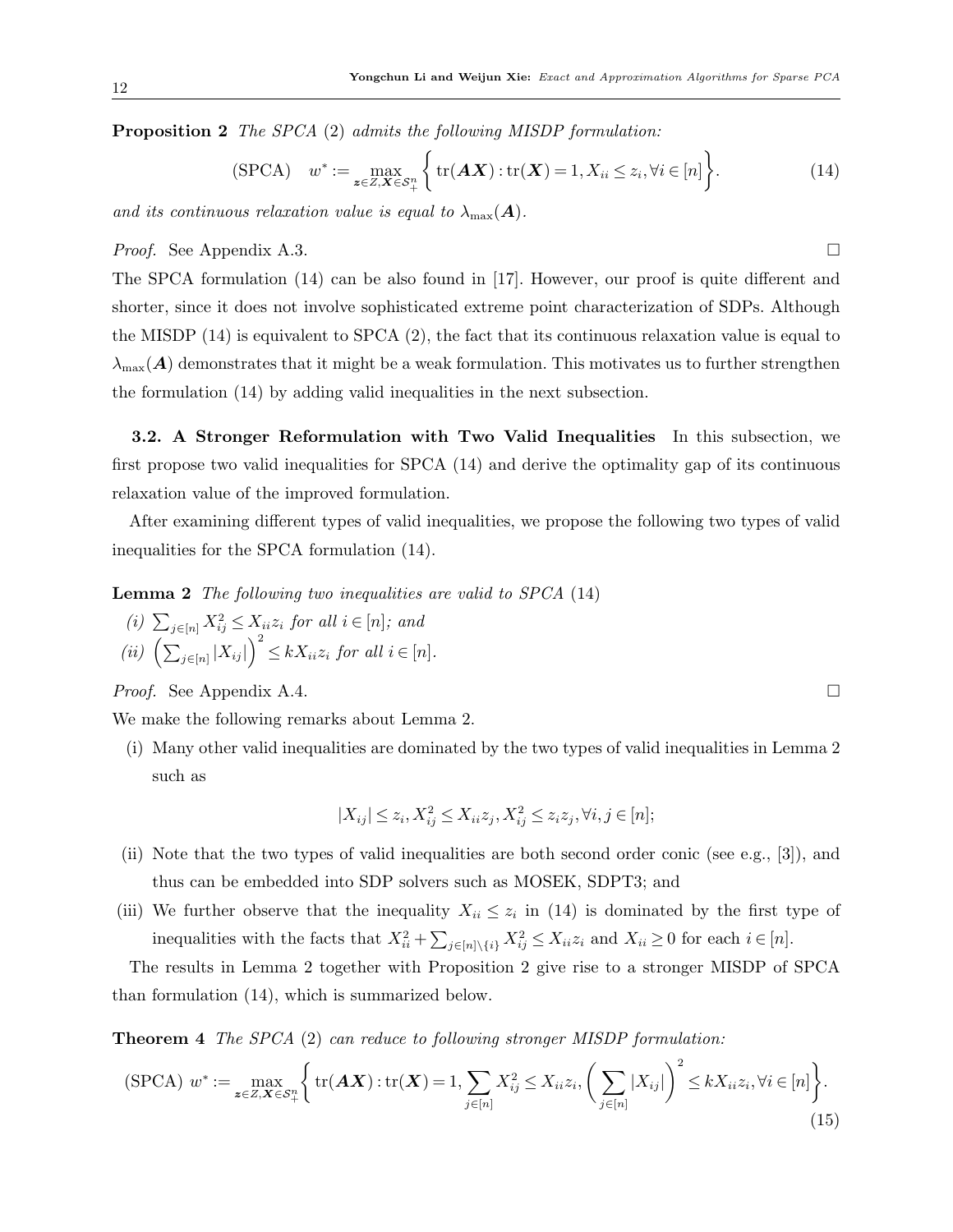**Proposition 2** *The SPCA* (2) *admits the following MISDP formulation:*

$$\text{(SPCA)} \quad w^* := \max_{\boldsymbol{z} \in Z, \boldsymbol{X} \in \mathcal{S}_+^n} \left\{ \operatorname{tr}(\boldsymbol{A}\boldsymbol{X}) : \operatorname{tr}(\boldsymbol{X}) = 1, X_{ii} \leq z_i, \forall i \in [n] \right\}. \tag{14}$$

*and its continuous relaxation value is equal to* $\lambda_{\max}(\boldsymbol{A})$.

*Proof.* See Appendix A.3. □

The SPCA formulation (14) can be also found in [17]. However, our proof is quite different and shorter, since it does not involve sophisticated extreme point characterization of SDPs. Although the MISDP (14) is equivalent to SPCA (2), the fact that its continuous relaxation value is equal to $\lambda_{\max}(\boldsymbol{A})$ demonstrates that it might be a weak formulation. This motivates us to further strengthen the formulation (14) by adding valid inequalities in the next subsection.

### 3.2. A Stronger Reformulation with Two Valid Inequalities

In this subsection, we first propose two valid inequalities for SPCA (14) and derive the optimality gap of its continuous relaxation value of the improved formulation.

After examining different types of valid inequalities, we propose the following two types of valid inequalities for the SPCA formulation (14).

**Lemma 2** *The following two inequalities are valid to SPCA* (14)

*(i)* $\sum_{j \in [n]} X_{ij}^2 \leq X_{ii} z_i$ *for all* $i \in [n]$*; and*

*(ii)* $\left( \sum_{j \in [n]} |X_{ij}| \right)^2 \leq k X_{ii} z_i$ *for all* $i \in [n]$.

*Proof.* See Appendix A.4. □

We make the following remarks about Lemma 2.

(i) Many other valid inequalities are dominated by the two types of valid inequalities in Lemma 2 such as

$$|X_{ij}| \leq z_i, X_{ij}^2 \leq X_{ii} z_j, X_{ij}^2 \leq z_i z_j, \forall i,j \in [n];$$

(ii) Note that the two types of valid inequalities are both second order conic (see e.g., [3]), and thus can be embedded into SDP solvers such as MOSEK, SDPT3; and

(iii) We further observe that the inequality $X_{ii} \leq z_i$ in (14) is dominated by the first type of inequalities with the facts that $X_{ii}^2 + \sum_{j \in [n] \setminus \{i\}} X_{ij}^2 \leq X_{ii} z_i$ and $X_{ii} \geq 0$ for each $i \in [n]$.

The results in Lemma 2 together with Proposition 2 give rise to a stronger MISDP of SPCA than formulation (14), which is summarized below.

**Theorem 4** *The SPCA* (2) *can reduce to following stronger MISDP formulation:*

$$\text{(SPCA)} \ w^* := \max_{\boldsymbol{z} \in Z, \boldsymbol{X} \in \mathcal{S}_+^n} \left\{ \operatorname{tr}(\boldsymbol{A}\boldsymbol{X}) : \operatorname{tr}(\boldsymbol{X}) = 1, \sum_{j \in [n]} X_{ij}^2 \leq X_{ii} z_i, \left( \sum_{j \in [n]} |X_{ij}| \right)^2 \leq k X_{ii} z_i, \forall i \in [n] \right\}. \tag{15}$$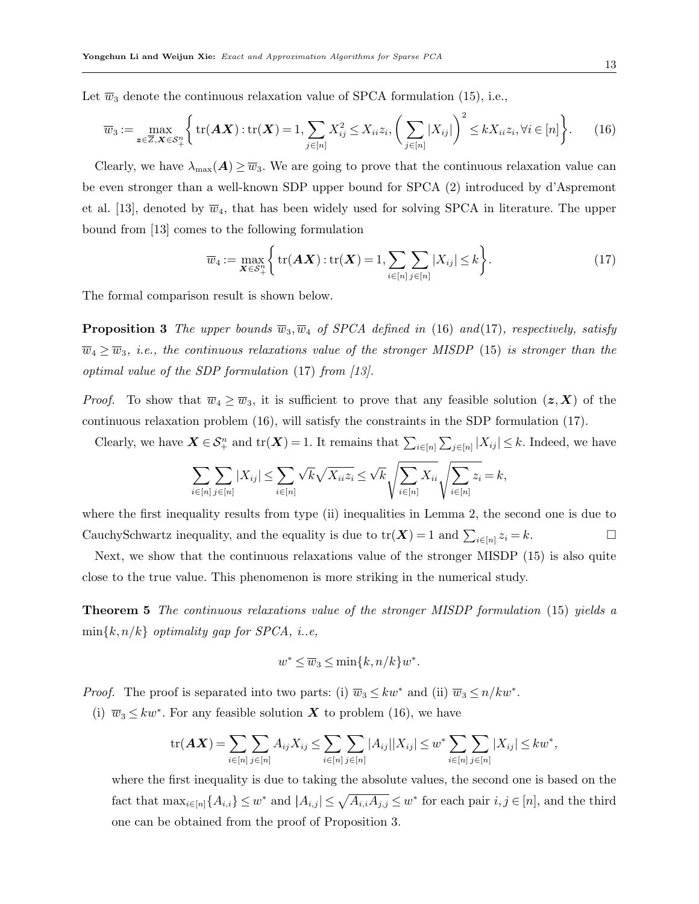Let $\overline{w}_3$ denote the continuous relaxation value of SPCA formulation (15), i.e.,

$$\overline{w}_3 := \max_{\boldsymbol{z}\in\overline{Z},\boldsymbol{X}\in\mathcal{S}_+^n}\left\{\operatorname{tr}(\boldsymbol{A}\boldsymbol{X}) : \operatorname{tr}(\boldsymbol{X}) = 1, \sum_{j\in[n]} X_{ij}^2 \leq X_{ii}z_i, \left(\sum_{j\in[n]}|X_{ij}|\right)^2 \leq kX_{ii}z_i, \forall i\in[n]\right\}. \tag{16}$$

Clearly, we have $\lambda_{\max}(\boldsymbol{A}) \geq \overline{w}_3$. We are going to prove that the continuous relaxation value can be even stronger than a well-known SDP upper bound for SPCA (2) introduced by d'Aspremont et al. [13], denoted by $\overline{w}_4$, that has been widely used for solving SPCA in literature. The upper bound from [13] comes to the following formulation

$$\overline{w}_4 := \max_{\boldsymbol{X}\in\mathcal{S}_+^n}\left\{\operatorname{tr}(\boldsymbol{A}\boldsymbol{X}) : \operatorname{tr}(\boldsymbol{X}) = 1, \sum_{i\in[n]}\sum_{j\in[n]}|X_{ij}| \leq k\right\}. \tag{17}$$

The formal comparison result is shown below.

**Proposition 3** *The upper bounds $\overline{w}_3, \overline{w}_4$ of SPCA defined in* (16) *and*(17)*, respectively, satisfy $\overline{w}_4 \geq \overline{w}_3$, i.e., the continuous relaxations value of the stronger MISDP* (15) *is stronger than the optimal value of the SDP formulation* (17) *from [13].*

*Proof.* To show that $\overline{w}_4 \geq \overline{w}_3$, it is sufficient to prove that any feasible solution $(\boldsymbol{z},\boldsymbol{X})$ of the continuous relaxation problem (16), will satisfy the constraints in the SDP formulation (17).

Clearly, we have $\boldsymbol{X}\in\mathcal{S}_+^n$ and $\operatorname{tr}(\boldsymbol{X}) = 1$. It remains that $\sum_{i\in[n]}\sum_{j\in[n]}|X_{ij}| \leq k$. Indeed, we have

$$\sum_{i\in[n]}\sum_{j\in[n]}|X_{ij}| \leq \sum_{i\in[n]}\sqrt{k}\sqrt{X_{ii}z_i} \leq \sqrt{k}\sqrt{\sum_{i\in[n]}X_{ii}}\sqrt{\sum_{i\in[n]}z_i} = k,$$

where the first inequality results from type (ii) inequalities in Lemma 2, the second one is due to CauchySchwartz inequality, and the equality is due to $\operatorname{tr}(\boldsymbol{X}) = 1$ and $\sum_{i\in[n]}z_i = k$. □

Next, we show that the continuous relaxations value of the stronger MISDP (15) is also quite close to the true value. This phenomenon is more striking in the numerical study.

**Theorem 5** *The continuous relaxations value of the stronger MISDP formulation* (15) *yields a $\min\{k, n/k\}$ optimality gap for SPCA, i..e,*

$$w^* \leq \overline{w}_3 \leq \min\{k, n/k\}w^*.$$

*Proof.* The proof is separated into two parts: (i) $\overline{w}_3 \leq kw^*$ and (ii) $\overline{w}_3 \leq n/kw^*$.

(i) $\overline{w}_3 \leq kw^*$. For any feasible solution $\boldsymbol{X}$ to problem (16), we have

$$\operatorname{tr}(\boldsymbol{A}\boldsymbol{X}) = \sum_{i\in[n]}\sum_{j\in[n]}A_{ij}X_{ij} \leq \sum_{i\in[n]}\sum_{j\in[n]}|A_{ij}||X_{ij}| \leq w^*\sum_{i\in[n]}\sum_{j\in[n]}|X_{ij}| \leq kw^*,$$

where the first inequality is due to taking the absolute values, the second one is based on the fact that $\max_{i\in[n]}\{A_{i,i}\} \leq w^*$ and $|A_{i,j}| \leq \sqrt{A_{i,i}A_{j,j}} \leq w^*$ for each pair $i,j\in[n]$, and the third one can be obtained from the proof of Proposition 3.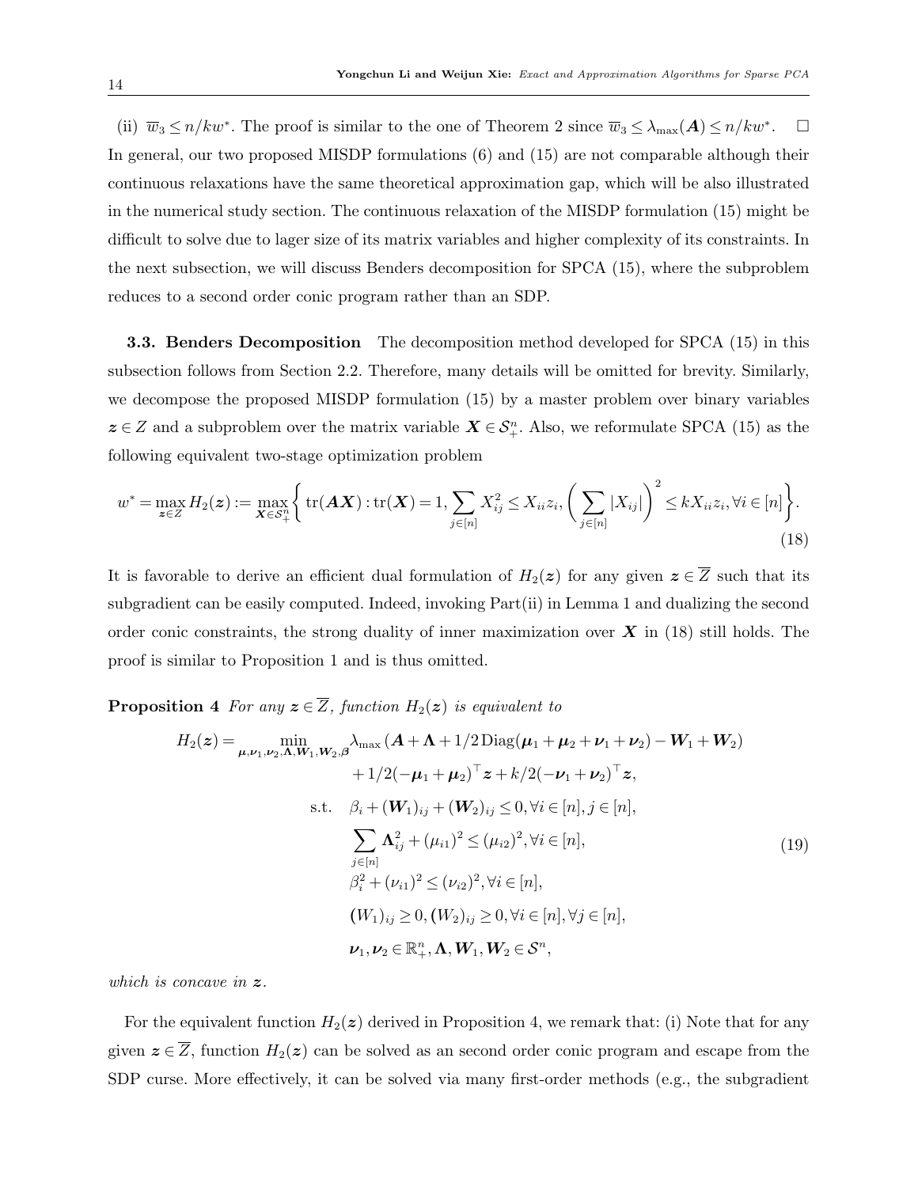(ii) $\overline{w}_3 \leq n/kw^*$. The proof is similar to the one of Theorem 2 since $\overline{w}_3 \leq \lambda_{\max}(\boldsymbol{A}) \leq n/kw^*$. $\square$

In general, our two proposed MISDP formulations (6) and (15) are not comparable although their continuous relaxations have the same theoretical approximation gap, which will be also illustrated in the numerical study section. The continuous relaxation of the MISDP formulation (15) might be difficult to solve due to lager size of its matrix variables and higher complexity of its constraints. In the next subsection, we will discuss Benders decomposition for SPCA (15), where the subproblem reduces to a second order conic program rather than an SDP.

**3.3. Benders Decomposition** The decomposition method developed for SPCA (15) in this subsection follows from Section 2.2. Therefore, many details will be omitted for brevity. Similarly, we decompose the proposed MISDP formulation (15) by a master problem over binary variables $\boldsymbol{z} \in Z$ and a subproblem over the matrix variable $\boldsymbol{X} \in \mathcal{S}_+^n$. Also, we reformulate SPCA (15) as the following equivalent two-stage optimization problem

$$w^* = \max_{\boldsymbol{z} \in Z} H_2(\boldsymbol{z}) := \max_{\boldsymbol{X} \in \mathcal{S}_+^n} \left\{ \operatorname{tr}(\boldsymbol{A}\boldsymbol{X}) : \operatorname{tr}(\boldsymbol{X}) = 1, \sum_{j \in [n]} X_{ij}^2 \leq X_{ii} z_i, \left( \sum_{j \in [n]} |X_{ij}| \right)^2 \leq k X_{ii} z_i, \forall i \in [n] \right\}. \tag{18}$$

It is favorable to derive an efficient dual formulation of $H_2(\boldsymbol{z})$ for any given $\boldsymbol{z} \in \overline{Z}$ such that its subgradient can be easily computed. Indeed, invoking Part(ii) in Lemma 1 and dualizing the second order conic constraints, the strong duality of inner maximization over $\boldsymbol{X}$ in (18) still holds. The proof is similar to Proposition 1 and is thus omitted.

**Proposition 4** *For any $\boldsymbol{z} \in \overline{Z}$, function $H_2(\boldsymbol{z})$ is equivalent to*

$$\begin{aligned}
H_2(\boldsymbol{z}) = \min_{\boldsymbol{\mu}, \boldsymbol{\nu}_1, \boldsymbol{\nu}_2, \boldsymbol{\Lambda}, \boldsymbol{W}_1, \boldsymbol{W}_2, \boldsymbol{\beta}} & \lambda_{\max}\left(\boldsymbol{A} + \boldsymbol{\Lambda} + 1/2 \operatorname{Diag}(\boldsymbol{\mu}_1 + \boldsymbol{\mu}_2 + \boldsymbol{\nu}_1 + \boldsymbol{\nu}_2) - \boldsymbol{W}_1 + \boldsymbol{W}_2\right) \\
& + 1/2(-\boldsymbol{\mu}_1 + \boldsymbol{\mu}_2)^\top \boldsymbol{z} + k/2(-\boldsymbol{\nu}_1 + \boldsymbol{\nu}_2)^\top \boldsymbol{z}, \\
\text{s.t.} \quad & \beta_i + (\boldsymbol{W}_1)_{ij} + (\boldsymbol{W}_2)_{ij} \leq 0, \forall i \in [n], j \in [n], \\
& \sum_{j \in [n]} \boldsymbol{\Lambda}_{ij}^2 + (\mu_{i1})^2 \leq (\mu_{i2})^2, \forall i \in [n], \\
& \beta_i^2 + (\nu_{i1})^2 \leq (\nu_{i2})^2, \forall i \in [n], \\
& (W_1)_{ij} \geq 0, (W_2)_{ij} \geq 0, \forall i \in [n], \forall j \in [n], \\
& \boldsymbol{\nu}_1, \boldsymbol{\nu}_2 \in \mathbb{R}_+^n, \boldsymbol{\Lambda}, \boldsymbol{W}_1, \boldsymbol{W}_2 \in \mathcal{S}^n,
\end{aligned} \tag{19}$$

*which is concave in $\boldsymbol{z}$.*

For the equivalent function $H_2(\boldsymbol{z})$ derived in Proposition 4, we remark that: (i) Note that for any given $\boldsymbol{z} \in \overline{Z}$, function $H_2(\boldsymbol{z})$ can be solved as an second order conic program and escape from the SDP curse. More effectively, it can be solved via many first-order methods (e.g., the subgradient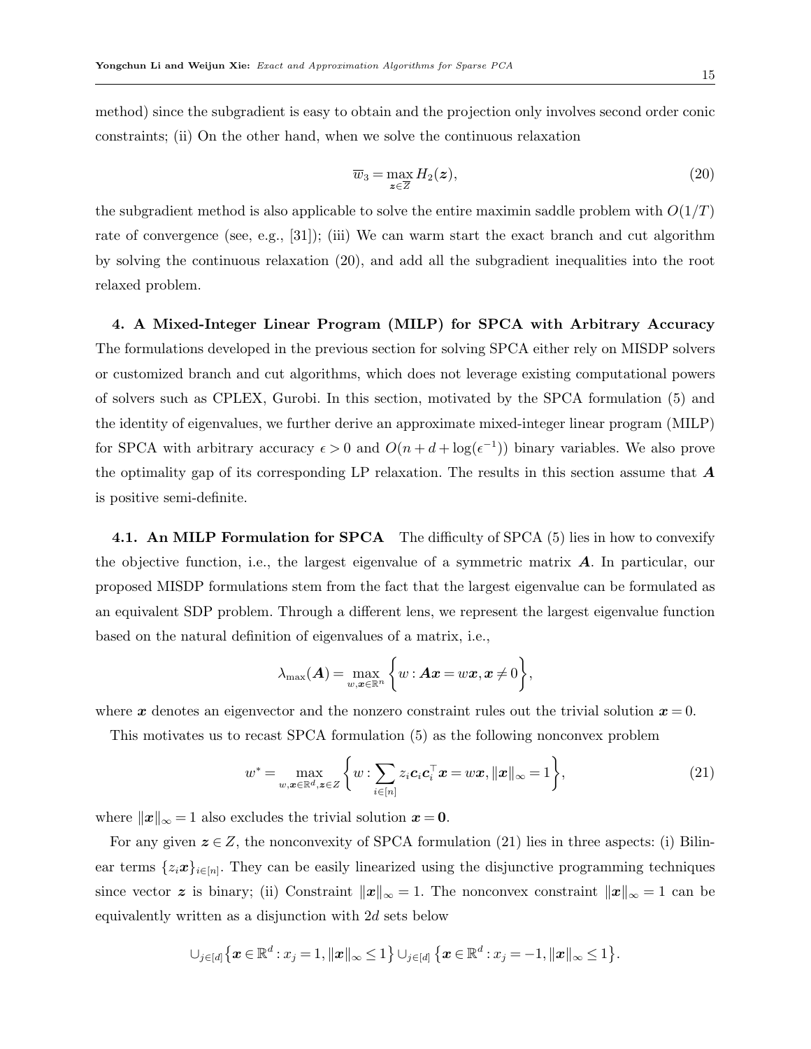method) since the subgradient is easy to obtain and the projection only involves second order conic constraints; (ii) On the other hand, when we solve the continuous relaxation

$$\overline{w}_3 = \max_{\boldsymbol{z} \in \overline{Z}} H_2(\boldsymbol{z}), \tag{20}$$

the subgradient method is also applicable to solve the entire maximin saddle problem with $O(1/T)$ rate of convergence (see, e.g., [31]); (iii) We can warm start the exact branch and cut algorithm by solving the continuous relaxation (20), and add all the subgradient inequalities into the root relaxed problem.

## 4. A Mixed-Integer Linear Program (MILP) for SPCA with Arbitrary Accuracy

The formulations developed in the previous section for solving SPCA either rely on MISDP solvers or customized branch and cut algorithms, which does not leverage existing computational powers of solvers such as CPLEX, Gurobi. In this section, motivated by the SPCA formulation (5) and the identity of eigenvalues, we further derive an approximate mixed-integer linear program (MILP) for SPCA with arbitrary accuracy $\epsilon > 0$ and $O(n + d + \log(\epsilon^{-1}))$ binary variables. We also prove the optimality gap of its corresponding LP relaxation. The results in this section assume that $\boldsymbol{A}$ is positive semi-definite.

### 4.1. An MILP Formulation for SPCA

The difficulty of SPCA (5) lies in how to convexify the objective function, i.e., the largest eigenvalue of a symmetric matrix $\boldsymbol{A}$. In particular, our proposed MISDP formulations stem from the fact that the largest eigenvalue can be formulated as an equivalent SDP problem. Through a different lens, we represent the largest eigenvalue function based on the natural definition of eigenvalues of a matrix, i.e.,

$$\lambda_{\max}(\boldsymbol{A}) = \max_{w, \boldsymbol{x} \in \mathbb{R}^n} \left\{ w : \boldsymbol{A}\boldsymbol{x} = w\boldsymbol{x}, \boldsymbol{x} \neq 0 \right\},$$

where $\boldsymbol{x}$ denotes an eigenvector and the nonzero constraint rules out the trivial solution $\boldsymbol{x} = 0$.

This motivates us to recast SPCA formulation (5) as the following nonconvex problem

$$w^* = \max_{w, \boldsymbol{x} \in \mathbb{R}^d, \boldsymbol{z} \in Z} \left\{ w : \sum_{i \in [n]} z_i \boldsymbol{c}_i \boldsymbol{c}_i^\top \boldsymbol{x} = w\boldsymbol{x}, \|\boldsymbol{x}\|_\infty = 1 \right\}, \tag{21}$$

where $\|\boldsymbol{x}\|_\infty = 1$ also excludes the trivial solution $\boldsymbol{x} = \boldsymbol{0}$.

For any given $\boldsymbol{z} \in Z$, the nonconvexity of SPCA formulation (21) lies in three aspects: (i) Bilinear terms $\{z_i \boldsymbol{x}\}_{i \in [n]}$. They can be easily linearized using the disjunctive programming techniques since vector $\boldsymbol{z}$ is binary; (ii) Constraint $\|\boldsymbol{x}\|_\infty = 1$. The nonconvex constraint $\|\boldsymbol{x}\|_\infty = 1$ can be equivalently written as a disjunction with $2d$ sets below

$$\cup_{j \in [d]} \left\{ \boldsymbol{x} \in \mathbb{R}^d : x_j = 1, \|\boldsymbol{x}\|_\infty \leq 1 \right\} \cup_{j \in [d]} \left\{ \boldsymbol{x} \in \mathbb{R}^d : x_j = -1, \|\boldsymbol{x}\|_\infty \leq 1 \right\}.$$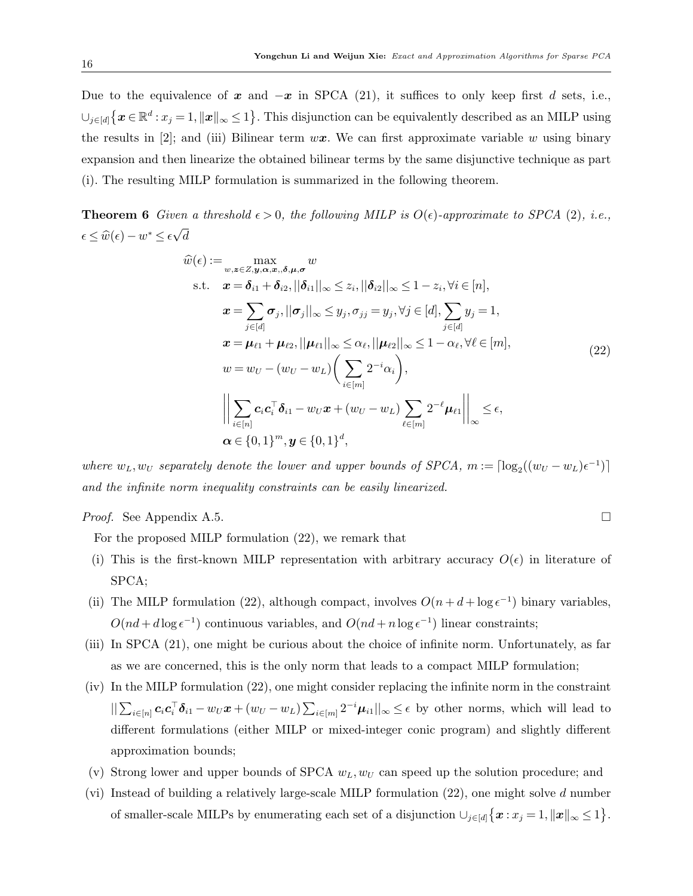Due to the equivalence of $\boldsymbol{x}$ and $-\boldsymbol{x}$ in SPCA (21), it suffices to only keep first $d$ sets, i.e., $\cup_{j\in[d]}\{\boldsymbol{x}\in\mathbb{R}^d : x_j = 1, \|\boldsymbol{x}\|_\infty \le 1\}$. This disjunction can be equivalently described as an MILP using the results in [2]; and (iii) Bilinear term $w\boldsymbol{x}$. We can first approximate variable $w$ using binary expansion and then linearize the obtained bilinear terms by the same disjunctive technique as part (i). The resulting MILP formulation is summarized in the following theorem.

**Theorem 6** *Given a threshold $\epsilon > 0$, the following MILP is $O(\epsilon)$-approximate to SPCA (2), i.e., $\epsilon \le \widehat{w}(\epsilon) - w^* \le \epsilon\sqrt{d}$*

$$
\begin{aligned}
\widehat{w}(\epsilon) := & \max_{w,\boldsymbol{z}\in Z,\boldsymbol{y},\boldsymbol{\alpha},\boldsymbol{x},,\boldsymbol{\delta},\boldsymbol{\mu},\boldsymbol{\sigma}} w \\
\text{s.t.} \quad & \boldsymbol{x} = \boldsymbol{\delta}_{i1} + \boldsymbol{\delta}_{i2}, ||\boldsymbol{\delta}_{i1}||_\infty \le z_i, ||\boldsymbol{\delta}_{i2}||_\infty \le 1 - z_i, \forall i \in [n], \\
& \boldsymbol{x} = \sum_{j\in[d]} \boldsymbol{\sigma}_j, ||\boldsymbol{\sigma}_j||_\infty \le y_j, \sigma_{jj} = y_j, \forall j \in [d], \sum_{j\in[d]} y_j = 1, \\
& \boldsymbol{x} = \boldsymbol{\mu}_{\ell 1} + \boldsymbol{\mu}_{\ell 2}, ||\boldsymbol{\mu}_{\ell 1}||_\infty \le \alpha_\ell, ||\boldsymbol{\mu}_{\ell 2}||_\infty \le 1 - \alpha_\ell, \forall \ell \in [m], \\
& w = w_U - (w_U - w_L)\left(\sum_{i\in[m]} 2^{-i}\alpha_i\right), \\
& \left|\left| \sum_{i\in[n]} \boldsymbol{c}_i\boldsymbol{c}_i^\top \boldsymbol{\delta}_{i1} - w_U\boldsymbol{x} + (w_U - w_L)\sum_{\ell\in[m]} 2^{-\ell}\boldsymbol{\mu}_{\ell 1} \right|\right|_\infty \le \epsilon, \\
& \boldsymbol{\alpha} \in \{0,1\}^m, \boldsymbol{y} \in \{0,1\}^d,
\end{aligned}
\tag{22}
$$

*where $w_L, w_U$ separately denote the lower and upper bounds of SPCA, $m := \lceil \log_2((w_U - w_L)\epsilon^{-1}) \rceil$ and the infinite norm inequality constraints can be easily linearized.*

*Proof.* See Appendix A.5. □

For the proposed MILP formulation (22), we remark that

(i) This is the first-known MILP representation with arbitrary accuracy $O(\epsilon)$ in literature of SPCA;

(ii) The MILP formulation (22), although compact, involves $O(n + d + \log\epsilon^{-1})$ binary variables, $O(nd + d\log\epsilon^{-1})$ continuous variables, and $O(nd + n\log\epsilon^{-1})$ linear constraints;

(iii) In SPCA (21), one might be curious about the choice of infinite norm. Unfortunately, as far as we are concerned, this is the only norm that leads to a compact MILP formulation;

(iv) In the MILP formulation (22), one might consider replacing the infinite norm in the constraint $||\sum_{i\in[n]} \boldsymbol{c}_i\boldsymbol{c}_i^\top \boldsymbol{\delta}_{i1} - w_U\boldsymbol{x} + (w_U - w_L)\sum_{i\in[m]} 2^{-i}\boldsymbol{\mu}_{i1}||_\infty \le \epsilon$ by other norms, which will lead to different formulations (either MILP or mixed-integer conic program) and slightly different approximation bounds;

(v) Strong lower and upper bounds of SPCA $w_L, w_U$ can speed up the solution procedure; and

(vi) Instead of building a relatively large-scale MILP formulation (22), one might solve $d$ number of smaller-scale MILPs by enumerating each set of a disjunction $\cup_{j\in[d]}\{\boldsymbol{x} : x_j = 1, \|\boldsymbol{x}\|_\infty \le 1\}$.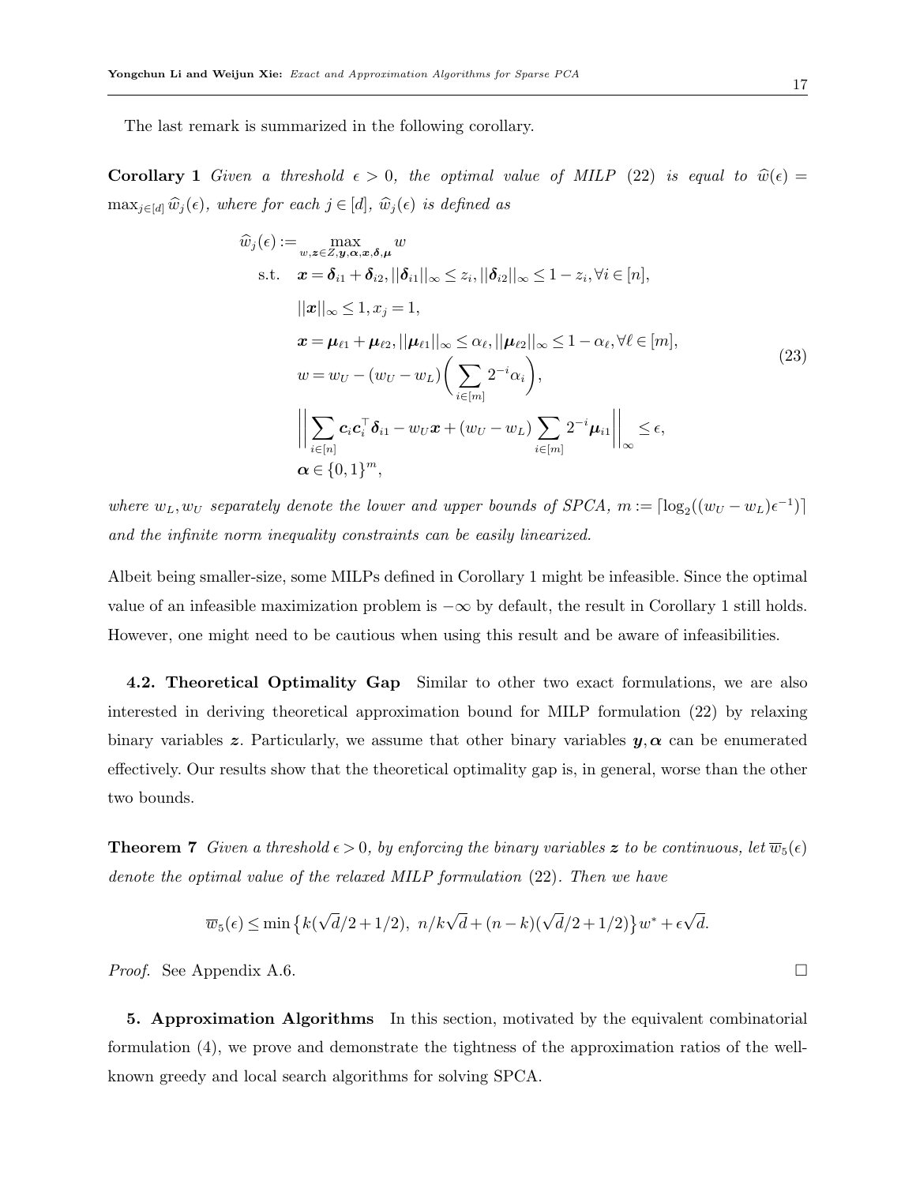The last remark is summarized in the following corollary.

**Corollary 1** *Given a threshold $\epsilon > 0$, the optimal value of MILP* (22) *is equal to $\widehat{w}(\epsilon) = \max_{j\in[d]} \widehat{w}_j(\epsilon)$, where for each $j \in [d]$, $\widehat{w}_j(\epsilon)$ is defined as*

$$
\begin{aligned}
\widehat{w}_j(\epsilon) := \max_{w,\boldsymbol{z}\in Z,\boldsymbol{y},\boldsymbol{\alpha},\boldsymbol{x},\boldsymbol{\delta},\boldsymbol{\mu}} \ & w \\
\text{s.t.} \quad & \boldsymbol{x} = \boldsymbol{\delta}_{i1} + \boldsymbol{\delta}_{i2}, ||\boldsymbol{\delta}_{i1}||_\infty \le z_i, ||\boldsymbol{\delta}_{i2}||_\infty \le 1 - z_i, \forall i \in [n], \\
& ||\boldsymbol{x}||_\infty \le 1, x_j = 1, \\
& \boldsymbol{x} = \boldsymbol{\mu}_{\ell 1} + \boldsymbol{\mu}_{\ell 2}, ||\boldsymbol{\mu}_{\ell 1}||_\infty \le \alpha_\ell, ||\boldsymbol{\mu}_{\ell 2}||_\infty \le 1 - \alpha_\ell, \forall \ell \in [m], \\
& w = w_U - (w_U - w_L)\left(\sum_{i\in[m]} 2^{-i}\alpha_i\right), \\
& \left|\left| \sum_{i\in[n]} \boldsymbol{c}_i \boldsymbol{c}_i^\top \boldsymbol{\delta}_{i1} - w_U \boldsymbol{x} + (w_U - w_L)\sum_{i\in[m]} 2^{-i}\boldsymbol{\mu}_{i1} \right|\right|_\infty \le \epsilon, \\
& \boldsymbol{\alpha} \in \{0,1\}^m,
\end{aligned}
\tag{23}
$$

*where $w_L, w_U$ separately denote the lower and upper bounds of SPCA, $m := \lceil \log_2((w_U - w_L)\epsilon^{-1}) \rceil$ and the infinite norm inequality constraints can be easily linearized.*

Albeit being smaller-size, some MILPs defined in Corollary 1 might be infeasible. Since the optimal value of an infeasible maximization problem is $-\infty$ by default, the result in Corollary 1 still holds. However, one might need to be cautious when using this result and be aware of infeasibilities.

**4.2. Theoretical Optimality Gap** Similar to other two exact formulations, we are also interested in deriving theoretical approximation bound for MILP formulation (22) by relaxing binary variables $\boldsymbol{z}$. Particularly, we assume that other binary variables $\boldsymbol{y}, \boldsymbol{\alpha}$ can be enumerated effectively. Our results show that the theoretical optimality gap is, in general, worse than the other two bounds.

**Theorem 7** *Given a threshold $\epsilon > 0$, by enforcing the binary variables $\boldsymbol{z}$ to be continuous, let $\overline{w}_5(\epsilon)$ denote the optimal value of the relaxed MILP formulation* (22)*. Then we have*

$$
\overline{w}_5(\epsilon) \le \min\left\{k(\sqrt{d}/2 + 1/2),\ n/k\sqrt{d} + (n-k)(\sqrt{d}/2 + 1/2)\right\} w^* + \epsilon\sqrt{d}.
$$

*Proof.* See Appendix A.6. $\square$

**5. Approximation Algorithms** In this section, motivated by the equivalent combinatorial formulation (4), we prove and demonstrate the tightness of the approximation ratios of the well-known greedy and local search algorithms for solving SPCA.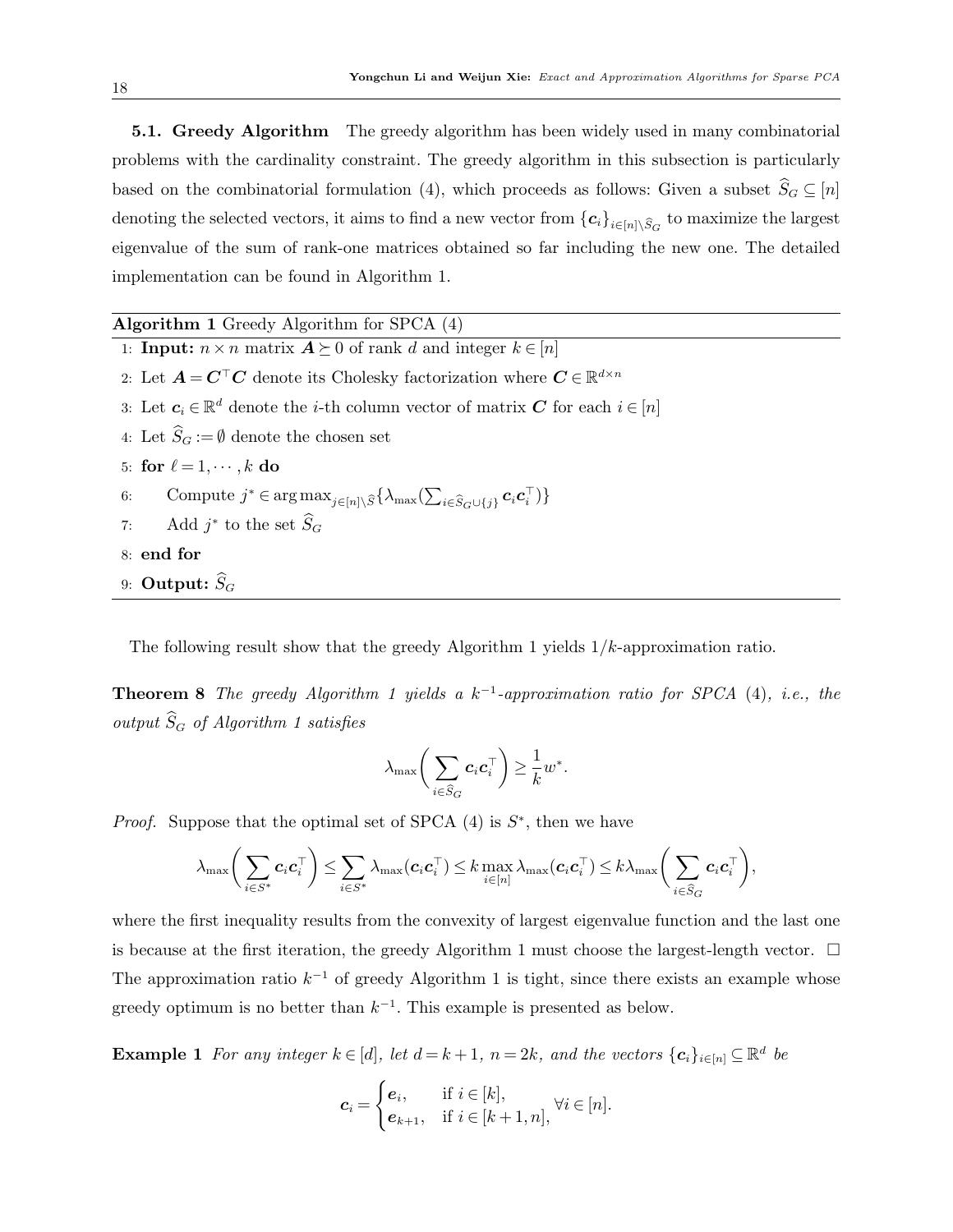**5.1. Greedy Algorithm** The greedy algorithm has been widely used in many combinatorial problems with the cardinality constraint. The greedy algorithm in this subsection is particularly based on the combinatorial formulation (4), which proceeds as follows: Given a subset $\widehat{S}_G \subseteq [n]$ denoting the selected vectors, it aims to find a new vector from $\{\boldsymbol{c}_i\}_{i\in[n]\setminus\widehat{S}_G}$ to maximize the largest eigenvalue of the sum of rank-one matrices obtained so far including the new one. The detailed implementation can be found in Algorithm 1.

---

**Algorithm 1** Greedy Algorithm for SPCA (4)

---

1: **Input:** $n\times n$ matrix $\boldsymbol{A}\succeq 0$ of rank $d$ and integer $k\in[n]$
2: Let $\boldsymbol{A}=\boldsymbol{C}^\top\boldsymbol{C}$ denote its Cholesky factorization where $\boldsymbol{C}\in\mathbb{R}^{d\times n}$
3: Let $\boldsymbol{c}_i\in\mathbb{R}^d$ denote the $i$-th column vector of matrix $\boldsymbol{C}$ for each $i\in[n]$
4: Let $\widehat{S}_G:=\emptyset$ denote the chosen set
5: **for** $\ell=1,\cdots,k$ **do**
6: Compute $j^*\in\arg\max_{j\in[n]\setminus\widehat{S}}\{\lambda_{\max}(\sum_{i\in\widehat{S}_G\cup\{j\}}\boldsymbol{c}_i\boldsymbol{c}_i^\top)\}$
7: Add $j^*$ to the set $\widehat{S}_G$
8: **end for**
9: **Output:** $\widehat{S}_G$

---

The following result show that the greedy Algorithm 1 yields $1/k$-approximation ratio.

**Theorem 8** *The greedy Algorithm 1 yields a $k^{-1}$-approximation ratio for SPCA (4), i.e., the output $\widehat{S}_G$ of Algorithm 1 satisfies*

$$\lambda_{\max}\left(\sum_{i\in\widehat{S}_G}\boldsymbol{c}_i\boldsymbol{c}_i^\top\right)\geq\frac{1}{k}w^*.$$

*Proof.* Suppose that the optimal set of SPCA (4) is $S^*$, then we have

$$\lambda_{\max}\left(\sum_{i\in S^*}\boldsymbol{c}_i\boldsymbol{c}_i^\top\right)\leq\sum_{i\in S^*}\lambda_{\max}(\boldsymbol{c}_i\boldsymbol{c}_i^\top)\leq k\max_{i\in[n]}\lambda_{\max}(\boldsymbol{c}_i\boldsymbol{c}_i^\top)\leq k\lambda_{\max}\left(\sum_{i\in\widehat{S}_G}\boldsymbol{c}_i\boldsymbol{c}_i^\top\right),$$

where the first inequality results from the convexity of largest eigenvalue function and the last one is because at the first iteration, the greedy Algorithm 1 must choose the largest-length vector. □

The approximation ratio $k^{-1}$ of greedy Algorithm 1 is tight, since there exists an example whose greedy optimum is no better than $k^{-1}$. This example is presented as below.

**Example 1** *For any integer $k\in[d]$, let $d=k+1$, $n=2k$, and the vectors $\{\boldsymbol{c}_i\}_{i\in[n]}\subseteq\mathbb{R}^d$ be*

$$\boldsymbol{c}_i=\begin{cases}\boldsymbol{e}_i, & \text{if } i\in[k],\\ \boldsymbol{e}_{k+1}, & \text{if } i\in[k+1,n],\end{cases}\quad\forall i\in[n].$$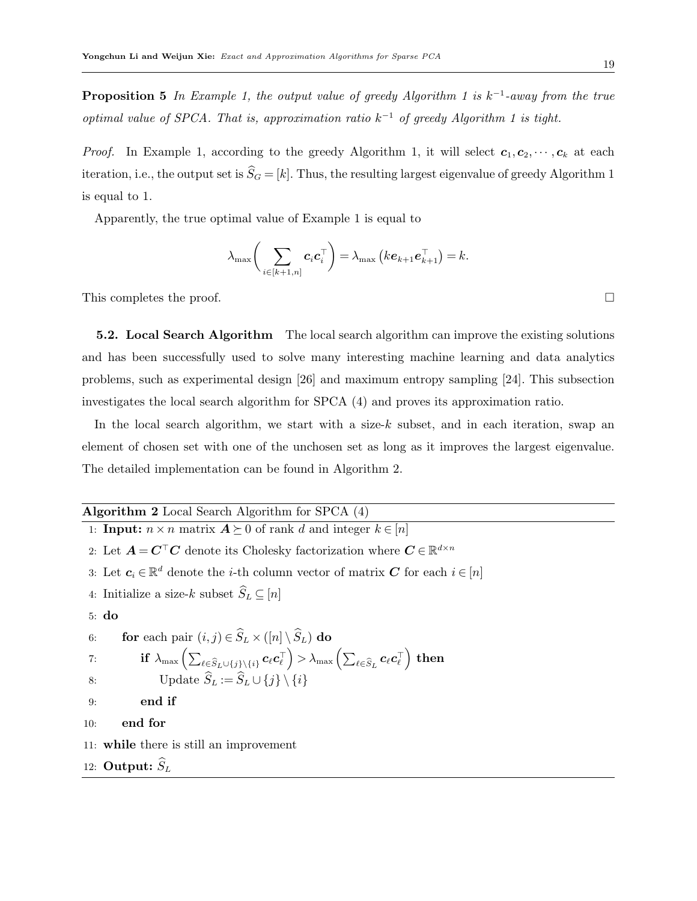**Proposition 5** *In Example 1, the output value of greedy Algorithm 1 is $k^{-1}$-away from the true optimal value of SPCA. That is, approximation ratio $k^{-1}$ of greedy Algorithm 1 is tight.*

*Proof.* In Example 1, according to the greedy Algorithm 1, it will select $\boldsymbol{c}_1, \boldsymbol{c}_2, \cdots, \boldsymbol{c}_k$ at each iteration, i.e., the output set is $\widehat{S}_G = [k]$. Thus, the resulting largest eigenvalue of greedy Algorithm 1 is equal to 1.

Apparently, the true optimal value of Example 1 is equal to

$$\lambda_{\max}\left(\sum_{i\in[k+1,n]} \boldsymbol{c}_i \boldsymbol{c}_i^\top\right) = \lambda_{\max}\left(k\boldsymbol{e}_{k+1}\boldsymbol{e}_{k+1}^\top\right) = k.$$

This completes the proof. □

**5.2. Local Search Algorithm** The local search algorithm can improve the existing solutions and has been successfully used to solve many interesting machine learning and data analytics problems, such as experimental design [26] and maximum entropy sampling [24]. This subsection investigates the local search algorithm for SPCA (4) and proves its approximation ratio.

In the local search algorithm, we start with a size-$k$ subset, and in each iteration, swap an element of chosen set with one of the unchosen set as long as it improves the largest eigenvalue. The detailed implementation can be found in Algorithm 2.

---

**Algorithm 2** Local Search Algorithm for SPCA (4)

---

1: **Input:** $n\times n$ matrix $\boldsymbol{A}\succeq 0$ of rank $d$ and integer $k\in[n]$

2: Let $\boldsymbol{A}=\boldsymbol{C}^\top \boldsymbol{C}$ denote its Cholesky factorization where $\boldsymbol{C}\in\mathbb{R}^{d\times n}$

3: Let $\boldsymbol{c}_i\in\mathbb{R}^d$ denote the $i$-th column vector of matrix $\boldsymbol{C}$ for each $i\in[n]$

4: Initialize a size-$k$ subset $\widehat{S}_L\subseteq[n]$

5: **do**

6: &nbsp;&nbsp;&nbsp;&nbsp;**for** each pair $(i,j)\in \widehat{S}_L\times([n]\setminus \widehat{S}_L)$ **do**

7: &nbsp;&nbsp;&nbsp;&nbsp;&nbsp;&nbsp;&nbsp;&nbsp;**if** $\lambda_{\max}\left(\sum_{\ell\in \widehat{S}_L\cup\{j\}\setminus\{i\}} \boldsymbol{c}_\ell \boldsymbol{c}_\ell^\top\right) > \lambda_{\max}\left(\sum_{\ell\in\widehat{S}_L} \boldsymbol{c}_\ell\boldsymbol{c}_\ell^\top\right)$ **then**

8: &nbsp;&nbsp;&nbsp;&nbsp;&nbsp;&nbsp;&nbsp;&nbsp;&nbsp;&nbsp;&nbsp;&nbsp;Update $\widehat{S}_L := \widehat{S}_L\cup\{j\}\setminus\{i\}$

9: &nbsp;&nbsp;&nbsp;&nbsp;&nbsp;&nbsp;&nbsp;&nbsp;**end if**

10: &nbsp;&nbsp;&nbsp;&nbsp;**end for**

11: **while** there is still an improvement

12: **Output:** $\widehat{S}_L$

---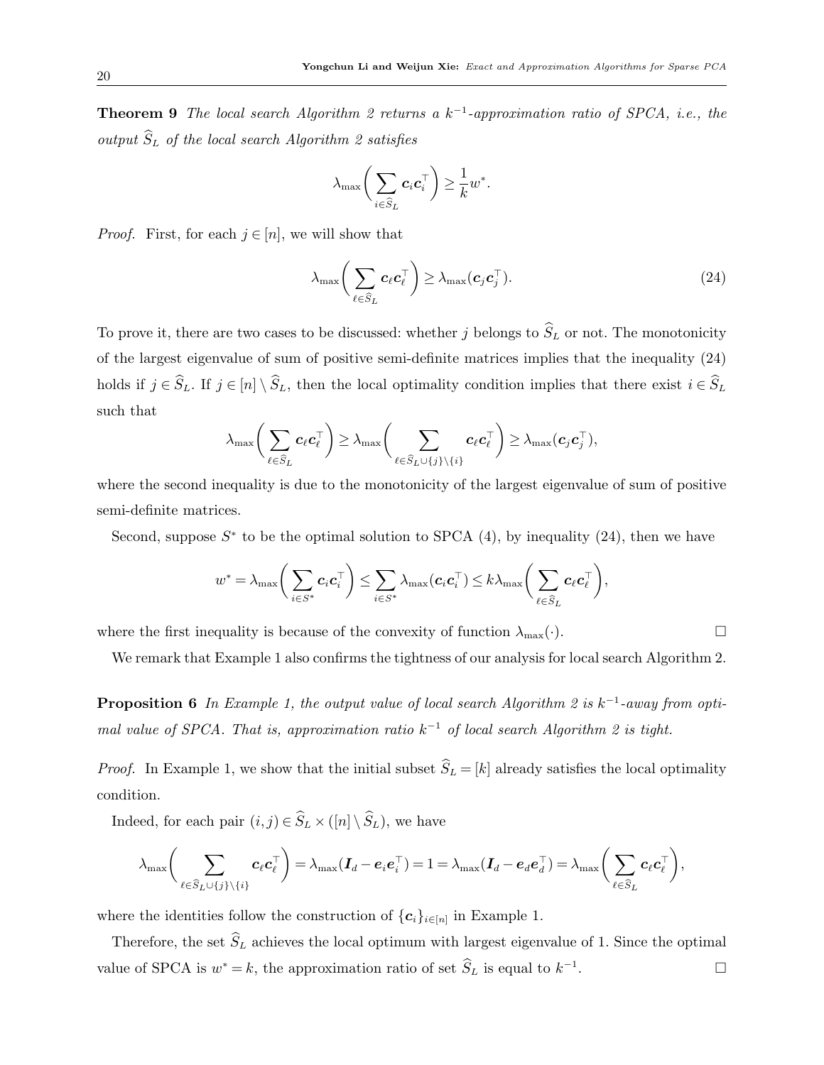**Theorem 9** *The local search Algorithm 2 returns a $k^{-1}$-approximation ratio of SPCA, i.e., the output $\widehat{S}_L$ of the local search Algorithm 2 satisfies*

$$\lambda_{\max}\bigg(\sum_{i\in\widehat{S}_L}\boldsymbol{c}_i\boldsymbol{c}_i^\top\bigg)\geq\frac{1}{k}w^*.$$

*Proof.* First, for each $j\in[n]$, we will show that

$$\lambda_{\max}\bigg(\sum_{\ell\in\widehat{S}_L}\boldsymbol{c}_\ell\boldsymbol{c}_\ell^\top\bigg)\geq\lambda_{\max}(\boldsymbol{c}_j\boldsymbol{c}_j^\top). \tag{24}$$

To prove it, there are two cases to be discussed: whether $j$ belongs to $\widehat{S}_L$ or not. The monotonicity of the largest eigenvalue of sum of positive semi-definite matrices implies that the inequality (24) holds if $j\in\widehat{S}_L$. If $j\in[n]\setminus\widehat{S}_L$, then the local optimality condition implies that there exist $i\in\widehat{S}_L$ such that

$$\lambda_{\max}\bigg(\sum_{\ell\in\widehat{S}_L}\boldsymbol{c}_\ell\boldsymbol{c}_\ell^\top\bigg)\geq\lambda_{\max}\bigg(\sum_{\ell\in\widehat{S}_L\cup\{j\}\setminus\{i\}}\boldsymbol{c}_\ell\boldsymbol{c}_\ell^\top\bigg)\geq\lambda_{\max}(\boldsymbol{c}_j\boldsymbol{c}_j^\top),$$

where the second inequality is due to the monotonicity of the largest eigenvalue of sum of positive semi-definite matrices.

Second, suppose $S^*$ to be the optimal solution to SPCA (4), by inequality (24), then we have

$$w^*=\lambda_{\max}\bigg(\sum_{i\in S^*}\boldsymbol{c}_i\boldsymbol{c}_i^\top\bigg)\leq\sum_{i\in S^*}\lambda_{\max}(\boldsymbol{c}_i\boldsymbol{c}_i^\top)\leq k\lambda_{\max}\bigg(\sum_{\ell\in\widehat{S}_L}\boldsymbol{c}_\ell\boldsymbol{c}_\ell^\top\bigg),$$

where the first inequality is because of the convexity of function $\lambda_{\max}(\cdot)$. $\square$

We remark that Example 1 also confirms the tightness of our analysis for local search Algorithm 2.

**Proposition 6** *In Example 1, the output value of local search Algorithm 2 is $k^{-1}$-away from optimal value of SPCA. That is, approximation ratio $k^{-1}$ of local search Algorithm 2 is tight.*

*Proof.* In Example 1, we show that the initial subset $\widehat{S}_L=[k]$ already satisfies the local optimality condition.

Indeed, for each pair $(i,j)\in\widehat{S}_L\times([n]\setminus\widehat{S}_L)$, we have

$$\lambda_{\max}\bigg(\sum_{\ell\in\widehat{S}_L\cup\{j\}\setminus\{i\}}\boldsymbol{c}_\ell\boldsymbol{c}_\ell^\top\bigg)=\lambda_{\max}(\boldsymbol{I}_d-\boldsymbol{e}_i\boldsymbol{e}_i^\top)=1=\lambda_{\max}(\boldsymbol{I}_d-\boldsymbol{e}_d\boldsymbol{e}_d^\top)=\lambda_{\max}\bigg(\sum_{\ell\in\widehat{S}_L}\boldsymbol{c}_\ell\boldsymbol{c}_\ell^\top\bigg),$$

where the identities follow the construction of $\{\boldsymbol{c}_i\}_{i\in[n]}$ in Example 1.

Therefore, the set $\widehat{S}_L$ achieves the local optimum with largest eigenvalue of 1. Since the optimal value of SPCA is $w^*=k$, the approximation ratio of set $\widehat{S}_L$ is equal to $k^{-1}$. $\square$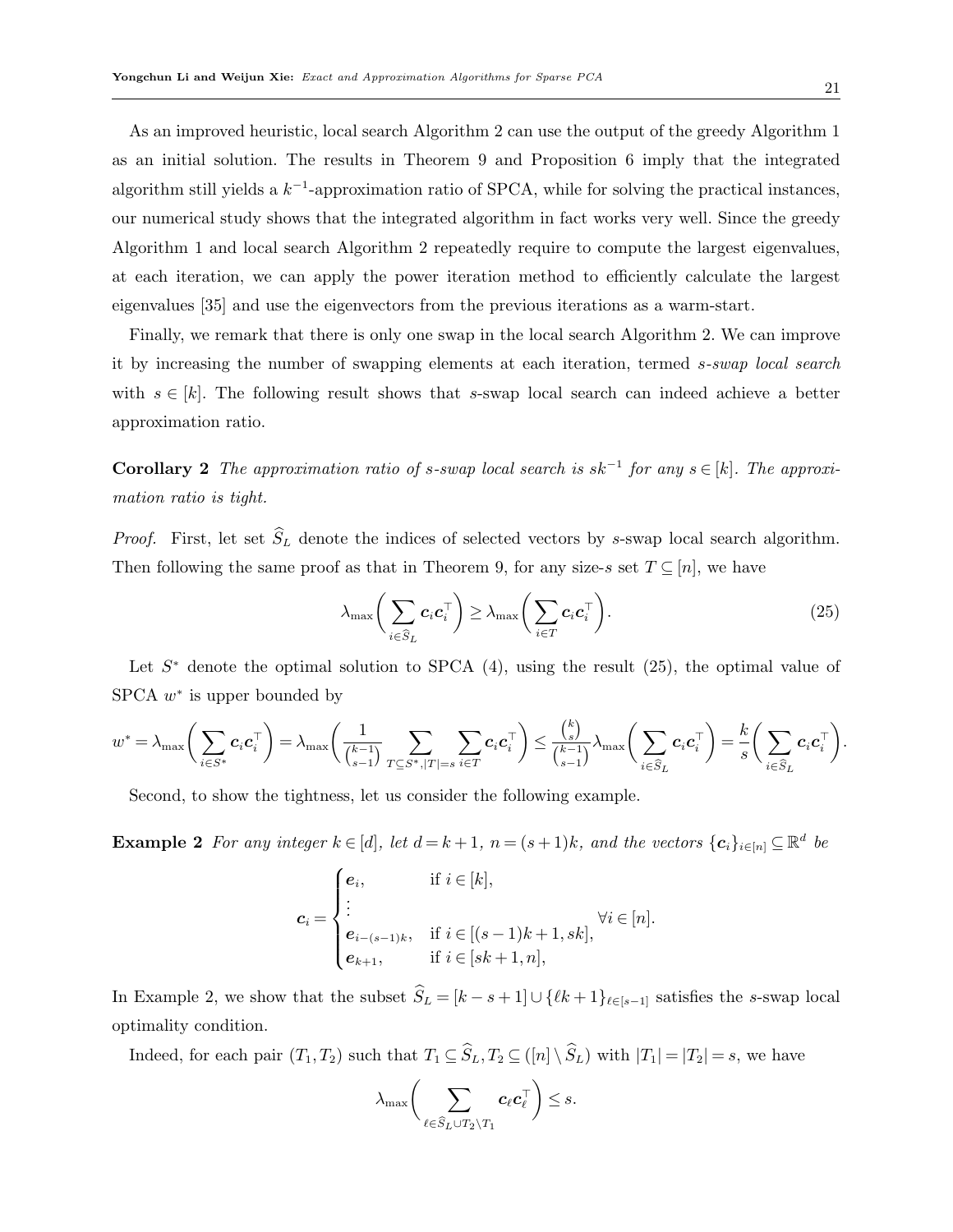As an improved heuristic, local search Algorithm 2 can use the output of the greedy Algorithm 1 as an initial solution. The results in Theorem 9 and Proposition 6 imply that the integrated algorithm still yields a $k^{-1}$-approximation ratio of SPCA, while for solving the practical instances, our numerical study shows that the integrated algorithm in fact works very well. Since the greedy Algorithm 1 and local search Algorithm 2 repeatedly require to compute the largest eigenvalues, at each iteration, we can apply the power iteration method to efficiently calculate the largest eigenvalues [35] and use the eigenvectors from the previous iterations as a warm-start.

Finally, we remark that there is only one swap in the local search Algorithm 2. We can improve it by increasing the number of swapping elements at each iteration, termed *s-swap local search* with $s \in [k]$. The following result shows that $s$-swap local search can indeed achieve a better approximation ratio.

**Corollary 2** *The approximation ratio of s-swap local search is $sk^{-1}$ for any $s \in [k]$. The approximation ratio is tight.*

*Proof.* First, let set $\widehat{S}_L$ denote the indices of selected vectors by $s$-swap local search algorithm. Then following the same proof as that in Theorem 9, for any size-$s$ set $T \subseteq [n]$, we have

$$\lambda_{\max}\left(\sum_{i \in \widehat{S}_L} \boldsymbol{c}_i \boldsymbol{c}_i^\top\right) \geq \lambda_{\max}\left(\sum_{i \in T} \boldsymbol{c}_i \boldsymbol{c}_i^\top\right). \tag{25}$$

Let $S^*$ denote the optimal solution to SPCA (4), using the result (25), the optimal value of SPCA $w^*$ is upper bounded by

$$w^* = \lambda_{\max}\left(\sum_{i \in S^*} \boldsymbol{c}_i \boldsymbol{c}_i^\top\right) = \lambda_{\max}\left(\frac{1}{\binom{k-1}{s-1}} \sum_{T \subseteq S^*, |T|=s} \sum_{i \in T} \boldsymbol{c}_i \boldsymbol{c}_i^\top\right) \leq \frac{\binom{k}{s}}{\binom{k-1}{s-1}} \lambda_{\max}\left(\sum_{i \in \widehat{S}_L} \boldsymbol{c}_i \boldsymbol{c}_i^\top\right) = \frac{k}{s}\left(\sum_{i \in \widehat{S}_L} \boldsymbol{c}_i \boldsymbol{c}_i^\top\right).$$

Second, to show the tightness, let us consider the following example.

**Example 2** *For any integer $k \in [d]$, let $d = k+1$, $n = (s+1)k$, and the vectors $\{\boldsymbol{c}_i\}_{i \in [n]} \subseteq \mathbb{R}^d$ be*

$$\boldsymbol{c}_i = \begin{cases} \boldsymbol{e}_i, & \text{if } i \in [k], \\ \vdots & \\ \boldsymbol{e}_{i-(s-1)k}, & \text{if } i \in [(s-1)k+1, sk], \\ \boldsymbol{e}_{k+1}, & \text{if } i \in [sk+1, n], \end{cases} \quad \forall i \in [n].$$

In Example 2, we show that the subset $\widehat{S}_L = [k-s+1] \cup \{\ell k + 1\}_{\ell \in [s-1]}$ satisfies the $s$-swap local optimality condition.

Indeed, for each pair $(T_1, T_2)$ such that $T_1 \subseteq \widehat{S}_L, T_2 \subseteq ([n] \setminus \widehat{S}_L)$ with $|T_1| = |T_2| = s$, we have

$$\lambda_{\max}\left(\sum_{\ell \in \widehat{S}_L \cup T_2 \setminus T_1} \boldsymbol{c}_\ell \boldsymbol{c}_\ell^\top\right) \leq s.$$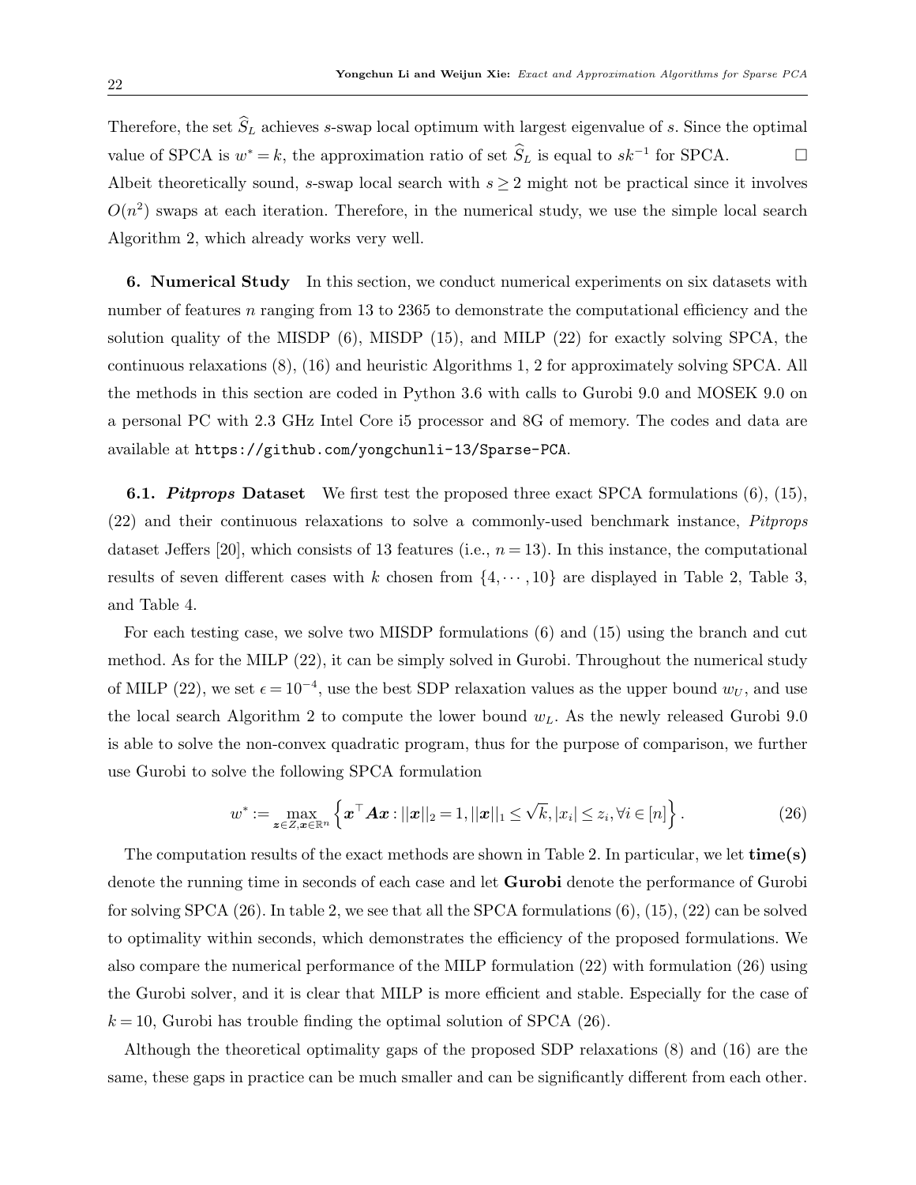Therefore, the set $\widehat{S}_L$ achieves $s$-swap local optimum with largest eigenvalue of $s$. Since the optimal value of SPCA is $w^* = k$, the approximation ratio of set $\widehat{S}_L$ is equal to $sk^{-1}$ for SPCA. □

Albeit theoretically sound, $s$-swap local search with $s \geq 2$ might not be practical since it involves $O(n^2)$ swaps at each iteration. Therefore, in the numerical study, we use the simple local search Algorithm 2, which already works very well.

**6. Numerical Study** In this section, we conduct numerical experiments on six datasets with number of features $n$ ranging from 13 to 2365 to demonstrate the computational efficiency and the solution quality of the MISDP (6), MISDP (15), and MILP (22) for exactly solving SPCA, the continuous relaxations (8), (16) and heuristic Algorithms 1, 2 for approximately solving SPCA. All the methods in this section are coded in Python 3.6 with calls to Gurobi 9.0 and MOSEK 9.0 on a personal PC with 2.3 GHz Intel Core i5 processor and 8G of memory. The codes and data are available at `https://github.com/yongchunli-13/Sparse-PCA`.

**6.1. *Pitprops* Dataset** We first test the proposed three exact SPCA formulations (6), (15), (22) and their continuous relaxations to solve a commonly-used benchmark instance, *Pitprops* dataset Jeffers [20], which consists of 13 features (i.e., $n = 13$). In this instance, the computational results of seven different cases with $k$ chosen from $\{4, \cdots, 10\}$ are displayed in Table 2, Table 3, and Table 4.

For each testing case, we solve two MISDP formulations (6) and (15) using the branch and cut method. As for the MILP (22), it can be simply solved in Gurobi. Throughout the numerical study of MILP (22), we set $\epsilon = 10^{-4}$, use the best SDP relaxation values as the upper bound $w_U$, and use the local search Algorithm 2 to compute the lower bound $w_L$. As the newly released Gurobi 9.0 is able to solve the non-convex quadratic program, thus for the purpose of comparison, we further use Gurobi to solve the following SPCA formulation

$$w^* := \max_{\boldsymbol{z} \in Z, \boldsymbol{x} \in \mathbb{R}^n} \left\{ \boldsymbol{x}^\top \boldsymbol{A} \boldsymbol{x} : ||\boldsymbol{x}||_2 = 1, ||\boldsymbol{x}||_1 \leq \sqrt{k}, |x_i| \leq z_i, \forall i \in [n] \right\}. \tag{26}$$

The computation results of the exact methods are shown in Table 2. In particular, we let **time(s)** denote the running time in seconds of each case and let **Gurobi** denote the performance of Gurobi for solving SPCA (26). In table 2, we see that all the SPCA formulations (6), (15), (22) can be solved to optimality within seconds, which demonstrates the efficiency of the proposed formulations. We also compare the numerical performance of the MILP formulation (22) with formulation (26) using the Gurobi solver, and it is clear that MILP is more efficient and stable. Especially for the case of $k = 10$, Gurobi has trouble finding the optimal solution of SPCA (26).

Although the theoretical optimality gaps of the proposed SDP relaxations (8) and (16) are the same, these gaps in practice can be much smaller and can be significantly different from each other.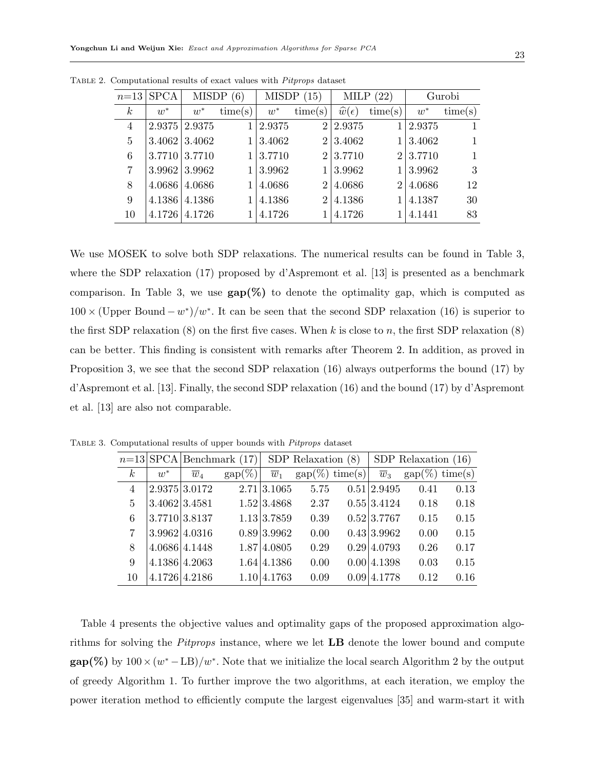Table 2. Computational results of exact values with *Pitprops* dataset

| $n$=13 | SPCA | MISDP (6) | | MISDP (15) | | MILP (22) | | Gurobi | |
|---|---|---|---|---|---|---|---|---|---|
| $k$ | $w^*$ | $w^*$ | time(s) | $w^*$ | time(s) | $\widehat{w}(\epsilon)$ | time(s) | $w^*$ | time(s) |
| 4 | 2.9375 | 2.9375 | 1 | 2.9375 | 2 | 2.9375 | 1 | 2.9375 | 1 |
| 5 | 3.4062 | 3.4062 | 1 | 3.4062 | 2 | 3.4062 | 1 | 3.4062 | 1 |
| 6 | 3.7710 | 3.7710 | 1 | 3.7710 | 2 | 3.7710 | 2 | 3.7710 | 1 |
| 7 | 3.9962 | 3.9962 | 1 | 3.9962 | 1 | 3.9962 | 1 | 3.9962 | 3 |
| 8 | 4.0686 | 4.0686 | 1 | 4.0686 | 2 | 4.0686 | 2 | 4.0686 | 12 |
| 9 | 4.1386 | 4.1386 | 1 | 4.1386 | 2 | 4.1386 | 1 | 4.1387 | 30 |
| 10 | 4.1726 | 4.1726 | 1 | 4.1726 | 1 | 4.1726 | 1 | 4.1441 | 83 |

We use MOSEK to solve both SDP relaxations. The numerical results can be found in Table 3, where the SDP relaxation (17) proposed by d'Aspremont et al. [13] is presented as a benchmark comparison. In Table 3, we use **gap(%)** to denote the optimality gap, which is computed as $100 \times (\text{Upper Bound} - w^*)/w^*$. It can be seen that the second SDP relaxation (16) is superior to the first SDP relaxation (8) on the first five cases. When $k$ is close to $n$, the first SDP relaxation (8) can be better. This finding is consistent with remarks after Theorem 2. In addition, as proved in Proposition 3, we see that the second SDP relaxation (16) always outperforms the bound (17) by d'Aspremont et al. [13]. Finally, the second SDP relaxation (16) and the bound (17) by d'Aspremont et al. [13] are also not comparable.

Table 3. Computational results of upper bounds with *Pitprops* dataset

| $n$=13 | SPCA | Benchmark (17) | | SDP Relaxation (8) | | | SDP Relaxation (16) | | |
|---|---|---|---|---|---|---|---|---|---|
| $k$ | $w^*$ | $\overline{w}_4$ | gap(%) | $\overline{w}_1$ | gap(%) | time(s) | $\overline{w}_3$ | gap(%) | time(s) |
| 4 | 2.9375 | 3.0172 | 2.71 | 3.1065 | 5.75 | 0.51 | 2.9495 | 0.41 | 0.13 |
| 5 | 3.4062 | 3.4581 | 1.52 | 3.4868 | 2.37 | 0.55 | 3.4124 | 0.18 | 0.18 |
| 6 | 3.7710 | 3.8137 | 1.13 | 3.7859 | 0.39 | 0.52 | 3.7767 | 0.15 | 0.15 |
| 7 | 3.9962 | 4.0316 | 0.89 | 3.9962 | 0.00 | 0.43 | 3.9962 | 0.00 | 0.15 |
| 8 | 4.0686 | 4.1448 | 1.87 | 4.0805 | 0.29 | 0.29 | 4.0793 | 0.26 | 0.17 |
| 9 | 4.1386 | 4.2063 | 1.64 | 4.1386 | 0.00 | 0.00 | 4.1398 | 0.03 | 0.15 |
| 10 | 4.1726 | 4.2186 | 1.10 | 4.1763 | 0.09 | 0.09 | 4.1778 | 0.12 | 0.16 |

Table 4 presents the objective values and optimality gaps of the proposed approximation algorithms for solving the *Pitprops* instance, where we let **LB** denote the lower bound and compute **gap(%)** by $100 \times (w^* - \text{LB})/w^*$. Note that we initialize the local search Algorithm 2 by the output of greedy Algorithm 1. To further improve the two algorithms, at each iteration, we employ the power iteration method to efficiently compute the largest eigenvalues [35] and warm-start it with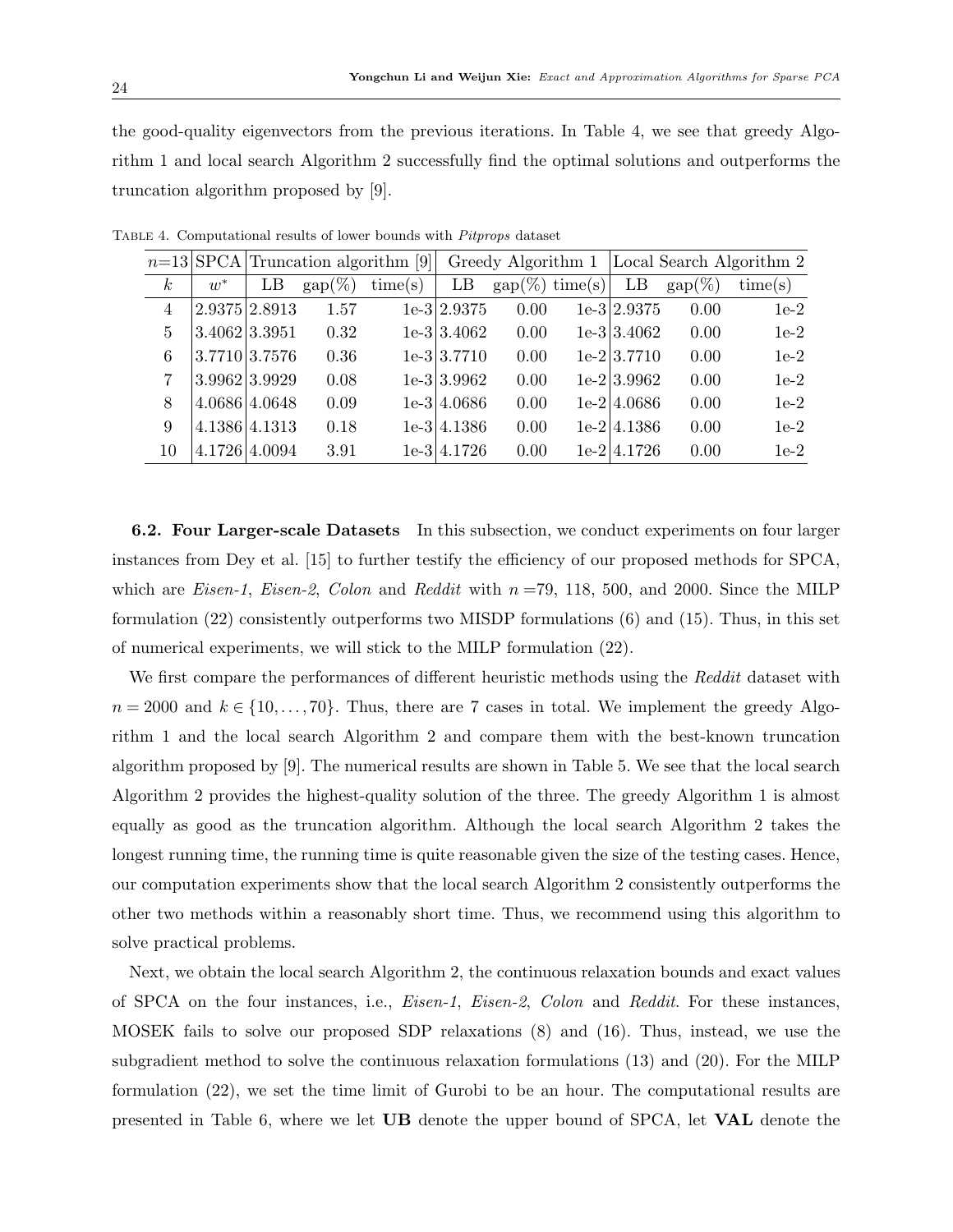the good-quality eigenvectors from the previous iterations. In Table 4, we see that greedy Algorithm 1 and local search Algorithm 2 successfully find the optimal solutions and outperforms the truncation algorithm proposed by [9].

Table 4. Computational results of lower bounds with *Pitprops* dataset

| $n$=13 | SPCA | Truncation algorithm [9] | | | Greedy Algorithm 1 | | | Local Search Algorithm 2 | | |
|---|---|---|---|---|---|---|---|---|---|---|
| $k$ | $w^*$ | LB | gap(%) | time(s) | LB | gap(%) | time(s) | LB | gap(%) | time(s) |
| 4 | 2.9375 | 2.8913 | 1.57 | 1e-3 | 2.9375 | 0.00 | 1e-3 | 2.9375 | 0.00 | 1e-2 |
| 5 | 3.4062 | 3.3951 | 0.32 | 1e-3 | 3.4062 | 0.00 | 1e-3 | 3.4062 | 0.00 | 1e-2 |
| 6 | 3.7710 | 3.7576 | 0.36 | 1e-3 | 3.7710 | 0.00 | 1e-2 | 3.7710 | 0.00 | 1e-2 |
| 7 | 3.9962 | 3.9929 | 0.08 | 1e-3 | 3.9962 | 0.00 | 1e-2 | 3.9962 | 0.00 | 1e-2 |
| 8 | 4.0686 | 4.0648 | 0.09 | 1e-3 | 4.0686 | 0.00 | 1e-2 | 4.0686 | 0.00 | 1e-2 |
| 9 | 4.1386 | 4.1313 | 0.18 | 1e-3 | 4.1386 | 0.00 | 1e-2 | 4.1386 | 0.00 | 1e-2 |
| 10 | 4.1726 | 4.0094 | 3.91 | 1e-3 | 4.1726 | 0.00 | 1e-2 | 4.1726 | 0.00 | 1e-2 |

**6.2. Four Larger-scale Datasets** In this subsection, we conduct experiments on four larger instances from Dey et al. [15] to further testify the efficiency of our proposed methods for SPCA, which are *Eisen-1*, *Eisen-2*, *Colon* and *Reddit* with $n$ =79, 118, 500, and 2000. Since the MILP formulation (22) consistently outperforms two MISDP formulations (6) and (15). Thus, in this set of numerical experiments, we will stick to the MILP formulation (22).

We first compare the performances of different heuristic methods using the *Reddit* dataset with $n = 2000$ and $k \in \{10, \ldots, 70\}$. Thus, there are 7 cases in total. We implement the greedy Algorithm 1 and the local search Algorithm 2 and compare them with the best-known truncation algorithm proposed by [9]. The numerical results are shown in Table 5. We see that the local search Algorithm 2 provides the highest-quality solution of the three. The greedy Algorithm 1 is almost equally as good as the truncation algorithm. Although the local search Algorithm 2 takes the longest running time, the running time is quite reasonable given the size of the testing cases. Hence, our computation experiments show that the local search Algorithm 2 consistently outperforms the other two methods within a reasonably short time. Thus, we recommend using this algorithm to solve practical problems.

Next, we obtain the local search Algorithm 2, the continuous relaxation bounds and exact values of SPCA on the four instances, i.e., *Eisen-1*, *Eisen-2*, *Colon* and *Reddit*. For these instances, MOSEK fails to solve our proposed SDP relaxations (8) and (16). Thus, instead, we use the subgradient method to solve the continuous relaxation formulations (13) and (20). For the MILP formulation (22), we set the time limit of Gurobi to be an hour. The computational results are presented in Table 6, where we let **UB** denote the upper bound of SPCA, let **VAL** denote the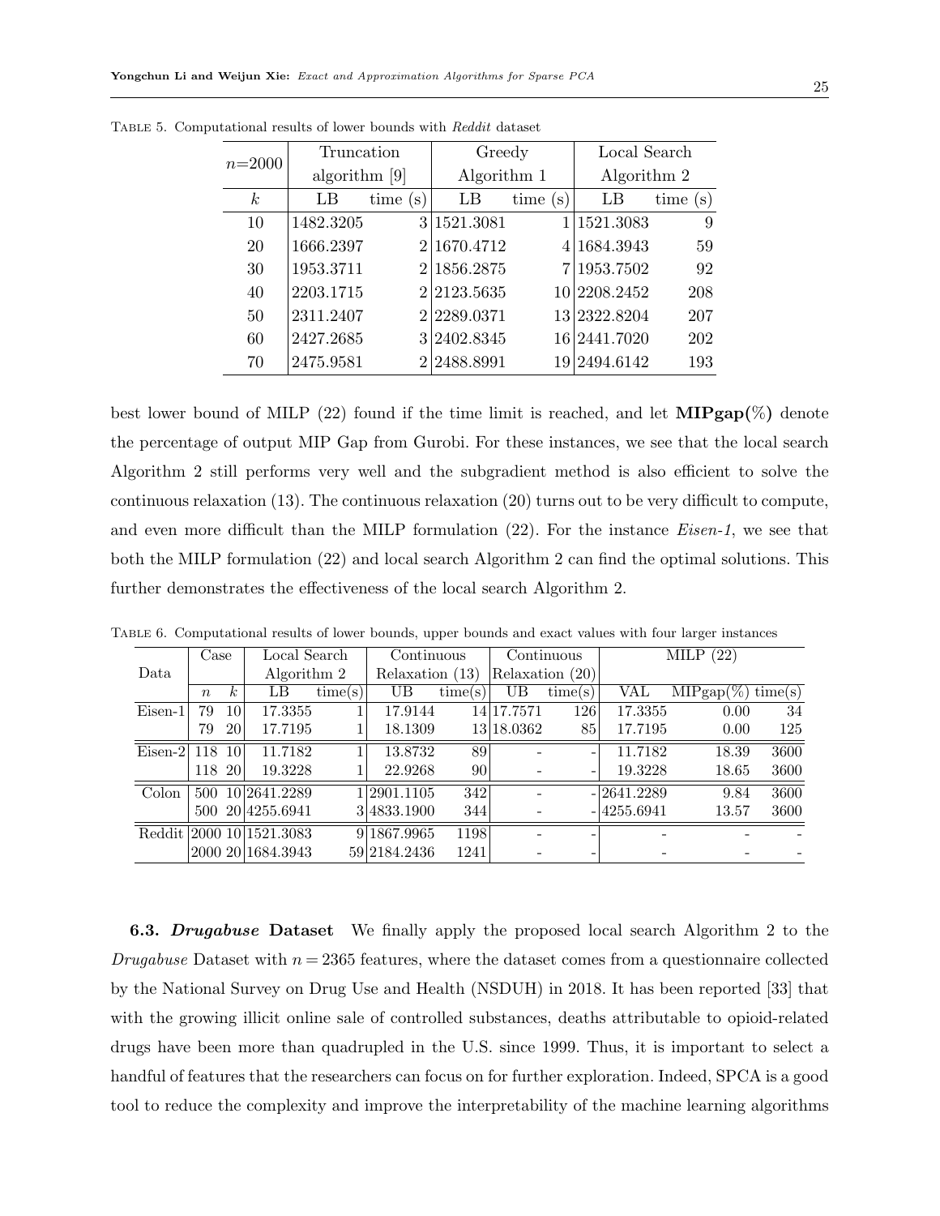Table 5. Computational results of lower bounds with *Reddit* dataset

| $n$=2000 | Truncation algorithm [9] | | Greedy Algorithm 1 | | Local Search Algorithm 2 | |
|---|---|---|---|---|---|---|
| $k$ | LB | time (s) | LB | time (s) | LB | time (s) |
| 10 | 1482.3205 | 3 | 1521.3081 | 1 | 1521.3083 | 9 |
| 20 | 1666.2397 | 2 | 1670.4712 | 4 | 1684.3943 | 59 |
| 30 | 1953.3711 | 2 | 1856.2875 | 7 | 1953.7502 | 92 |
| 40 | 2203.1715 | 2 | 2123.5635 | 10 | 2208.2452 | 208 |
| 50 | 2311.2407 | 2 | 2289.0371 | 13 | 2322.8204 | 207 |
| 60 | 2427.2685 | 3 | 2402.8345 | 16 | 2441.7020 | 202 |
| 70 | 2475.9581 | 2 | 2488.8991 | 19 | 2494.6142 | 193 |

best lower bound of MILP (22) found if the time limit is reached, and let **MIPgap(%)** denote the percentage of output MIP Gap from Gurobi. For these instances, we see that the local search Algorithm 2 still performs very well and the subgradient method is also efficient to solve the continuous relaxation (13). The continuous relaxation (20) turns out to be very difficult to compute, and even more difficult than the MILP formulation (22). For the instance *Eisen-1*, we see that both the MILP formulation (22) and local search Algorithm 2 can find the optimal solutions. This further demonstrates the effectiveness of the local search Algorithm 2.

Table 6. Computational results of lower bounds, upper bounds and exact values with four larger instances

| Data | Case | | Local Search Algorithm 2 | | Continuous Relaxation (13) | | Continuous Relaxation (20) | | MILP (22) | | |
|---|---|---|---|---|---|---|---|---|---|---|---|
| | $n$ | $k$ | LB | time(s) | UB | time(s) | UB | time(s) | VAL | MIPgap(%) | time(s) |
| Eisen-1 | 79 | 10 | 17.3355 | 1 | 17.9144 | 14 | 17.7571 | 126 | 17.3355 | 0.00 | 34 |
| | 79 | 20 | 17.7195 | 1 | 18.1309 | 13 | 18.0362 | 85 | 17.7195 | 0.00 | 125 |
| Eisen-2 | 118 | 10 | 11.7182 | 1 | 13.8732 | 89 | - | - | 11.7182 | 18.39 | 3600 |
| | 118 | 20 | 19.3228 | 1 | 22.9268 | 90 | - | - | 19.3228 | 18.65 | 3600 |
| Colon | 500 | 10 | 2641.2289 | 1 | 2901.1105 | 342 | - | - | 2641.2289 | 9.84 | 3600 |
| | 500 | 20 | 4255.6941 | 3 | 4833.1900 | 344 | - | - | 4255.6941 | 13.57 | 3600 |
| Reddit | 2000 | 10 | 1521.3083 | 9 | 1867.9965 | 1198 | - | - | - | - | - |
| | 2000 | 20 | 1684.3943 | 59 | 2184.2436 | 1241 | - | - | - | - | - |

**6.3. *Drugabuse* Dataset** We finally apply the proposed local search Algorithm 2 to the *Drugabuse* Dataset with $n = 2365$ features, where the dataset comes from a questionnaire collected by the National Survey on Drug Use and Health (NSDUH) in 2018. It has been reported [33] that with the growing illicit online sale of controlled substances, deaths attributable to opioid-related drugs have been more than quadrupled in the U.S. since 1999. Thus, it is important to select a handful of features that the researchers can focus on for further exploration. Indeed, SPCA is a good tool to reduce the complexity and improve the interpretability of the machine learning algorithms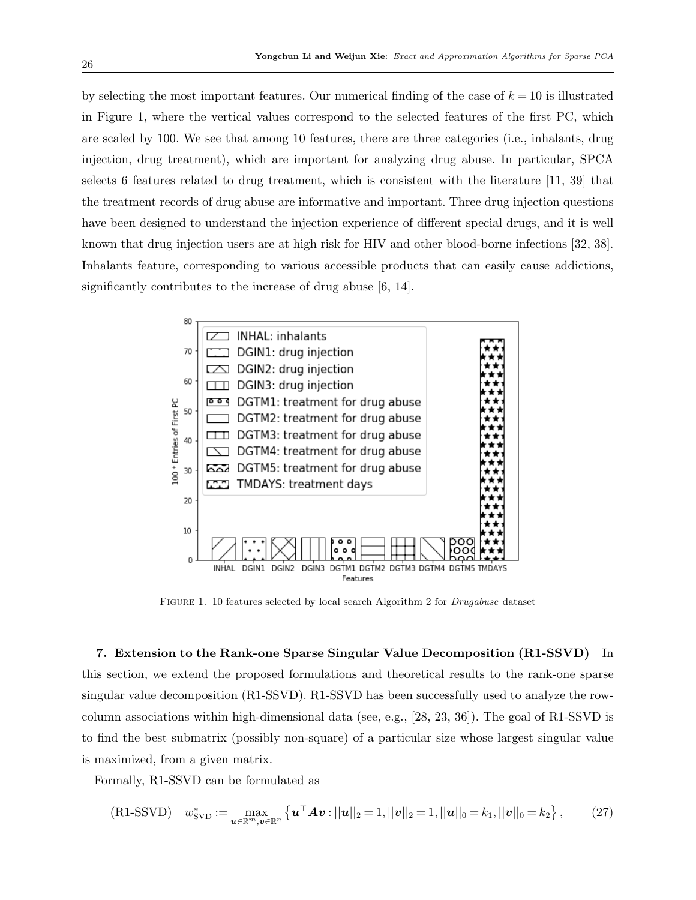by selecting the most important features. Our numerical finding of the case of $k = 10$ is illustrated in Figure 1, where the vertical values correspond to the selected features of the first PC, which are scaled by 100. We see that among 10 features, there are three categories (i.e., inhalants, drug injection, drug treatment), which are important for analyzing drug abuse. In particular, SPCA selects 6 features related to drug treatment, which is consistent with the literature [11, 39] that the treatment records of drug abuse are informative and important. Three drug injection questions have been designed to understand the injection experience of different special drugs, and it is well known that drug injection users are at high risk for HIV and other blood-borne infections [32, 38]. Inhalants feature, corresponding to various accessible products that can easily cause addictions, significantly contributes to the increase of drug abuse [6, 14].

Figure 1. 10 features selected by local search Algorithm 2 for *Drugabuse* dataset

**7. Extension to the Rank-one Sparse Singular Value Decomposition (R1-SSVD)** In this section, we extend the proposed formulations and theoretical results to the rank-one sparse singular value decomposition (R1-SSVD). R1-SSVD has been successfully used to analyze the row-column associations within high-dimensional data (see, e.g., [28, 23, 36]). The goal of R1-SSVD is to find the best submatrix (possibly non-square) of a particular size whose largest singular value is maximized, from a given matrix.

Formally, R1-SSVD can be formulated as

$$\text{(R1-SSVD)} \quad w^*_{\text{SVD}} := \max_{\boldsymbol{u} \in \mathbb{R}^m, \boldsymbol{v} \in \mathbb{R}^n} \left\{ \boldsymbol{u}^\top \boldsymbol{A} \boldsymbol{v} : ||\boldsymbol{u}||_2 = 1, ||\boldsymbol{v}||_2 = 1, ||\boldsymbol{u}||_0 = k_1, ||\boldsymbol{v}||_0 = k_2 \right\}, \tag{27}$$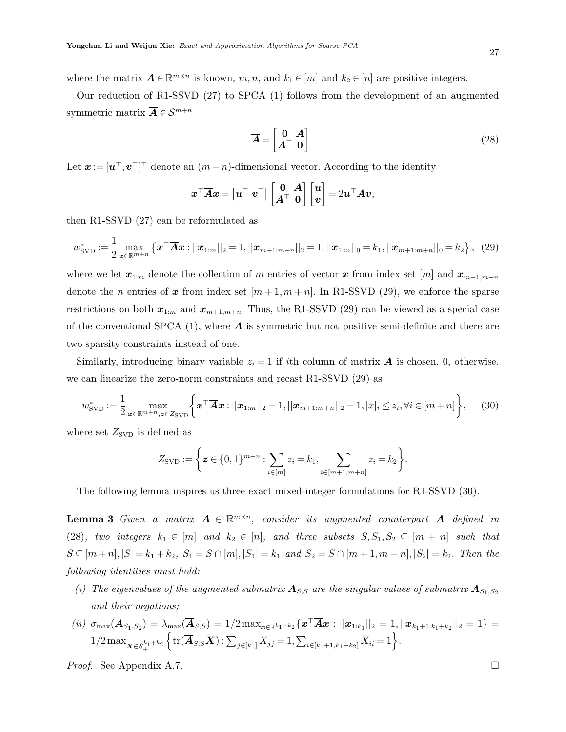where the matrix $\boldsymbol{A} \in \mathbb{R}^{m\times n}$ is known, $m, n$, and $k_1 \in [m]$ and $k_2 \in [n]$ are positive integers.

Our reduction of R1-SSVD (27) to SPCA (1) follows from the development of an augmented symmetric matrix $\overline{\boldsymbol{A}} \in \mathcal{S}^{m+n}$

$$\overline{\boldsymbol{A}} = \begin{bmatrix} \boldsymbol{0} & \boldsymbol{A} \\ \boldsymbol{A}^\top & \boldsymbol{0} \end{bmatrix}. \tag{28}$$

Let $\boldsymbol{x} := [\boldsymbol{u}^\top, \boldsymbol{v}^\top]^\top$ denote an $(m+n)$-dimensional vector. According to the identity

$$\boldsymbol{x}^\top \overline{\boldsymbol{A}} \boldsymbol{x} = \begin{bmatrix} \boldsymbol{u}^\top & \boldsymbol{v}^\top \end{bmatrix} \begin{bmatrix} \boldsymbol{0} & \boldsymbol{A} \\ \boldsymbol{A}^\top & \boldsymbol{0} \end{bmatrix} \begin{bmatrix} \boldsymbol{u} \\ \boldsymbol{v} \end{bmatrix} = 2\boldsymbol{u}^\top \boldsymbol{A} \boldsymbol{v},$$

then R1-SSVD (27) can be reformulated as

$$w^*_{\text{SVD}} := \frac{1}{2} \max_{\boldsymbol{x}\in\mathbb{R}^{m+n}} \left\{ \boldsymbol{x}^\top \overline{\boldsymbol{A}} \boldsymbol{x} : ||\boldsymbol{x}_{1:m}||_2 = 1, ||\boldsymbol{x}_{m+1:m+n}||_2 = 1, ||\boldsymbol{x}_{1:m}||_0 = k_1, ||\boldsymbol{x}_{m+1:m+n}||_0 = k_2 \right\}, \tag{29}$$

where we let $\boldsymbol{x}_{1:m}$ denote the collection of $m$ entries of vector $\boldsymbol{x}$ from index set $[m]$ and $\boldsymbol{x}_{m+1,m+n}$ denote the $n$ entries of $\boldsymbol{x}$ from index set $[m+1, m+n]$. In R1-SSVD (29), we enforce the sparse restrictions on both $\boldsymbol{x}_{1:m}$ and $\boldsymbol{x}_{m+1,m+n}$. Thus, the R1-SSVD (29) can be viewed as a special case of the conventional SPCA (1), where $\boldsymbol{A}$ is symmetric but not positive semi-definite and there are two sparsity constraints instead of one.

Similarly, introducing binary variable $z_i = 1$ if $i$th column of matrix $\overline{\boldsymbol{A}}$ is chosen, 0, otherwise, we can linearize the zero-norm constraints and recast R1-SSVD (29) as

$$w^*_{\text{SVD}} := \frac{1}{2} \max_{\boldsymbol{x}\in\mathbb{R}^{m+n}, \boldsymbol{z}\in Z_{\text{SVD}}} \left\{ \boldsymbol{x}^\top \overline{\boldsymbol{A}} \boldsymbol{x} : ||\boldsymbol{x}_{1:m}||_2 = 1, ||\boldsymbol{x}_{m+1:m+n}||_2 = 1, |x|_i \le z_i, \forall i \in [m+n] \right\}, \tag{30}$$

where set $Z_{\text{SVD}}$ is defined as

$$Z_{\text{SVD}} := \left\{ \boldsymbol{z} \in \{0,1\}^{m+n} : \sum_{i\in[m]} z_i = k_1, \sum_{i\in[m+1,m+n]} z_i = k_2 \right\}.$$

The following lemma inspires us three exact mixed-integer formulations for R1-SSVD (30).

**Lemma 3** *Given a matrix $\boldsymbol{A} \in \mathbb{R}^{m\times n}$, consider its augmented counterpart $\overline{\boldsymbol{A}}$ defined in (28), two integers $k_1 \in [m]$ and $k_2 \in [n]$, and three subsets $S, S_1, S_2 \subseteq [m+n]$ such that $S \subseteq [m+n], |S| = k_1 + k_2$, $S_1 = S \cap [m], |S_1| = k_1$ and $S_2 = S \cap [m+1, m+n], |S_2| = k_2$. Then the following identities must hold:*

- *(i) The eigenvalues of the augmented submatrix $\overline{\boldsymbol{A}}_{S,S}$ are the singular values of submatrix $\boldsymbol{A}_{S_1,S_2}$ and their negations;*
- *(ii) $\sigma_{\max}(\boldsymbol{A}_{S_1,S_2}) = \lambda_{\max}(\overline{\boldsymbol{A}}_{S,S}) = 1/2 \max_{\boldsymbol{x}\in\mathbb{R}^{k_1+k_2}} \{\boldsymbol{x}^\top \overline{\boldsymbol{A}} \boldsymbol{x} : ||\boldsymbol{x}_{1:k_1}||_2 = 1, ||\boldsymbol{x}_{k_1+1:k_1+k_2}||_2 = 1\} = 1/2 \max_{\boldsymbol{X}\in\mathcal{S}_+^{k_1+k_2}} \left\{ \text{tr}(\overline{\boldsymbol{A}}_{S,S}\boldsymbol{X}) : \sum_{j\in[k_1]} X_{jj} = 1, \sum_{i\in[k_1+1,k_1+k_2]} X_{ii} = 1 \right\}$.*

*Proof.* See Appendix A.7. □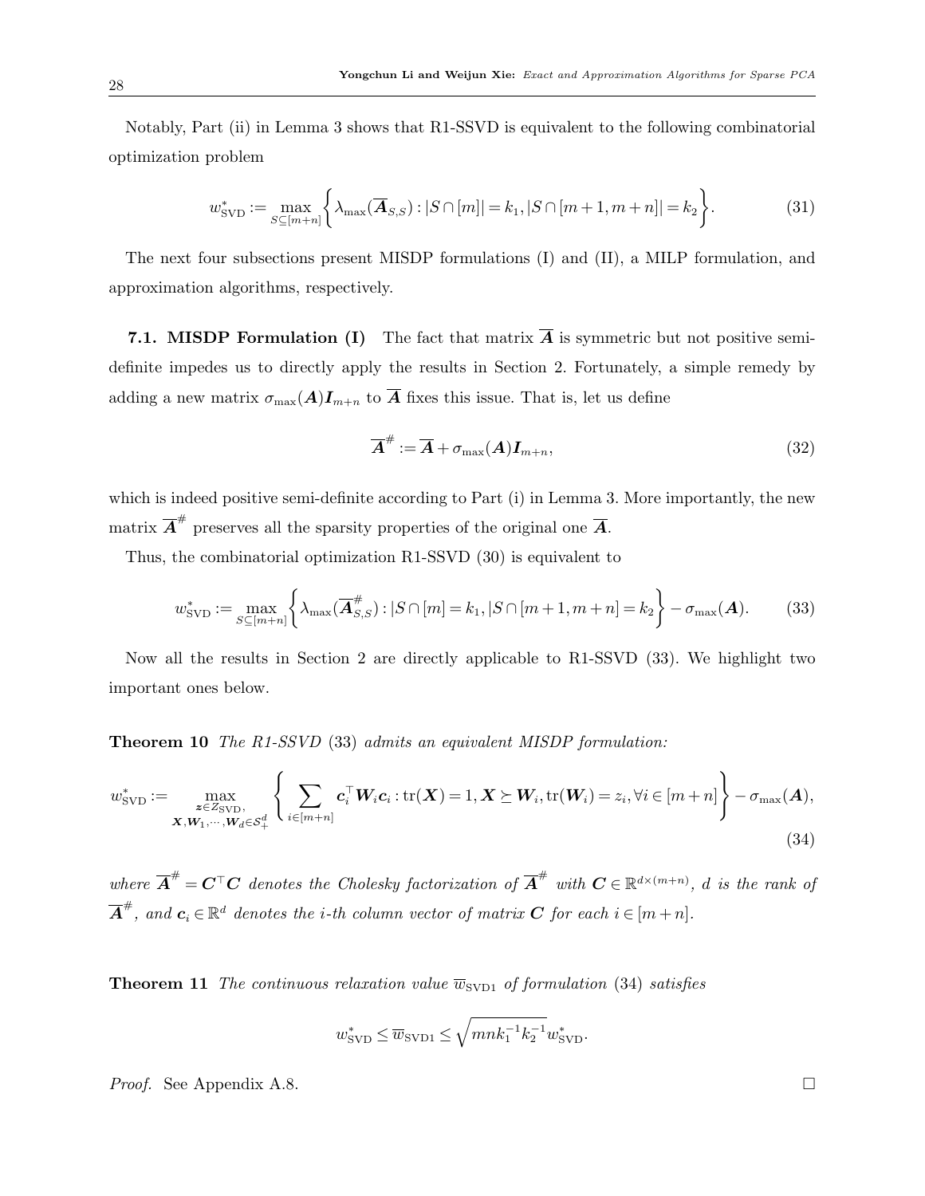Notably, Part (ii) in Lemma 3 shows that R1-SSVD is equivalent to the following combinatorial optimization problem

$$w_{\mathrm{SVD}}^* := \max_{S \subseteq [m+n]} \left\{ \lambda_{\max}(\overline{\boldsymbol{A}}_{S,S}) : |S \cap [m]| = k_1, |S \cap [m+1, m+n]| = k_2 \right\}. \tag{31}$$

The next four subsections present MISDP formulations (I) and (II), a MILP formulation, and approximation algorithms, respectively.

**7.1. MISDP Formulation (I)** The fact that matrix $\overline{\boldsymbol{A}}$ is symmetric but not positive semi-definite impedes us to directly apply the results in Section 2. Fortunately, a simple remedy by adding a new matrix $\sigma_{\max}(\boldsymbol{A})\boldsymbol{I}_{m+n}$ to $\overline{\boldsymbol{A}}$ fixes this issue. That is, let us define

$$\overline{\boldsymbol{A}}^{\#} := \overline{\boldsymbol{A}} + \sigma_{\max}(\boldsymbol{A})\boldsymbol{I}_{m+n}, \tag{32}$$

which is indeed positive semi-definite according to Part (i) in Lemma 3. More importantly, the new matrix $\overline{\boldsymbol{A}}^{\#}$ preserves all the sparsity properties of the original one $\overline{\boldsymbol{A}}$.

Thus, the combinatorial optimization R1-SSVD (30) is equivalent to

$$w_{\mathrm{SVD}}^* := \max_{S \subseteq [m+n]} \left\{ \lambda_{\max}(\overline{\boldsymbol{A}}_{S,S}^{\#}) : |S \cap [m] = k_1, |S \cap [m+1, m+n] = k_2 \right\} - \sigma_{\max}(\boldsymbol{A}). \tag{33}$$

Now all the results in Section 2 are directly applicable to R1-SSVD (33). We highlight two important ones below.

**Theorem 10** *The R1-SSVD* (33) *admits an equivalent MISDP formulation:*

$$w_{\mathrm{SVD}}^* := \max_{\substack{\boldsymbol{z} \in Z_{\mathrm{SVD}}, \\ \boldsymbol{X}, \boldsymbol{W}_1, \cdots, \boldsymbol{W}_d \in \mathcal{S}_+^d}} \left\{ \sum_{i \in [m+n]} \boldsymbol{c}_i^\top \boldsymbol{W}_i \boldsymbol{c}_i : \operatorname{tr}(\boldsymbol{X}) = 1, \boldsymbol{X} \succeq \boldsymbol{W}_i, \operatorname{tr}(\boldsymbol{W}_i) = z_i, \forall i \in [m+n] \right\} - \sigma_{\max}(\boldsymbol{A}), \tag{34}$$

*where $\overline{\boldsymbol{A}}^{\#} = \boldsymbol{C}^\top \boldsymbol{C}$ denotes the Cholesky factorization of $\overline{\boldsymbol{A}}^{\#}$ with $\boldsymbol{C} \in \mathbb{R}^{d \times (m+n)}$, $d$ is the rank of $\overline{\boldsymbol{A}}^{\#}$, and $\boldsymbol{c}_i \in \mathbb{R}^d$ denotes the $i$-th column vector of matrix $\boldsymbol{C}$ for each $i \in [m+n]$.*

**Theorem 11** *The continuous relaxation value $\overline{w}_{\mathrm{SVD1}}$ of formulation* (34) *satisfies*

$$w_{\mathrm{SVD}}^* \leq \overline{w}_{\mathrm{SVD1}} \leq \sqrt{mnk_1^{-1}k_2^{-1}}\, w_{\mathrm{SVD}}^*.$$

*Proof.* See Appendix A.8. $\square$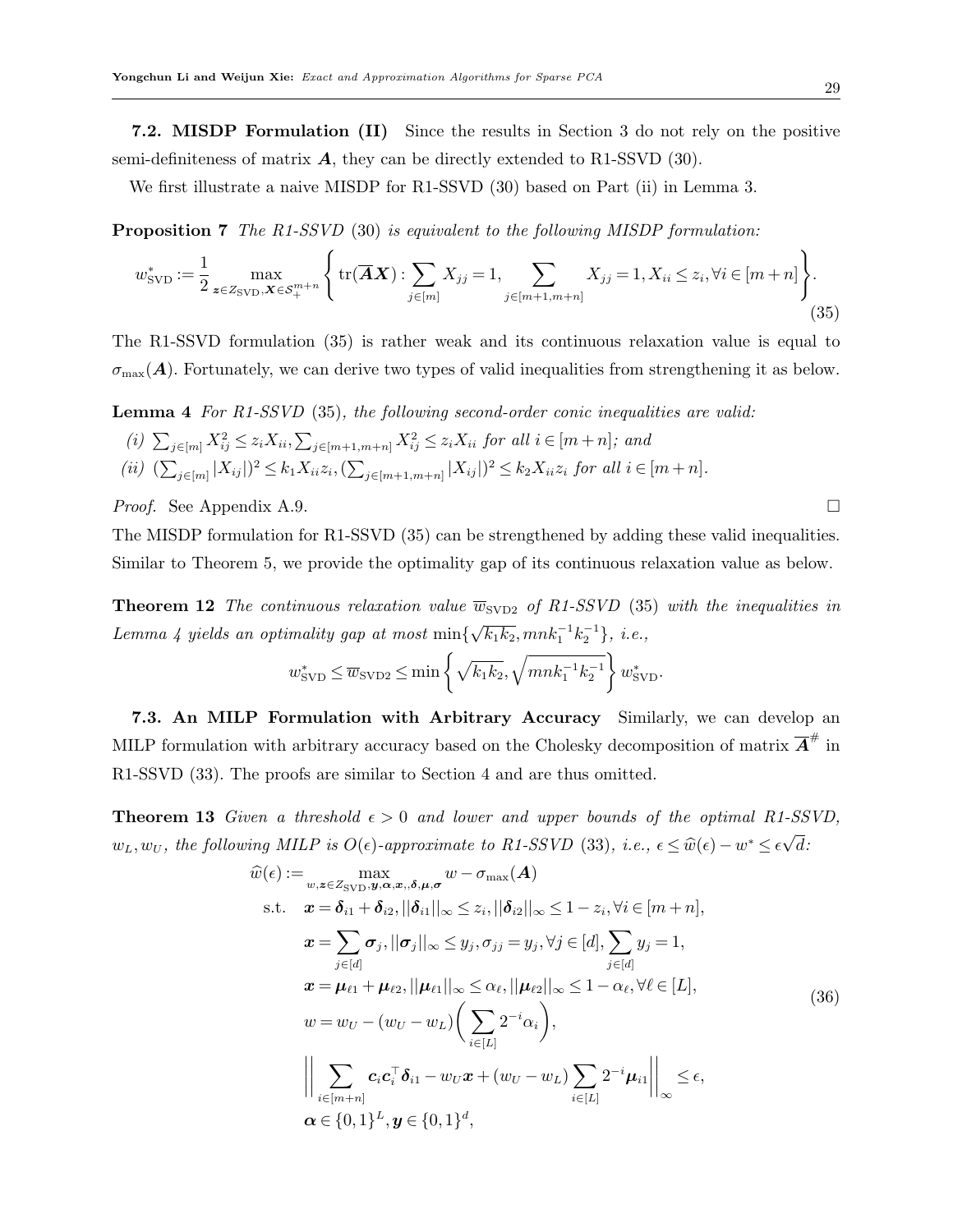**7.2. MISDP Formulation (II)** Since the results in Section 3 do not rely on the positive semi-definiteness of matrix $\boldsymbol{A}$, they can be directly extended to R1-SSVD (30).

We first illustrate a naive MISDP for R1-SSVD (30) based on Part (ii) in Lemma 3.

**Proposition 7** *The R1-SSVD* (30) *is equivalent to the following MISDP formulation:*

$$w^*_{\mathrm{SVD}} := \frac{1}{2} \max_{\boldsymbol{z}\in Z_{\mathrm{SVD}}, \boldsymbol{X}\in\mathcal{S}^{m+n}_+} \left\{ \operatorname{tr}(\overline{\boldsymbol{A}}\boldsymbol{X}) : \sum_{j\in[m]} X_{jj} = 1, \sum_{j\in[m+1,m+n]} X_{jj} = 1, X_{ii} \le z_i, \forall i \in [m+n] \right\}. \tag{35}$$

The R1-SSVD formulation (35) is rather weak and its continuous relaxation value is equal to $\sigma_{\max}(\boldsymbol{A})$. Fortunately, we can derive two types of valid inequalities from strengthening it as below.

**Lemma 4** *For R1-SSVD* (35)*, the following second-order conic inequalities are valid:*

*(i)* $\sum_{j\in[m]} X_{ij}^2 \le z_i X_{ii}, \sum_{j\in[m+1,m+n]} X_{ij}^2 \le z_i X_{ii}$ *for all* $i \in [m+n]$*; and*

*(ii)* $(\sum_{j\in[m]} |X_{ij}|)^2 \le k_1 X_{ii} z_i, (\sum_{j\in[m+1,m+n]} |X_{ij}|)^2 \le k_2 X_{ii} z_i$ *for all* $i \in [m+n]$.

*Proof.* See Appendix A.9. □

The MISDP formulation for R1-SSVD (35) can be strengthened by adding these valid inequalities. Similar to Theorem 5, we provide the optimality gap of its continuous relaxation value as below.

**Theorem 12** *The continuous relaxation value* $\overline{w}_{\mathrm{SVD2}}$ *of R1-SSVD* (35) *with the inequalities in Lemma 4 yields an optimality gap at most* $\min\{\sqrt{k_1k_2}, mnk_1^{-1}k_2^{-1}\}$*, i.e.,*

$$w^*_{\mathrm{SVD}} \le \overline{w}_{\mathrm{SVD2}} \le \min\left\{ \sqrt{k_1k_2}, \sqrt{mnk_1^{-1}k_2^{-1}} \right\} w^*_{\mathrm{SVD}}.$$

**7.3. An MILP Formulation with Arbitrary Accuracy** Similarly, we can develop an MILP formulation with arbitrary accuracy based on the Cholesky decomposition of matrix $\overline{\boldsymbol{A}}^{\#}$ in R1-SSVD (33). The proofs are similar to Section 4 and are thus omitted.

**Theorem 13** *Given a threshold* $\epsilon > 0$ *and lower and upper bounds of the optimal R1-SSVD,* $w_L, w_U$*, the following MILP is* $O(\epsilon)$*-approximate to R1-SSVD* (33)*, i.e.,* $\epsilon \le \widehat{w}(\epsilon) - w^* \le \epsilon\sqrt{d}$*:*

$$\begin{aligned}
\widehat{w}(\epsilon) := &\max_{w,\boldsymbol{z}\in Z_{\mathrm{SVD}},\boldsymbol{y},\boldsymbol{\alpha},\boldsymbol{x},\boldsymbol{\delta},\boldsymbol{\mu},\boldsymbol{\sigma}} w - \sigma_{\max}(\boldsymbol{A}) \\
\text{s.t.}\quad & \boldsymbol{x} = \boldsymbol{\delta}_{i1} + \boldsymbol{\delta}_{i2}, ||\boldsymbol{\delta}_{i1}||_\infty \le z_i, ||\boldsymbol{\delta}_{i2}||_\infty \le 1 - z_i, \forall i \in [m+n], \\
& \boldsymbol{x} = \sum_{j\in[d]} \boldsymbol{\sigma}_j, ||\boldsymbol{\sigma}_j||_\infty \le y_j, \sigma_{jj} = y_j, \forall j \in [d], \sum_{j\in[d]} y_j = 1, \\
& \boldsymbol{x} = \boldsymbol{\mu}_{\ell 1} + \boldsymbol{\mu}_{\ell 2}, ||\boldsymbol{\mu}_{\ell 1}||_\infty \le \alpha_\ell, ||\boldsymbol{\mu}_{\ell 2}||_\infty \le 1 - \alpha_\ell, \forall \ell \in [L], \\
& w = w_U - (w_U - w_L)\left( \sum_{i\in[L]} 2^{-i}\alpha_i \right), \\
& \left|\left| \sum_{i\in[m+n]} \boldsymbol{c}_i\boldsymbol{c}_i^\top \boldsymbol{\delta}_{i1} - w_U\boldsymbol{x} + (w_U - w_L)\sum_{i\in[L]} 2^{-i}\boldsymbol{\mu}_{i1} \right|\right|_\infty \le \epsilon, \\
& \boldsymbol{\alpha} \in \{0,1\}^L, \boldsymbol{y} \in \{0,1\}^d,
\end{aligned} \tag{36}$$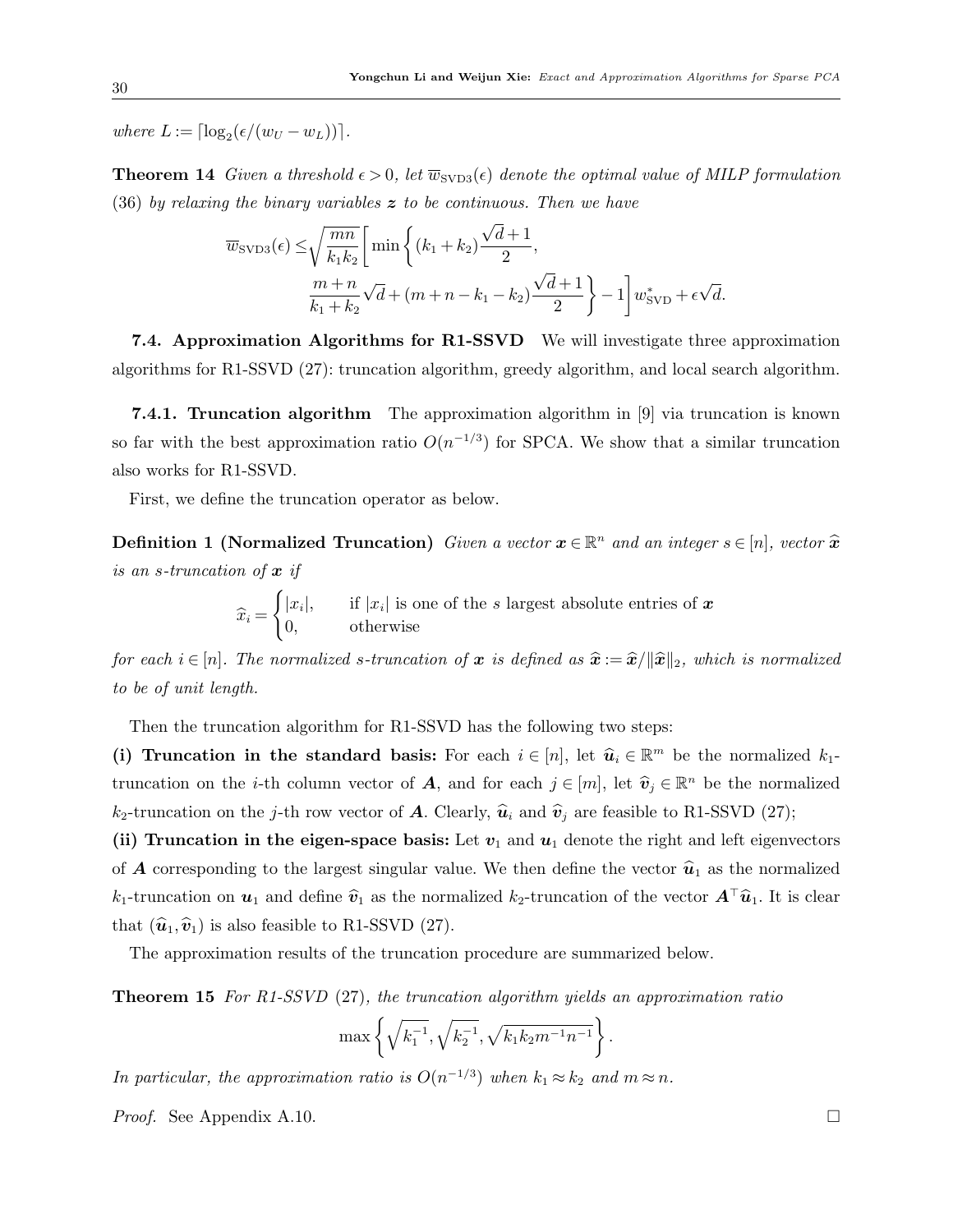*where* $L := \lceil \log_2(\epsilon/(w_U - w_L)) \rceil$.

**Theorem 14** *Given a threshold* $\epsilon > 0$*, let* $\overline{w}_{\mathrm{SVD3}}(\epsilon)$ *denote the optimal value of MILP formulation* (36) *by relaxing the binary variables* $\boldsymbol{z}$ *to be continuous. Then we have*

$$
\begin{aligned}
\overline{w}_{\mathrm{SVD3}}(\epsilon) \leq & \sqrt{\frac{mn}{k_1 k_2}} \Bigg[ \min\Bigg\{ (k_1+k_2)\frac{\sqrt{d}+1}{2}, \\
& \frac{m+n}{k_1+k_2}\sqrt{d} + (m+n-k_1-k_2)\frac{\sqrt{d}+1}{2} \Bigg\} - 1 \Bigg] w^*_{\mathrm{SVD}} + \epsilon\sqrt{d}.
\end{aligned}
$$

**7.4. Approximation Algorithms for R1-SSVD** We will investigate three approximation algorithms for R1-SSVD (27): truncation algorithm, greedy algorithm, and local search algorithm.

**7.4.1. Truncation algorithm** The approximation algorithm in [9] via truncation is known so far with the best approximation ratio $O(n^{-1/3})$ for SPCA. We show that a similar truncation also works for R1-SSVD.

First, we define the truncation operator as below.

**Definition 1 (Normalized Truncation)** *Given a vector* $\boldsymbol{x} \in \mathbb{R}^n$ *and an integer* $s \in [n]$*, vector* $\widehat{\boldsymbol{x}}$ *is an* $s$*-truncation of* $\boldsymbol{x}$ *if*

$$
\widehat{x}_i = \begin{cases} |x_i|, & \text{if } |x_i| \text{ is one of the } s \text{ largest absolute entries of } \boldsymbol{x} \\ 0, & \text{otherwise} \end{cases}
$$

*for each* $i \in [n]$*. The normalized* $s$*-truncation of* $\boldsymbol{x}$ *is defined as* $\widehat{\boldsymbol{x}} := \widehat{\boldsymbol{x}}/\|\widehat{\boldsymbol{x}}\|_2$*, which is normalized to be of unit length.*

Then the truncation algorithm for R1-SSVD has the following two steps:

**(i) Truncation in the standard basis:** For each $i \in [n]$, let $\widehat{\boldsymbol{u}}_i \in \mathbb{R}^m$ be the normalized $k_1$-truncation on the $i$-th column vector of $\boldsymbol{A}$, and for each $j \in [m]$, let $\widehat{\boldsymbol{v}}_j \in \mathbb{R}^n$ be the normalized $k_2$-truncation on the $j$-th row vector of $\boldsymbol{A}$. Clearly, $\widehat{\boldsymbol{u}}_i$ and $\widehat{\boldsymbol{v}}_j$ are feasible to R1-SSVD (27);

**(ii) Truncation in the eigen-space basis:** Let $\boldsymbol{v}_1$ and $\boldsymbol{u}_1$ denote the right and left eigenvectors of $\boldsymbol{A}$ corresponding to the largest singular value. We then define the vector $\widehat{\boldsymbol{u}}_1$ as the normalized $k_1$-truncation on $\boldsymbol{u}_1$ and define $\widehat{\boldsymbol{v}}_1$ as the normalized $k_2$-truncation of the vector $\boldsymbol{A}^\top \widehat{\boldsymbol{u}}_1$. It is clear that $(\widehat{\boldsymbol{u}}_1, \widehat{\boldsymbol{v}}_1)$ is also feasible to R1-SSVD (27).

The approximation results of the truncation procedure are summarized below.

**Theorem 15** *For R1-SSVD* (27)*, the truncation algorithm yields an approximation ratio*

$$
\max\left\{ \sqrt{k_1^{-1}}, \sqrt{k_2^{-1}}, \sqrt{k_1 k_2 m^{-1} n^{-1}} \right\}.
$$

*In particular, the approximation ratio is* $O(n^{-1/3})$ *when* $k_1 \approx k_2$ *and* $m \approx n$*.*

*Proof.* See Appendix A.10. □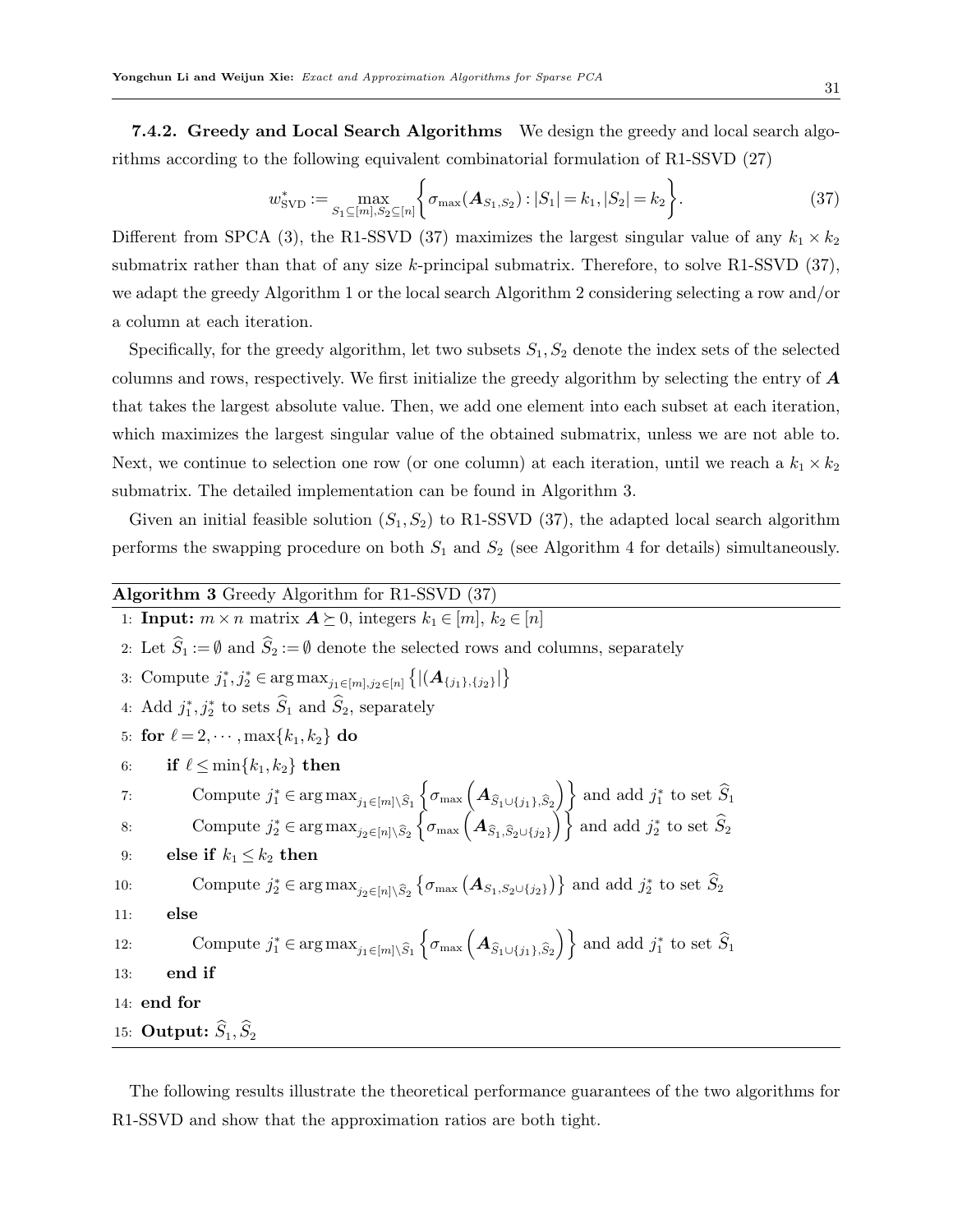**7.4.2. Greedy and Local Search Algorithms** We design the greedy and local search algorithms according to the following equivalent combinatorial formulation of R1-SSVD (27)

$$w^*_{\mathrm{SVD}} := \max_{S_1 \subseteq [m], S_2 \subseteq [n]} \left\{ \sigma_{\max}(\boldsymbol{A}_{S_1,S_2}) : |S_1| = k_1, |S_2| = k_2 \right\}. \tag{37}$$

Different from SPCA (3), the R1-SSVD (37) maximizes the largest singular value of any $k_1 \times k_2$ submatrix rather than that of any size $k$-principal submatrix. Therefore, to solve R1-SSVD (37), we adapt the greedy Algorithm 1 or the local search Algorithm 2 considering selecting a row and/or a column at each iteration.

Specifically, for the greedy algorithm, let two subsets $S_1, S_2$ denote the index sets of the selected columns and rows, respectively. We first initialize the greedy algorithm by selecting the entry of $\boldsymbol{A}$ that takes the largest absolute value. Then, we add one element into each subset at each iteration, which maximizes the largest singular value of the obtained submatrix, unless we are not able to. Next, we continue to selection one row (or one column) at each iteration, until we reach a $k_1 \times k_2$ submatrix. The detailed implementation can be found in Algorithm 3.

Given an initial feasible solution $(S_1, S_2)$ to R1-SSVD (37), the adapted local search algorithm performs the swapping procedure on both $S_1$ and $S_2$ (see Algorithm 4 for details) simultaneously.

**Algorithm 3** Greedy Algorithm for R1-SSVD (37)

1: **Input:** $m \times n$ matrix $\boldsymbol{A} \succeq 0$, integers $k_1 \in [m]$, $k_2 \in [n]$
2: Let $\widehat{S}_1 := \emptyset$ and $\widehat{S}_2 := \emptyset$ denote the selected rows and columns, separately
3: Compute $j_1^*, j_2^* \in \arg\max_{j_1 \in [m], j_2 \in [n]} \left\{ |(\boldsymbol{A}_{\{j_1\},\{j_2\}}|\right\}$
4: Add $j_1^*, j_2^*$ to sets $\widehat{S}_1$ and $\widehat{S}_2$, separately
5: **for** $\ell = 2, \cdots, \max\{k_1, k_2\}$ **do**
6: &nbsp;&nbsp;&nbsp;&nbsp;**if** $\ell \leq \min\{k_1, k_2\}$ **then**
7: &nbsp;&nbsp;&nbsp;&nbsp;&nbsp;&nbsp;&nbsp;&nbsp;Compute $j_1^* \in \arg\max_{j_1 \in [m] \setminus \widehat{S}_1} \left\{ \sigma_{\max}\left( \boldsymbol{A}_{\widehat{S}_1 \cup \{j_1\}, \widehat{S}_2} \right) \right\}$ and add $j_1^*$ to set $\widehat{S}_1$
8: &nbsp;&nbsp;&nbsp;&nbsp;&nbsp;&nbsp;&nbsp;&nbsp;Compute $j_2^* \in \arg\max_{j_2 \in [n] \setminus \widehat{S}_2} \left\{ \sigma_{\max}\left( \boldsymbol{A}_{\widehat{S}_1, \widehat{S}_2 \cup \{j_2\}} \right) \right\}$ and add $j_2^*$ to set $\widehat{S}_2$
9: &nbsp;&nbsp;&nbsp;&nbsp;**else if** $k_1 \leq k_2$ **then**
10: &nbsp;&nbsp;&nbsp;&nbsp;&nbsp;&nbsp;&nbsp;&nbsp;Compute $j_2^* \in \arg\max_{j_2 \in [n] \setminus \widehat{S}_2} \left\{ \sigma_{\max}\left( \boldsymbol{A}_{S_1, S_2 \cup \{j_2\}} \right) \right\}$ and add $j_2^*$ to set $\widehat{S}_2$
11: &nbsp;&nbsp;&nbsp;&nbsp;**else**
12: &nbsp;&nbsp;&nbsp;&nbsp;&nbsp;&nbsp;&nbsp;&nbsp;Compute $j_1^* \in \arg\max_{j_1 \in [m] \setminus \widehat{S}_1} \left\{ \sigma_{\max}\left( \boldsymbol{A}_{\widehat{S}_1 \cup \{j_1\}, \widehat{S}_2} \right) \right\}$ and add $j_1^*$ to set $\widehat{S}_1$
13: &nbsp;&nbsp;&nbsp;&nbsp;**end if**
14: **end for**
15: **Output:** $\widehat{S}_1, \widehat{S}_2$

The following results illustrate the theoretical performance guarantees of the two algorithms for R1-SSVD and show that the approximation ratios are both tight.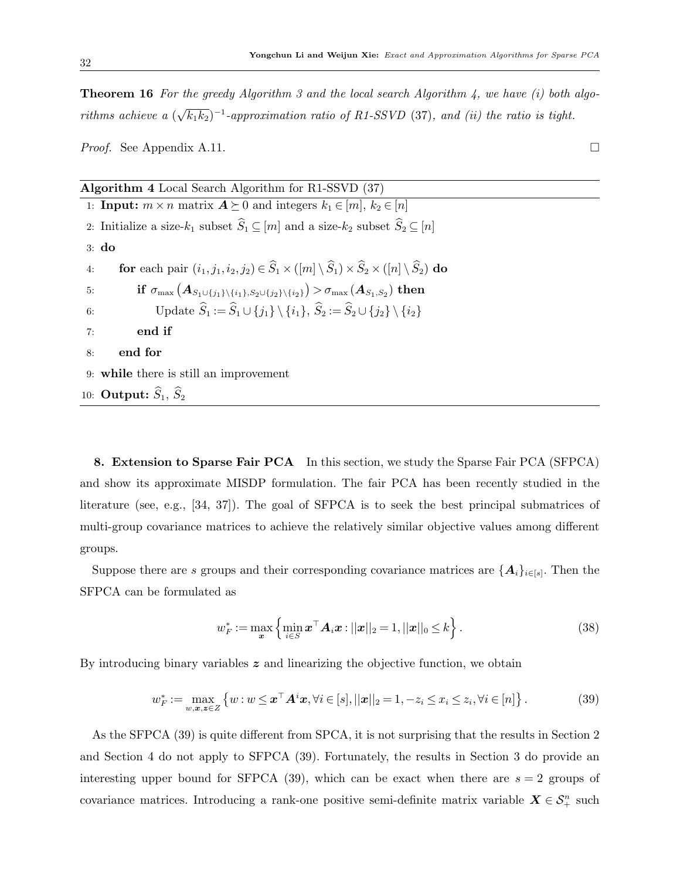**Theorem 16** *For the greedy Algorithm 3 and the local search Algorithm 4, we have (i) both algorithms achieve a $(\sqrt{k_1 k_2})^{-1}$-approximation ratio of R1-SSVD (37), and (ii) the ratio is tight.*

*Proof.* See Appendix A.11. □

---

**Algorithm 4** Local Search Algorithm for R1-SSVD (37)

1: **Input:** $m \times n$ matrix $\boldsymbol{A} \succeq 0$ and integers $k_1 \in [m]$, $k_2 \in [n]$

2: Initialize a size-$k_1$ subset $\widehat{S}_1 \subseteq [m]$ and a size-$k_2$ subset $\widehat{S}_2 \subseteq [n]$

3: **do**

4: &nbsp;&nbsp;&nbsp;&nbsp;**for** each pair $(i_1, j_1, i_2, j_2) \in \widehat{S}_1 \times ([m] \setminus \widehat{S}_1) \times \widehat{S}_2 \times ([n] \setminus \widehat{S}_2)$ **do**

5: &nbsp;&nbsp;&nbsp;&nbsp;&nbsp;&nbsp;&nbsp;&nbsp;**if** $\sigma_{\max}\left(\boldsymbol{A}_{S_1 \cup \{j_1\} \setminus \{i_1\}, S_2 \cup \{j_2\} \setminus \{i_2\}}\right) > \sigma_{\max}\left(\boldsymbol{A}_{S_1, S_2}\right)$ **then**

6: &nbsp;&nbsp;&nbsp;&nbsp;&nbsp;&nbsp;&nbsp;&nbsp;&nbsp;&nbsp;&nbsp;&nbsp;Update $\widehat{S}_1 := \widehat{S}_1 \cup \{j_1\} \setminus \{i_1\}$, $\widehat{S}_2 := \widehat{S}_2 \cup \{j_2\} \setminus \{i_2\}$

7: &nbsp;&nbsp;&nbsp;&nbsp;&nbsp;&nbsp;&nbsp;&nbsp;**end if**

8: &nbsp;&nbsp;&nbsp;&nbsp;**end for**

9: **while** there is still an improvement

10: **Output:** $\widehat{S}_1$, $\widehat{S}_2$

---

## 8. Extension to Sparse Fair PCA

In this section, we study the Sparse Fair PCA (SFPCA) and show its approximate MISDP formulation. The fair PCA has been recently studied in the literature (see, e.g., [34, 37]). The goal of SFPCA is to seek the best principal submatrices of multi-group covariance matrices to achieve the relatively similar objective values among different groups.

Suppose there are $s$ groups and their corresponding covariance matrices are $\{\boldsymbol{A}_i\}_{i \in [s]}$. Then the SFPCA can be formulated as

$$w_F^* := \max_{\boldsymbol{x}} \left\{ \min_{i \in S} \boldsymbol{x}^\top \boldsymbol{A}_i \boldsymbol{x} : ||\boldsymbol{x}||_2 = 1, ||\boldsymbol{x}||_0 \leq k \right\}. \tag{38}$$

By introducing binary variables $\boldsymbol{z}$ and linearizing the objective function, we obtain

$$w_F^* := \max_{w, \boldsymbol{x}, \boldsymbol{z} \in Z} \left\{ w : w \leq \boldsymbol{x}^\top \boldsymbol{A}^i \boldsymbol{x}, \forall i \in [s], ||\boldsymbol{x}||_2 = 1, -z_i \leq x_i \leq z_i, \forall i \in [n] \right\}. \tag{39}$$

As the SFPCA (39) is quite different from SPCA, it is not surprising that the results in Section 2 and Section 4 do not apply to SFPCA (39). Fortunately, the results in Section 3 do provide an interesting upper bound for SFPCA (39), which can be exact when there are $s = 2$ groups of covariance matrices. Introducing a rank-one positive semi-definite matrix variable $\boldsymbol{X} \in \mathcal{S}_+^n$ such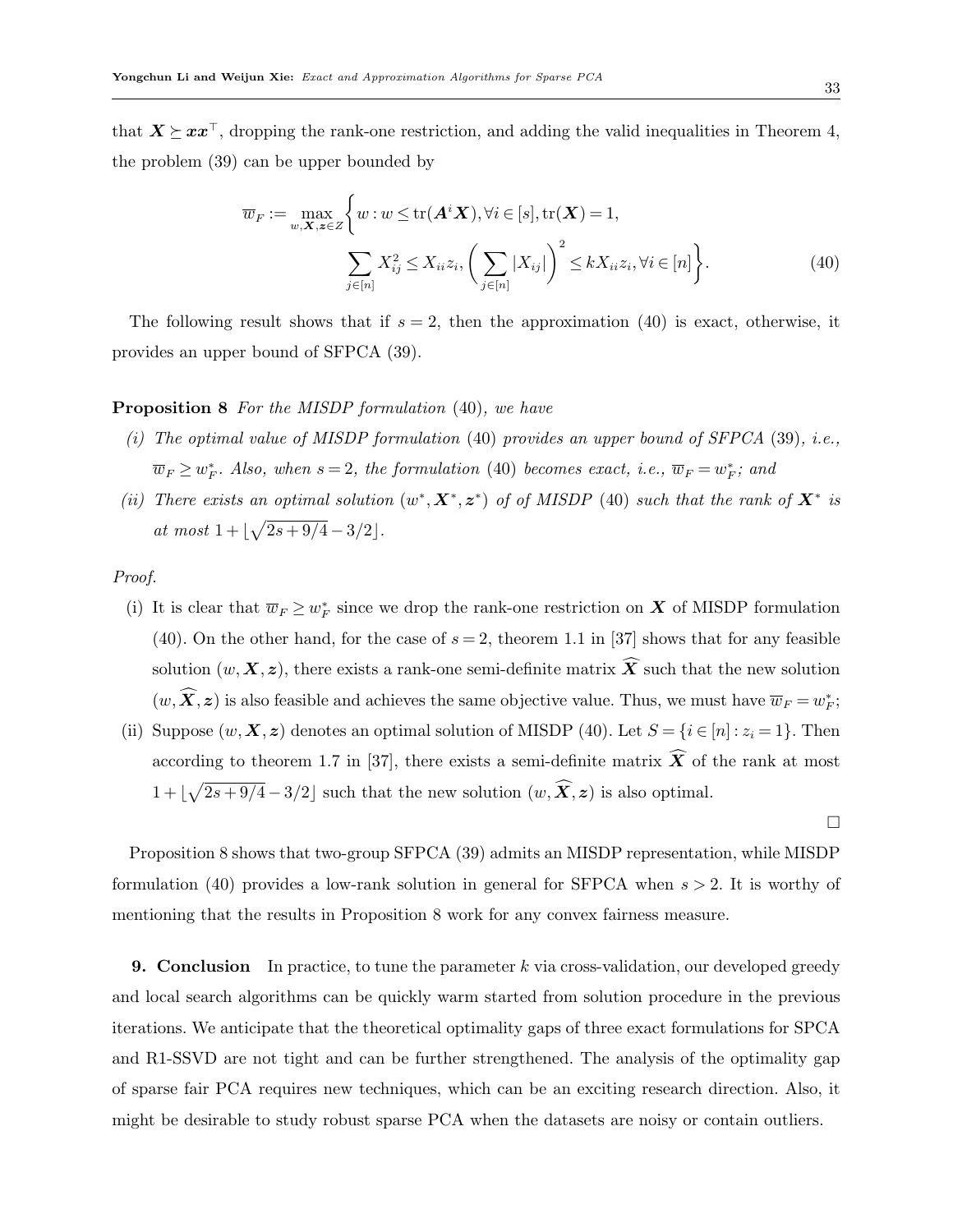that $\boldsymbol{X} \succeq \boldsymbol{x}\boldsymbol{x}^\top$, dropping the rank-one restriction, and adding the valid inequalities in Theorem 4, the problem (39) can be upper bounded by

$$
\overline{w}_F := \max_{w, \boldsymbol{X}, \boldsymbol{z} \in Z} \left\{ w : w \leq \operatorname{tr}(\boldsymbol{A}^i \boldsymbol{X}), \forall i \in [s], \operatorname{tr}(\boldsymbol{X}) = 1, \right.
$$
$$
\left. \sum_{j \in [n]} X_{ij}^2 \leq X_{ii} z_i, \left( \sum_{j \in [n]} |X_{ij}| \right)^2 \leq k X_{ii} z_i, \forall i \in [n] \right\}. \tag{40}
$$

The following result shows that if $s = 2$, then the approximation (40) is exact, otherwise, it provides an upper bound of SFPCA (39).

**Proposition 8** *For the MISDP formulation* (40)*, we have*

*(i) The optimal value of MISDP formulation* (40) *provides an upper bound of SFPCA* (39)*, i.e.,* $\overline{w}_F \geq w_F^*$*. Also, when* $s = 2$*, the formulation* (40) *becomes exact, i.e.,* $\overline{w}_F = w_F^*$*; and*

*(ii) There exists an optimal solution* $(w^*, \boldsymbol{X}^*, \boldsymbol{z}^*)$ *of of MISDP* (40) *such that the rank of* $\boldsymbol{X}^*$ *is at most* $1 + \lfloor \sqrt{2s + 9/4} - 3/2 \rfloor$*.*

*Proof.*

(i) It is clear that $\overline{w}_F \geq w_F^*$ since we drop the rank-one restriction on $\boldsymbol{X}$ of MISDP formulation (40). On the other hand, for the case of $s = 2$, theorem 1.1 in [37] shows that for any feasible solution $(w, \boldsymbol{X}, \boldsymbol{z})$, there exists a rank-one semi-definite matrix $\widehat{\boldsymbol{X}}$ such that the new solution $(w, \widehat{\boldsymbol{X}}, \boldsymbol{z})$ is also feasible and achieves the same objective value. Thus, we must have $\overline{w}_F = w_F^*$;

(ii) Suppose $(w, \boldsymbol{X}, \boldsymbol{z})$ denotes an optimal solution of MISDP (40). Let $S = \{i \in [n] : z_i = 1\}$. Then according to theorem 1.7 in [37], there exists a semi-definite matrix $\widehat{\boldsymbol{X}}$ of the rank at most $1 + \lfloor \sqrt{2s + 9/4} - 3/2 \rfloor$ such that the new solution $(w, \widehat{\boldsymbol{X}}, \boldsymbol{z})$ is also optimal.

□

Proposition 8 shows that two-group SFPCA (39) admits an MISDP representation, while MISDP formulation (40) provides a low-rank solution in general for SFPCA when $s > 2$. It is worthy of mentioning that the results in Proposition 8 work for any convex fairness measure.

**9. Conclusion** In practice, to tune the parameter $k$ via cross-validation, our developed greedy and local search algorithms can be quickly warm started from solution procedure in the previous iterations. We anticipate that the theoretical optimality gaps of three exact formulations for SPCA and R1-SSVD are not tight and can be further strengthened. The analysis of the optimality gap of sparse fair PCA requires new techniques, which can be an exciting research direction. Also, it might be desirable to study robust sparse PCA when the datasets are noisy or contain outliers.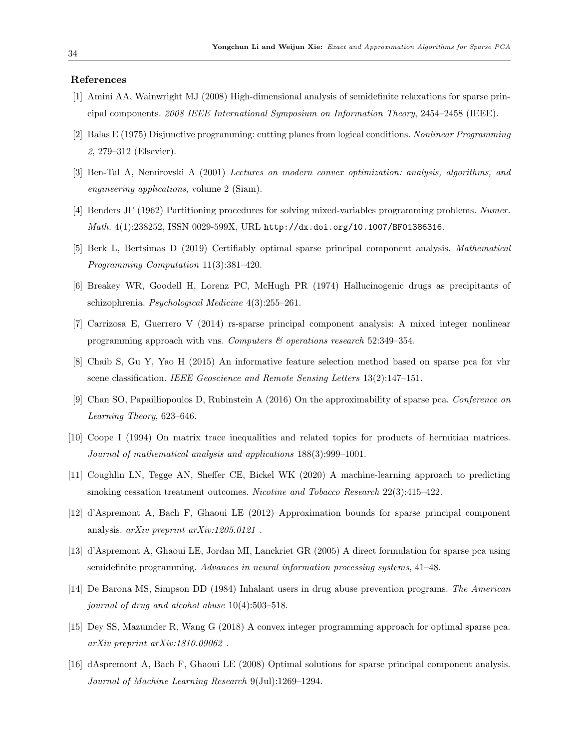### References

[1] Amini AA, Wainwright MJ (2008) High-dimensional analysis of semidefinite relaxations for sparse principal components. *2008 IEEE International Symposium on Information Theory*, 2454–2458 (IEEE).

[2] Balas E (1975) Disjunctive programming: cutting planes from logical conditions. *Nonlinear Programming 2*, 279–312 (Elsevier).

[3] Ben-Tal A, Nemirovski A (2001) *Lectures on modern convex optimization: analysis, algorithms, and engineering applications*, volume 2 (Siam).

[4] Benders JF (1962) Partitioning procedures for solving mixed-variables programming problems. *Numer. Math.* 4(1):238252, ISSN 0029-599X, URL `http://dx.doi.org/10.1007/BF01386316`.

[5] Berk L, Bertsimas D (2019) Certifiably optimal sparse principal component analysis. *Mathematical Programming Computation* 11(3):381–420.

[6] Breakey WR, Goodell H, Lorenz PC, McHugh PR (1974) Hallucinogenic drugs as precipitants of schizophrenia. *Psychological Medicine* 4(3):255–261.

[7] Carrizosa E, Guerrero V (2014) rs-sparse principal component analysis: A mixed integer nonlinear programming approach with vns. *Computers & operations research* 52:349–354.

[8] Chaib S, Gu Y, Yao H (2015) An informative feature selection method based on sparse pca for vhr scene classification. *IEEE Geoscience and Remote Sensing Letters* 13(2):147–151.

[9] Chan SO, Papailliopoulos D, Rubinstein A (2016) On the approximability of sparse pca. *Conference on Learning Theory*, 623–646.

[10] Coope I (1994) On matrix trace inequalities and related topics for products of hermitian matrices. *Journal of mathematical analysis and applications* 188(3):999–1001.

[11] Coughlin LN, Tegge AN, Sheffer CE, Bickel WK (2020) A machine-learning approach to predicting smoking cessation treatment outcomes. *Nicotine and Tobacco Research* 22(3):415–422.

[12] d'Aspremont A, Bach F, Ghaoui LE (2012) Approximation bounds for sparse principal component analysis. *arXiv preprint arXiv:1205.0121* .

[13] d'Aspremont A, Ghaoui LE, Jordan MI, Lanckriet GR (2005) A direct formulation for sparse pca using semidefinite programming. *Advances in neural information processing systems*, 41–48.

[14] De Barona MS, Simpson DD (1984) Inhalant users in drug abuse prevention programs. *The American journal of drug and alcohol abuse* 10(4):503–518.

[15] Dey SS, Mazumder R, Wang G (2018) A convex integer programming approach for optimal sparse pca. *arXiv preprint arXiv:1810.09062* .

[16] dAspremont A, Bach F, Ghaoui LE (2008) Optimal solutions for sparse principal component analysis. *Journal of Machine Learning Research* 9(Jul):1269–1294.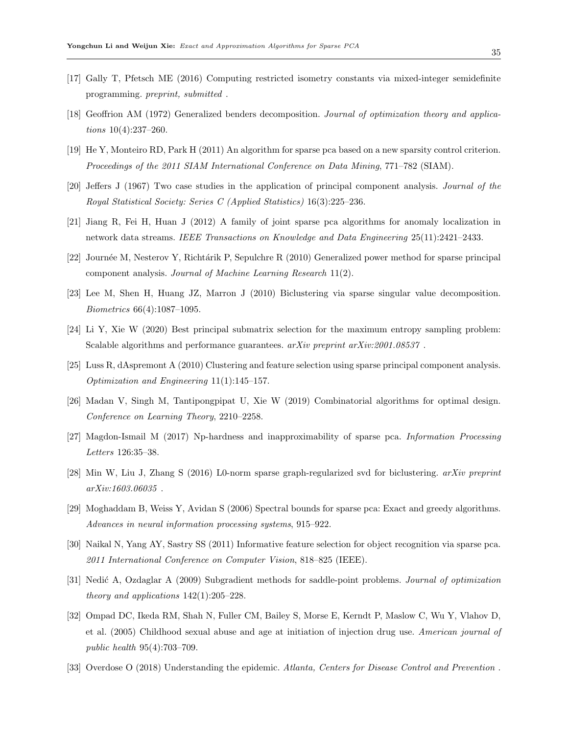[17] Gally T, Pfetsch ME (2016) Computing restricted isometry constants via mixed-integer semidefinite programming. *preprint, submitted* .

[18] Geoffrion AM (1972) Generalized benders decomposition. *Journal of optimization theory and applications* 10(4):237–260.

[19] He Y, Monteiro RD, Park H (2011) An algorithm for sparse pca based on a new sparsity control criterion. *Proceedings of the 2011 SIAM International Conference on Data Mining*, 771–782 (SIAM).

[20] Jeffers J (1967) Two case studies in the application of principal component analysis. *Journal of the Royal Statistical Society: Series C (Applied Statistics)* 16(3):225–236.

[21] Jiang R, Fei H, Huan J (2012) A family of joint sparse pca algorithms for anomaly localization in network data streams. *IEEE Transactions on Knowledge and Data Engineering* 25(11):2421–2433.

[22] Journée M, Nesterov Y, Richtárik P, Sepulchre R (2010) Generalized power method for sparse principal component analysis. *Journal of Machine Learning Research* 11(2).

[23] Lee M, Shen H, Huang JZ, Marron J (2010) Biclustering via sparse singular value decomposition. *Biometrics* 66(4):1087–1095.

[24] Li Y, Xie W (2020) Best principal submatrix selection for the maximum entropy sampling problem: Scalable algorithms and performance guarantees. *arXiv preprint arXiv:2001.08537* .

[25] Luss R, dAspremont A (2010) Clustering and feature selection using sparse principal component analysis. *Optimization and Engineering* 11(1):145–157.

[26] Madan V, Singh M, Tantipongpipat U, Xie W (2019) Combinatorial algorithms for optimal design. *Conference on Learning Theory*, 2210–2258.

[27] Magdon-Ismail M (2017) Np-hardness and inapproximability of sparse pca. *Information Processing Letters* 126:35–38.

[28] Min W, Liu J, Zhang S (2016) L0-norm sparse graph-regularized svd for biclustering. *arXiv preprint arXiv:1603.06035* .

[29] Moghaddam B, Weiss Y, Avidan S (2006) Spectral bounds for sparse pca: Exact and greedy algorithms. *Advances in neural information processing systems*, 915–922.

[30] Naikal N, Yang AY, Sastry SS (2011) Informative feature selection for object recognition via sparse pca. *2011 International Conference on Computer Vision*, 818–825 (IEEE).

[31] Nedić A, Ozdaglar A (2009) Subgradient methods for saddle-point problems. *Journal of optimization theory and applications* 142(1):205–228.

[32] Ompad DC, Ikeda RM, Shah N, Fuller CM, Bailey S, Morse E, Kerndt P, Maslow C, Wu Y, Vlahov D, et al. (2005) Childhood sexual abuse and age at initiation of injection drug use. *American journal of public health* 95(4):703–709.

[33] Overdose O (2018) Understanding the epidemic. *Atlanta, Centers for Disease Control and Prevention* .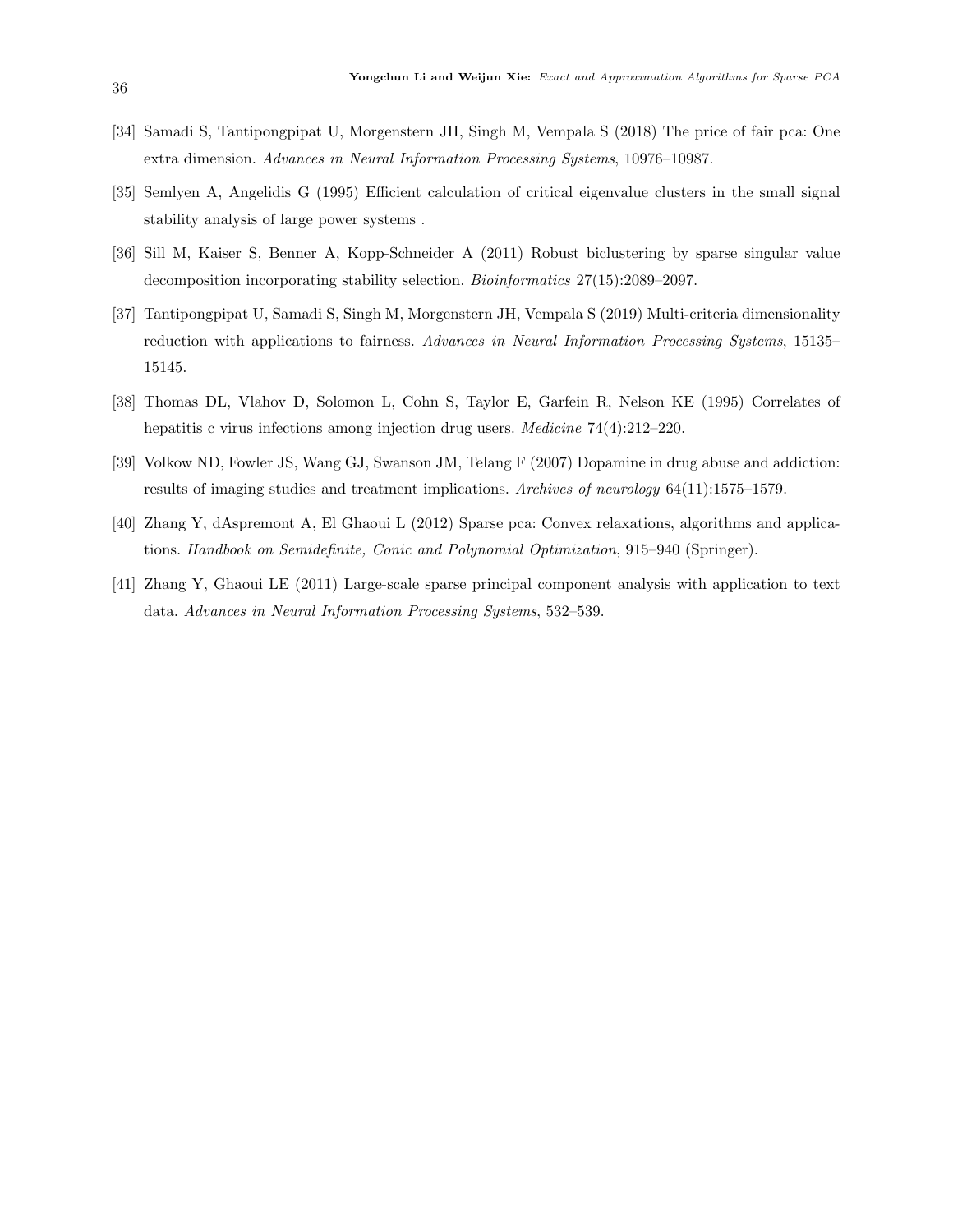[34] Samadi S, Tantipongpipat U, Morgenstern JH, Singh M, Vempala S (2018) The price of fair pca: One extra dimension. *Advances in Neural Information Processing Systems*, 10976–10987.

[35] Semlyen A, Angelidis G (1995) Efficient calculation of critical eigenvalue clusters in the small signal stability analysis of large power systems .

[36] Sill M, Kaiser S, Benner A, Kopp-Schneider A (2011) Robust biclustering by sparse singular value decomposition incorporating stability selection. *Bioinformatics* 27(15):2089–2097.

[37] Tantipongpipat U, Samadi S, Singh M, Morgenstern JH, Vempala S (2019) Multi-criteria dimensionality reduction with applications to fairness. *Advances in Neural Information Processing Systems*, 15135–15145.

[38] Thomas DL, Vlahov D, Solomon L, Cohn S, Taylor E, Garfein R, Nelson KE (1995) Correlates of hepatitis c virus infections among injection drug users. *Medicine* 74(4):212–220.

[39] Volkow ND, Fowler JS, Wang GJ, Swanson JM, Telang F (2007) Dopamine in drug abuse and addiction: results of imaging studies and treatment implications. *Archives of neurology* 64(11):1575–1579.

[40] Zhang Y, dAspremont A, El Ghaoui L (2012) Sparse pca: Convex relaxations, algorithms and applications. *Handbook on Semidefinite, Conic and Polynomial Optimization*, 915–940 (Springer).

[41] Zhang Y, Ghaoui LE (2011) Large-scale sparse principal component analysis with application to text data. *Advances in Neural Information Processing Systems*, 532–539.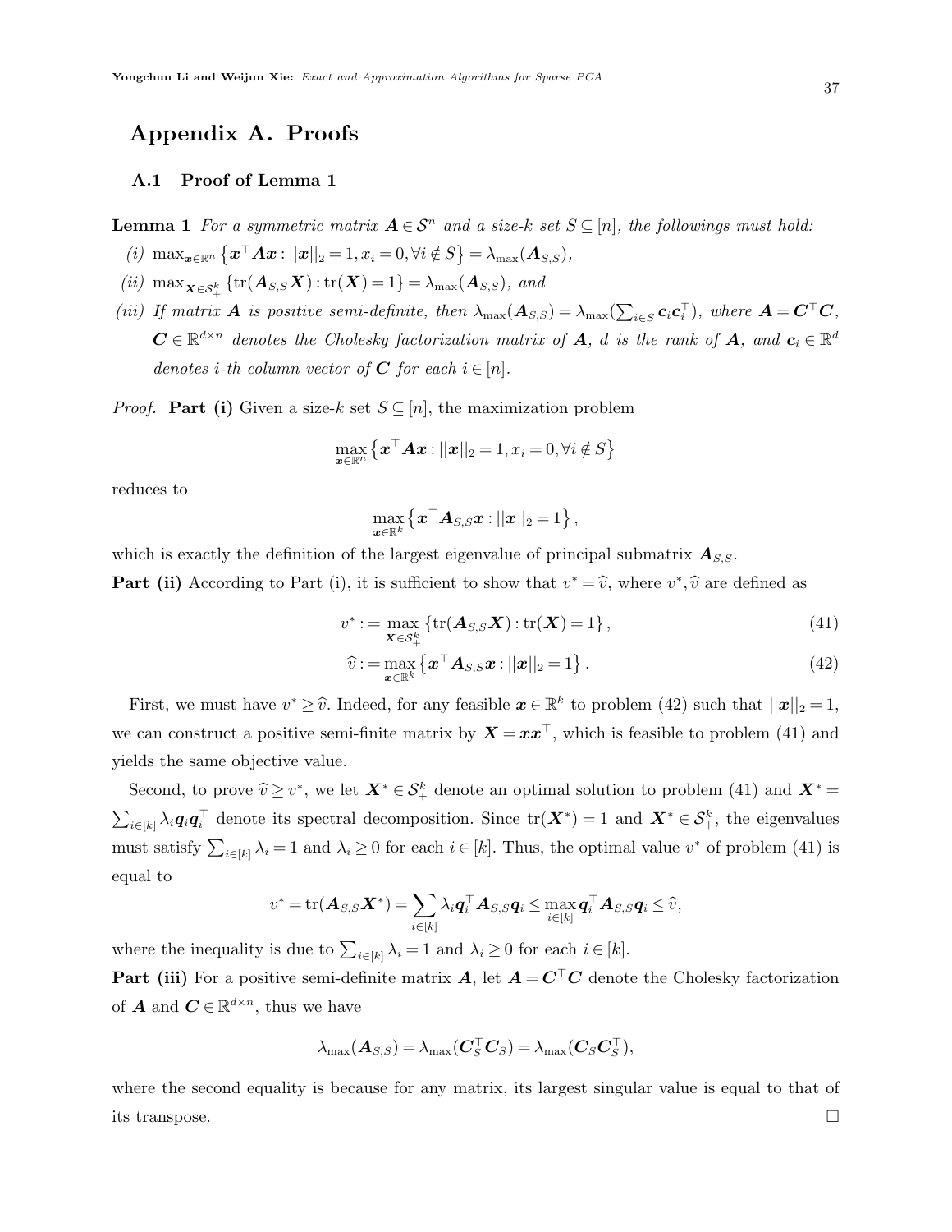# Appendix A. Proofs

## A.1 Proof of Lemma 1

**Lemma 1** *For a symmetric matrix $\boldsymbol{A} \in \mathcal{S}^n$ and a size-$k$ set $S \subseteq [n]$, the followings must hold:*

*(i)* $\max_{\boldsymbol{x} \in \mathbb{R}^n} \left\{ \boldsymbol{x}^\top \boldsymbol{A} \boldsymbol{x} : ||\boldsymbol{x}||_2 = 1, x_i = 0, \forall i \notin S \right\} = \lambda_{\max}(\boldsymbol{A}_{S,S})$,

*(ii)* $\max_{\boldsymbol{X} \in \mathcal{S}_+^k} \left\{ \operatorname{tr}(\boldsymbol{A}_{S,S}\boldsymbol{X}) : \operatorname{tr}(\boldsymbol{X}) = 1 \right\} = \lambda_{\max}(\boldsymbol{A}_{S,S})$, *and*

*(iii) If matrix $\boldsymbol{A}$ is positive semi-definite, then $\lambda_{\max}(\boldsymbol{A}_{S,S}) = \lambda_{\max}(\sum_{i \in S} \boldsymbol{c}_i \boldsymbol{c}_i^\top)$, where $\boldsymbol{A} = \boldsymbol{C}^\top \boldsymbol{C}$, $\boldsymbol{C} \in \mathbb{R}^{d \times n}$ denotes the Cholesky factorization matrix of $\boldsymbol{A}$, $d$ is the rank of $\boldsymbol{A}$, and $\boldsymbol{c}_i \in \mathbb{R}^d$ denotes $i$-th column vector of $\boldsymbol{C}$ for each $i \in [n]$.*

*Proof.* **Part (i)** Given a size-$k$ set $S \subseteq [n]$, the maximization problem

$$\max_{\boldsymbol{x} \in \mathbb{R}^n} \left\{ \boldsymbol{x}^\top \boldsymbol{A} \boldsymbol{x} : ||\boldsymbol{x}||_2 = 1, x_i = 0, \forall i \notin S \right\}$$

reduces to

$$\max_{\boldsymbol{x} \in \mathbb{R}^k} \left\{ \boldsymbol{x}^\top \boldsymbol{A}_{S,S} \boldsymbol{x} : ||\boldsymbol{x}||_2 = 1 \right\},$$

which is exactly the definition of the largest eigenvalue of principal submatrix $\boldsymbol{A}_{S,S}$.

**Part (ii)** According to Part (i), it is sufficient to show that $v^* = \widehat{v}$, where $v^*, \widehat{v}$ are defined as

$$v^* := \max_{\boldsymbol{X} \in \mathcal{S}_+^k} \left\{ \operatorname{tr}(\boldsymbol{A}_{S,S}\boldsymbol{X}) : \operatorname{tr}(\boldsymbol{X}) = 1 \right\}, \tag{41}$$

$$\widehat{v} := \max_{\boldsymbol{x} \in \mathbb{R}^k} \left\{ \boldsymbol{x}^\top \boldsymbol{A}_{S,S} \boldsymbol{x} : ||\boldsymbol{x}||_2 = 1 \right\}. \tag{42}$$

First, we must have $v^* \geq \widehat{v}$. Indeed, for any feasible $\boldsymbol{x} \in \mathbb{R}^k$ to problem (42) such that $||\boldsymbol{x}||_2 = 1$, we can construct a positive semi-finite matrix by $\boldsymbol{X} = \boldsymbol{x}\boldsymbol{x}^\top$, which is feasible to problem (41) and yields the same objective value.

Second, to prove $\widehat{v} \geq v^*$, we let $\boldsymbol{X}^* \in \mathcal{S}_+^k$ denote an optimal solution to problem (41) and $\boldsymbol{X}^* = \sum_{i \in [k]} \lambda_i \boldsymbol{q}_i \boldsymbol{q}_i^\top$ denote its spectral decomposition. Since $\operatorname{tr}(\boldsymbol{X}^*) = 1$ and $\boldsymbol{X}^* \in \mathcal{S}_+^k$, the eigenvalues must satisfy $\sum_{i \in [k]} \lambda_i = 1$ and $\lambda_i \geq 0$ for each $i \in [k]$. Thus, the optimal value $v^*$ of problem (41) is equal to

$$v^* = \operatorname{tr}(\boldsymbol{A}_{S,S}\boldsymbol{X}^*) = \sum_{i \in [k]} \lambda_i \boldsymbol{q}_i^\top \boldsymbol{A}_{S,S} \boldsymbol{q}_i \leq \max_{i \in [k]} \boldsymbol{q}_i^\top \boldsymbol{A}_{S,S} \boldsymbol{q}_i \leq \widehat{v},$$

where the inequality is due to $\sum_{i \in [k]} \lambda_i = 1$ and $\lambda_i \geq 0$ for each $i \in [k]$.

**Part (iii)** For a positive semi-definite matrix $\boldsymbol{A}$, let $\boldsymbol{A} = \boldsymbol{C}^\top \boldsymbol{C}$ denote the Cholesky factorization of $\boldsymbol{A}$ and $\boldsymbol{C} \in \mathbb{R}^{d \times n}$, thus we have

$$\lambda_{\max}(\boldsymbol{A}_{S,S}) = \lambda_{\max}(\boldsymbol{C}_S^\top \boldsymbol{C}_S) = \lambda_{\max}(\boldsymbol{C}_S \boldsymbol{C}_S^\top),$$

where the second equality is because for any matrix, its largest singular value is equal to that of its transpose. $\square$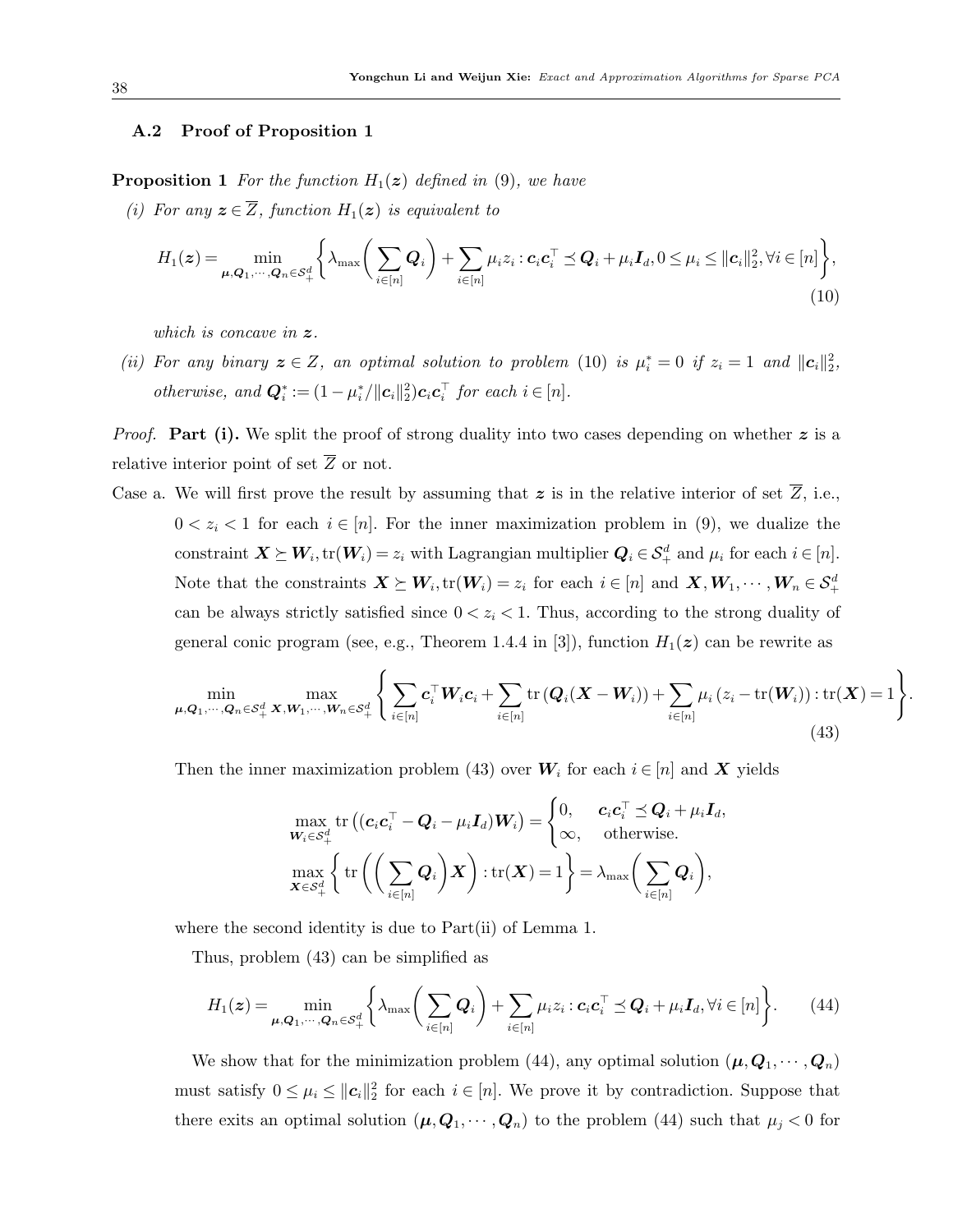### A.2 Proof of Proposition 1

**Proposition 1** *For the function $H_1(\boldsymbol{z})$ defined in (9), we have*

*(i) For any $\boldsymbol{z} \in \overline{Z}$, function $H_1(\boldsymbol{z})$ is equivalent to*

$$H_1(\boldsymbol{z}) = \min_{\boldsymbol{\mu}, \boldsymbol{Q}_1, \cdots, \boldsymbol{Q}_n \in \mathcal{S}_+^d} \left\{ \lambda_{\max}\left( \sum_{i\in[n]} \boldsymbol{Q}_i \right) + \sum_{i\in[n]} \mu_i z_i : \boldsymbol{c}_i \boldsymbol{c}_i^\top \preceq \boldsymbol{Q}_i + \mu_i \boldsymbol{I}_d, 0 \le \mu_i \le \|\boldsymbol{c}_i\|_2^2, \forall i \in [n] \right\}, \tag{10}$$

*which is concave in $\boldsymbol{z}$.*

*(ii) For any binary $\boldsymbol{z} \in Z$, an optimal solution to problem (10) is $\mu_i^* = 0$ if $z_i = 1$ and $\|\boldsymbol{c}_i\|_2^2$, otherwise, and $\boldsymbol{Q}_i^* := (1 - \mu_i^* / \|\boldsymbol{c}_i\|_2^2) \boldsymbol{c}_i \boldsymbol{c}_i^\top$ for each $i \in [n]$.*

*Proof.* **Part (i).** We split the proof of strong duality into two cases depending on whether $\boldsymbol{z}$ is a relative interior point of set $\overline{Z}$ or not.

Case a. We will first prove the result by assuming that $\boldsymbol{z}$ is in the relative interior of set $\overline{Z}$, i.e., $0 < z_i < 1$ for each $i \in [n]$. For the inner maximization problem in (9), we dualize the constraint $\boldsymbol{X} \succeq \boldsymbol{W}_i, \operatorname{tr}(\boldsymbol{W}_i) = z_i$ with Lagrangian multiplier $\boldsymbol{Q}_i \in \mathcal{S}_+^d$ and $\mu_i$ for each $i \in [n]$. Note that the constraints $\boldsymbol{X} \succeq \boldsymbol{W}_i, \operatorname{tr}(\boldsymbol{W}_i) = z_i$ for each $i \in [n]$ and $\boldsymbol{X}, \boldsymbol{W}_1, \cdots, \boldsymbol{W}_n \in \mathcal{S}_+^d$ can be always strictly satisfied since $0 < z_i < 1$. Thus, according to the strong duality of general conic program (see, e.g., Theorem 1.4.4 in [3]), function $H_1(\boldsymbol{z})$ can be rewrite as

$$\min_{\boldsymbol{\mu}, \boldsymbol{Q}_1, \cdots, \boldsymbol{Q}_n \in \mathcal{S}_+^d} \max_{\boldsymbol{X}, \boldsymbol{W}_1, \cdots, \boldsymbol{W}_n \in \mathcal{S}_+^d} \left\{ \sum_{i\in[n]} \boldsymbol{c}_i^\top \boldsymbol{W}_i \boldsymbol{c}_i + \sum_{i\in[n]} \operatorname{tr}\left( \boldsymbol{Q}_i (\boldsymbol{X} - \boldsymbol{W}_i) \right) + \sum_{i\in[n]} \mu_i \left( z_i - \operatorname{tr}(\boldsymbol{W}_i) \right) : \operatorname{tr}(\boldsymbol{X}) = 1 \right\}. \tag{43}$$

Then the inner maximization problem (43) over $\boldsymbol{W}_i$ for each $i \in [n]$ and $\boldsymbol{X}$ yields

$$\max_{\boldsymbol{W}_i \in \mathcal{S}_+^d} \operatorname{tr}\left( (\boldsymbol{c}_i \boldsymbol{c}_i^\top - \boldsymbol{Q}_i - \mu_i \boldsymbol{I}_d) \boldsymbol{W}_i \right) = \begin{cases} 0, & \boldsymbol{c}_i \boldsymbol{c}_i^\top \preceq \boldsymbol{Q}_i + \mu_i \boldsymbol{I}_d, \\ \infty, & \text{otherwise.} \end{cases}$$

$$\max_{\boldsymbol{X} \in \mathcal{S}_+^d} \left\{ \operatorname{tr}\left( \left( \sum_{i\in[n]} \boldsymbol{Q}_i \right) \boldsymbol{X} \right) : \operatorname{tr}(\boldsymbol{X}) = 1 \right\} = \lambda_{\max}\left( \sum_{i\in[n]} \boldsymbol{Q}_i \right),$$

where the second identity is due to Part(ii) of Lemma 1.

Thus, problem (43) can be simplified as

$$H_1(\boldsymbol{z}) = \min_{\boldsymbol{\mu}, \boldsymbol{Q}_1, \cdots, \boldsymbol{Q}_n \in \mathcal{S}_+^d} \left\{ \lambda_{\max}\left( \sum_{i\in[n]} \boldsymbol{Q}_i \right) + \sum_{i\in[n]} \mu_i z_i : \boldsymbol{c}_i \boldsymbol{c}_i^\top \preceq \boldsymbol{Q}_i + \mu_i \boldsymbol{I}_d, \forall i \in [n] \right\}. \tag{44}$$

We show that for the minimization problem (44), any optimal solution $(\boldsymbol{\mu}, \boldsymbol{Q}_1, \cdots, \boldsymbol{Q}_n)$ must satisfy $0 \le \mu_i \le \|\boldsymbol{c}_i\|_2^2$ for each $i \in [n]$. We prove it by contradiction. Suppose that there exits an optimal solution $(\boldsymbol{\mu}, \boldsymbol{Q}_1, \cdots, \boldsymbol{Q}_n)$ to the problem (44) such that $\mu_j < 0$ for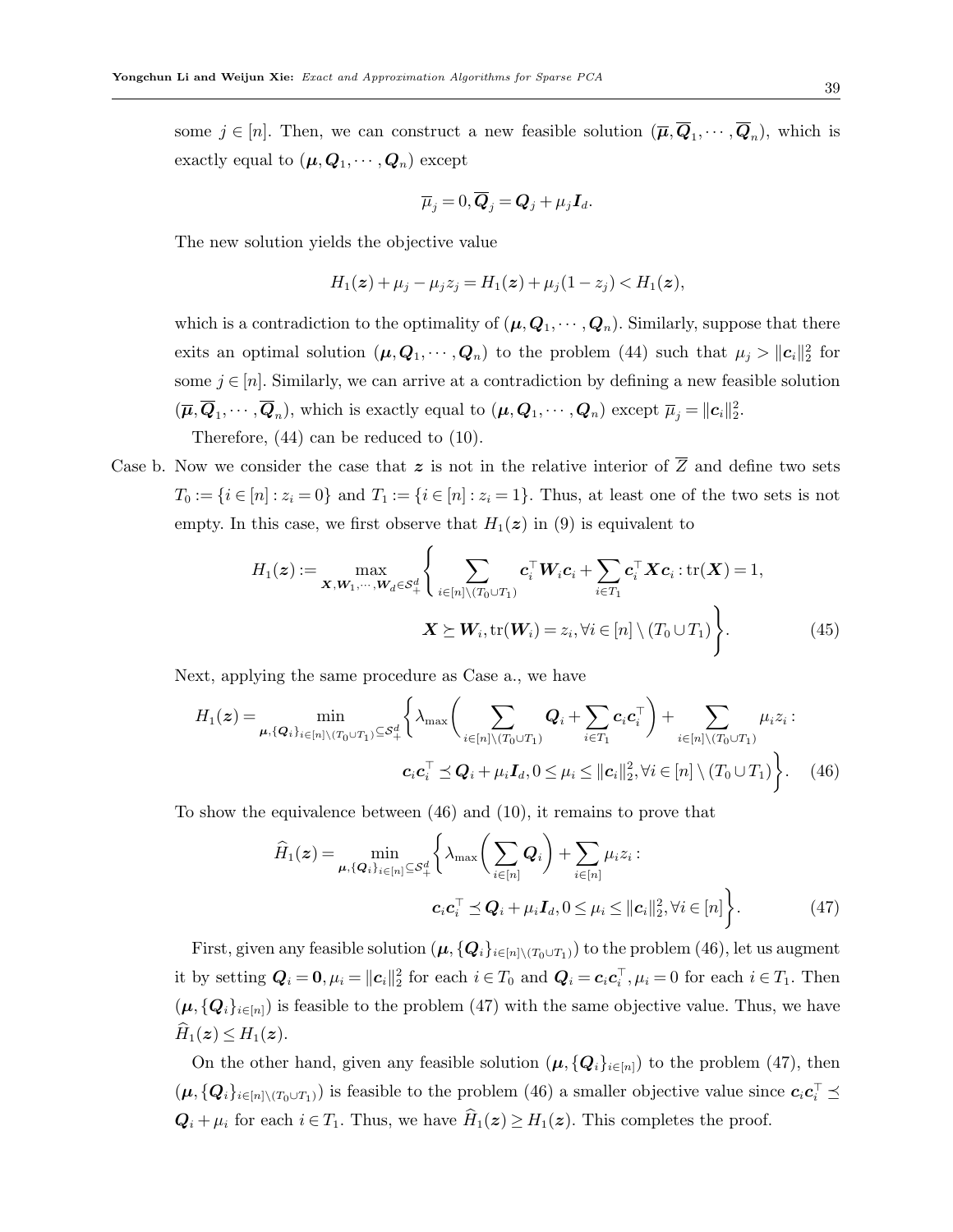some $j \in [n]$. Then, we can construct a new feasible solution $(\overline{\boldsymbol{\mu}}, \overline{\boldsymbol{Q}}_1, \cdots, \overline{\boldsymbol{Q}}_n)$, which is exactly equal to $(\boldsymbol{\mu}, \boldsymbol{Q}_1, \cdots, \boldsymbol{Q}_n)$ except

$$\overline{\mu}_j = 0, \overline{\boldsymbol{Q}}_j = \boldsymbol{Q}_j + \mu_j \boldsymbol{I}_d.$$

The new solution yields the objective value

$$H_1(\boldsymbol{z}) + \mu_j - \mu_j z_j = H_1(\boldsymbol{z}) + \mu_j(1 - z_j) < H_1(\boldsymbol{z}),$$

which is a contradiction to the optimality of $(\boldsymbol{\mu}, \boldsymbol{Q}_1, \cdots, \boldsymbol{Q}_n)$. Similarly, suppose that there exits an optimal solution $(\boldsymbol{\mu}, \boldsymbol{Q}_1, \cdots, \boldsymbol{Q}_n)$ to the problem (44) such that $\mu_j > \|\boldsymbol{c}_i\|_2^2$ for some $j \in [n]$. Similarly, we can arrive at a contradiction by defining a new feasible solution $(\overline{\boldsymbol{\mu}}, \overline{\boldsymbol{Q}}_1, \cdots, \overline{\boldsymbol{Q}}_n)$, which is exactly equal to $(\boldsymbol{\mu}, \boldsymbol{Q}_1, \cdots, \boldsymbol{Q}_n)$ except $\overline{\mu}_j = \|\boldsymbol{c}_i\|_2^2$.

Therefore, (44) can be reduced to (10).

Case b. Now we consider the case that $\boldsymbol{z}$ is not in the relative interior of $\overline{Z}$ and define two sets $T_0 := \{i \in [n] : z_i = 0\}$ and $T_1 := \{i \in [n] : z_i = 1\}$. Thus, at least one of the two sets is not empty. In this case, we first observe that $H_1(\boldsymbol{z})$ in (9) is equivalent to

$$H_1(\boldsymbol{z}) := \max_{\boldsymbol{X}, \boldsymbol{W}_1, \cdots, \boldsymbol{W}_d \in \mathcal{S}_+^d} \left\{ \sum_{i \in [n] \setminus (T_0 \cup T_1)} \boldsymbol{c}_i^\top \boldsymbol{W}_i \boldsymbol{c}_i + \sum_{i \in T_1} \boldsymbol{c}_i^\top \boldsymbol{X} \boldsymbol{c}_i : \operatorname{tr}(\boldsymbol{X}) = 1, \right.$$
$$\left. \boldsymbol{X} \succeq \boldsymbol{W}_i, \operatorname{tr}(\boldsymbol{W}_i) = z_i, \forall i \in [n] \setminus (T_0 \cup T_1) \right\}. \tag{45}$$

Next, applying the same procedure as Case a., we have

$$H_1(\boldsymbol{z}) = \min_{\boldsymbol{\mu}, \{\boldsymbol{Q}_i\}_{i \in [n] \setminus (T_0 \cup T_1)} \subseteq \mathcal{S}_+^d} \left\{ \lambda_{\max}\left( \sum_{i \in [n] \setminus (T_0 \cup T_1)} \boldsymbol{Q}_i + \sum_{i \in T_1} \boldsymbol{c}_i \boldsymbol{c}_i^\top \right) + \sum_{i \in [n] \setminus (T_0 \cup T_1)} \mu_i z_i : \right.$$
$$\left. \boldsymbol{c}_i \boldsymbol{c}_i^\top \preceq \boldsymbol{Q}_i + \mu_i \boldsymbol{I}_d, 0 \le \mu_i \le \|\boldsymbol{c}_i\|_2^2, \forall i \in [n] \setminus (T_0 \cup T_1) \right\}. \tag{46}$$

To show the equivalence between (46) and (10), it remains to prove that

$$\widehat{H}_1(\boldsymbol{z}) = \min_{\boldsymbol{\mu}, \{\boldsymbol{Q}_i\}_{i \in [n]} \subseteq \mathcal{S}_+^d} \left\{ \lambda_{\max}\left( \sum_{i \in [n]} \boldsymbol{Q}_i \right) + \sum_{i \in [n]} \mu_i z_i : \right.$$
$$\left. \boldsymbol{c}_i \boldsymbol{c}_i^\top \preceq \boldsymbol{Q}_i + \mu_i \boldsymbol{I}_d, 0 \le \mu_i \le \|\boldsymbol{c}_i\|_2^2, \forall i \in [n] \right\}. \tag{47}$$

First, given any feasible solution $(\boldsymbol{\mu}, \{\boldsymbol{Q}_i\}_{i \in [n] \setminus (T_0 \cup T_1)})$ to the problem (46), let us augment it by setting $\boldsymbol{Q}_i = \boldsymbol{0}, \mu_i = \|\boldsymbol{c}_i\|_2^2$ for each $i \in T_0$ and $\boldsymbol{Q}_i = \boldsymbol{c}_i \boldsymbol{c}_i^\top, \mu_i = 0$ for each $i \in T_1$. Then $(\boldsymbol{\mu}, \{\boldsymbol{Q}_i\}_{i \in [n]})$ is feasible to the problem (47) with the same objective value. Thus, we have $\widehat{H}_1(\boldsymbol{z}) \le H_1(\boldsymbol{z})$.

On the other hand, given any feasible solution $(\boldsymbol{\mu}, \{\boldsymbol{Q}_i\}_{i \in [n]})$ to the problem (47), then $(\boldsymbol{\mu}, \{\boldsymbol{Q}_i\}_{i \in [n] \setminus (T_0 \cup T_1)})$ is feasible to the problem (46) a smaller objective value since $\boldsymbol{c}_i \boldsymbol{c}_i^\top \preceq \boldsymbol{Q}_i + \mu_i$ for each $i \in T_1$. Thus, we have $\widehat{H}_1(\boldsymbol{z}) \ge H_1(\boldsymbol{z})$. This completes the proof.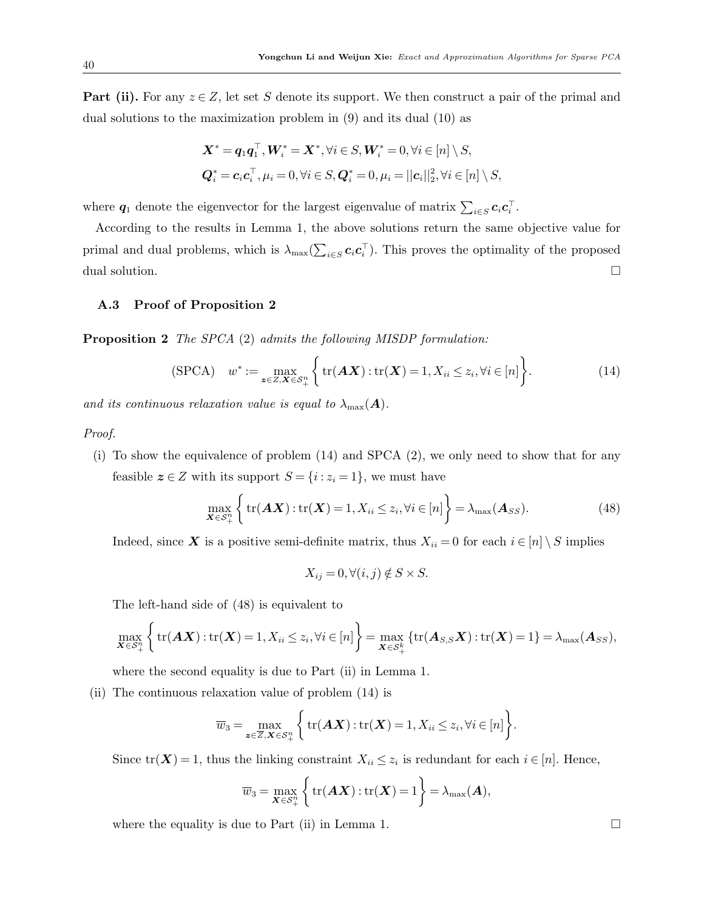**Part (ii).** For any $z \in Z$, let set $S$ denote its support. We then construct a pair of the primal and dual solutions to the maximization problem in (9) and its dual (10) as

$$
\begin{aligned}
&\boldsymbol{X}^* = \boldsymbol{q}_1 \boldsymbol{q}_1^\top, \boldsymbol{W}_i^* = \boldsymbol{X}^*, \forall i \in S, \boldsymbol{W}_i^* = 0, \forall i \in [n] \setminus S, \\
&\boldsymbol{Q}_i^* = \boldsymbol{c}_i \boldsymbol{c}_i^\top, \mu_i = 0, \forall i \in S, \boldsymbol{Q}_i^* = 0, \mu_i = ||\boldsymbol{c}_i||_2^2, \forall i \in [n] \setminus S,
\end{aligned}
$$

where $\boldsymbol{q}_1$ denote the eigenvector for the largest eigenvalue of matrix $\sum_{i \in S} \boldsymbol{c}_i \boldsymbol{c}_i^\top$.

According to the results in Lemma 1, the above solutions return the same objective value for primal and dual problems, which is $\lambda_{\max}(\sum_{i \in S} \boldsymbol{c}_i \boldsymbol{c}_i^\top)$. This proves the optimality of the proposed dual solution. □

### A.3 Proof of Proposition 2

**Proposition 2** *The SPCA* (2) *admits the following MISDP formulation:*

$$
\text{(SPCA)} \quad w^* := \max_{\boldsymbol{z} \in Z, \boldsymbol{X} \in \mathcal{S}_+^n} \left\{ \operatorname{tr}(\boldsymbol{A}\boldsymbol{X}) : \operatorname{tr}(\boldsymbol{X}) = 1, X_{ii} \le z_i, \forall i \in [n] \right\}. \tag{14}
$$

*and its continuous relaxation value is equal to* $\lambda_{\max}(\boldsymbol{A})$.

*Proof.*

(i) To show the equivalence of problem (14) and SPCA (2), we only need to show that for any feasible $\boldsymbol{z} \in Z$ with its support $S = \{i : z_i = 1\}$, we must have

$$
\max_{\boldsymbol{X} \in \mathcal{S}_+^n} \left\{ \operatorname{tr}(\boldsymbol{A}\boldsymbol{X}) : \operatorname{tr}(\boldsymbol{X}) = 1, X_{ii} \le z_i, \forall i \in [n] \right\} = \lambda_{\max}(\boldsymbol{A}_{SS}). \tag{48}
$$

Indeed, since $\boldsymbol{X}$ is a positive semi-definite matrix, thus $X_{ii} = 0$ for each $i \in [n] \setminus S$ implies

$$
X_{ij} = 0, \forall (i,j) \notin S \times S.
$$

The left-hand side of (48) is equivalent to

$$
\max_{\boldsymbol{X} \in \mathcal{S}_+^n} \left\{ \operatorname{tr}(\boldsymbol{A}\boldsymbol{X}) : \operatorname{tr}(\boldsymbol{X}) = 1, X_{ii} \le z_i, \forall i \in [n] \right\} = \max_{\boldsymbol{X} \in \mathcal{S}_+^k} \{ \operatorname{tr}(\boldsymbol{A}_{S,S}\boldsymbol{X}) : \operatorname{tr}(\boldsymbol{X}) = 1 \} = \lambda_{\max}(\boldsymbol{A}_{SS}),
$$

where the second equality is due to Part (ii) in Lemma 1.

(ii) The continuous relaxation value of problem (14) is

$$
\overline{w}_3 = \max_{\boldsymbol{z} \in \overline{Z}, \boldsymbol{X} \in \mathcal{S}_+^n} \left\{ \operatorname{tr}(\boldsymbol{A}\boldsymbol{X}) : \operatorname{tr}(\boldsymbol{X}) = 1, X_{ii} \le z_i, \forall i \in [n] \right\}.
$$

Since $\operatorname{tr}(\boldsymbol{X}) = 1$, thus the linking constraint $X_{ii} \le z_i$ is redundant for each $i \in [n]$. Hence,

$$
\overline{w}_3 = \max_{\boldsymbol{X} \in \mathcal{S}_+^n} \left\{ \operatorname{tr}(\boldsymbol{A}\boldsymbol{X}) : \operatorname{tr}(\boldsymbol{X}) = 1 \right\} = \lambda_{\max}(\boldsymbol{A}),
$$

where the equality is due to Part (ii) in Lemma 1. □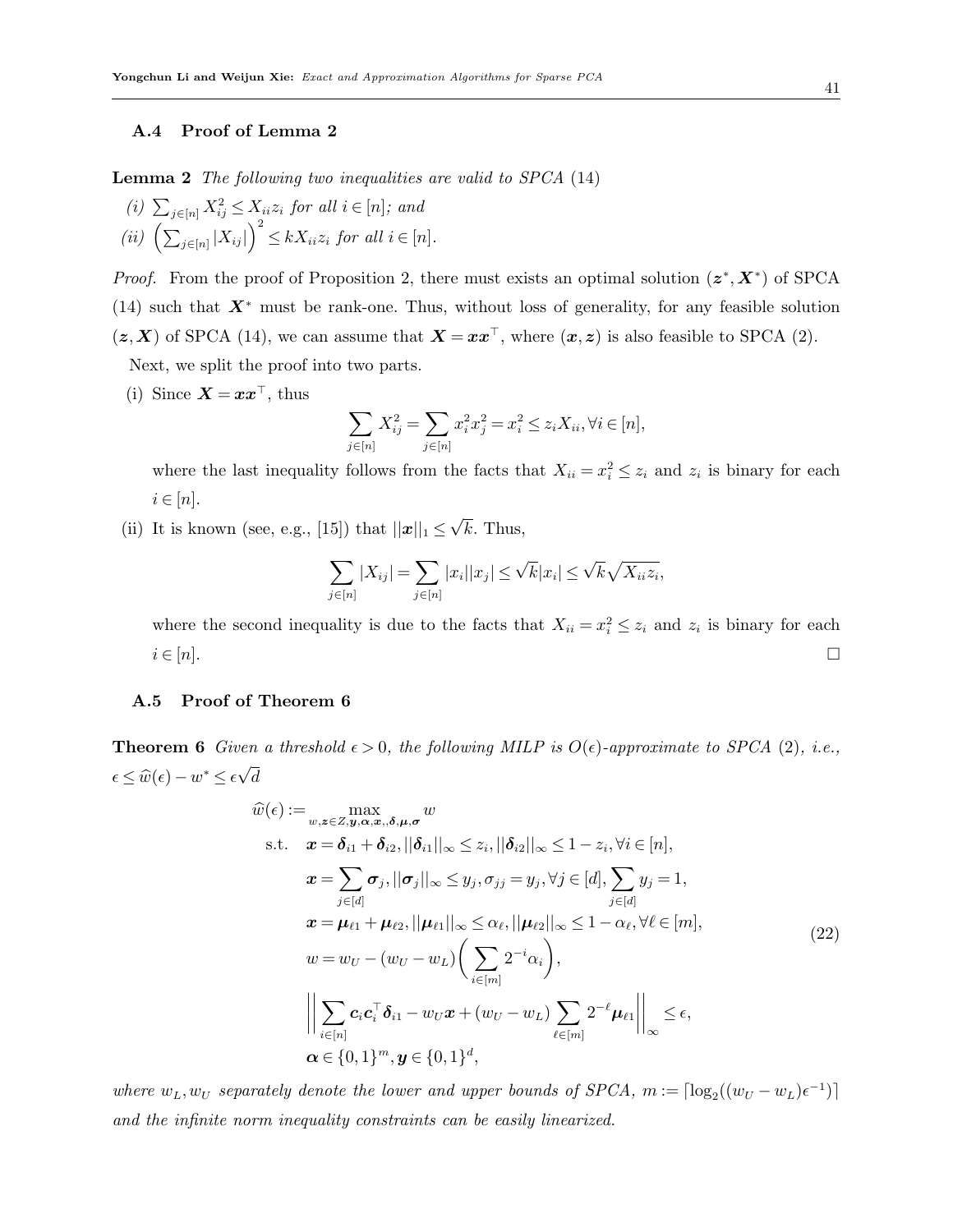### A.4 Proof of Lemma 2

**Lemma 2** *The following two inequalities are valid to SPCA (14)*

*(i)* $\sum_{j\in[n]} X_{ij}^2 \le X_{ii} z_i$ *for all* $i \in [n]$*; and*

*(ii)* $\left(\sum_{j\in[n]} |X_{ij}|\right)^2 \le k X_{ii} z_i$ *for all* $i \in [n]$.

*Proof.* From the proof of Proposition 2, there must exists an optimal solution $(\boldsymbol{z}^*, \boldsymbol{X}^*)$ of SPCA (14) such that $\boldsymbol{X}^*$ must be rank-one. Thus, without loss of generality, for any feasible solution $(\boldsymbol{z}, \boldsymbol{X})$ of SPCA (14), we can assume that $\boldsymbol{X} = \boldsymbol{x}\boldsymbol{x}^\top$, where $(\boldsymbol{x}, \boldsymbol{z})$ is also feasible to SPCA (2).

Next, we split the proof into two parts.

(i) Since $\boldsymbol{X} = \boldsymbol{x}\boldsymbol{x}^\top$, thus

$$\sum_{j\in[n]} X_{ij}^2 = \sum_{j\in[n]} x_i^2 x_j^2 = x_i^2 \le z_i X_{ii}, \forall i \in [n],$$

where the last inequality follows from the facts that $X_{ii} = x_i^2 \le z_i$ and $z_i$ is binary for each $i \in [n]$.

(ii) It is known (see, e.g., [15]) that $||\boldsymbol{x}||_1 \le \sqrt{k}$. Thus,

$$\sum_{j\in[n]} |X_{ij}| = \sum_{j\in[n]} |x_i||x_j| \le \sqrt{k}|x_i| \le \sqrt{k}\sqrt{X_{ii} z_i},$$

where the second inequality is due to the facts that $X_{ii} = x_i^2 \le z_i$ and $z_i$ is binary for each $i \in [n]$. ☐

### A.5 Proof of Theorem 6

**Theorem 6** *Given a threshold* $\epsilon > 0$*, the following MILP is* $O(\epsilon)$*-approximate to SPCA (2), i.e.,* $\epsilon \le \widehat{w}(\epsilon) - w^* \le \epsilon\sqrt{d}$

$$\begin{aligned}
\widehat{w}(\epsilon) := & \max_{w, \boldsymbol{z}\in Z, \boldsymbol{y}, \boldsymbol{\alpha}, \boldsymbol{x}, \boldsymbol{\delta}, \boldsymbol{\mu}, \boldsymbol{\sigma}} w \\
\text{s.t.} \quad & \boldsymbol{x} = \boldsymbol{\delta}_{i1} + \boldsymbol{\delta}_{i2}, ||\boldsymbol{\delta}_{i1}||_\infty \le z_i, ||\boldsymbol{\delta}_{i2}||_\infty \le 1 - z_i, \forall i \in [n], \\
& \boldsymbol{x} = \sum_{j\in[d]} \boldsymbol{\sigma}_j, ||\boldsymbol{\sigma}_j||_\infty \le y_j, \sigma_{jj} = y_j, \forall j \in [d], \sum_{j\in[d]} y_j = 1, \\
& \boldsymbol{x} = \boldsymbol{\mu}_{\ell 1} + \boldsymbol{\mu}_{\ell 2}, ||\boldsymbol{\mu}_{\ell 1}||_\infty \le \alpha_\ell, ||\boldsymbol{\mu}_{\ell 2}||_\infty \le 1 - \alpha_\ell, \forall \ell \in [m], \\
& w = w_U - (w_U - w_L)\bigg(\sum_{i\in[m]} 2^{-i}\alpha_i\bigg), \\
& \bigg|\bigg|\sum_{i\in[n]} \boldsymbol{c}_i \boldsymbol{c}_i^\top \boldsymbol{\delta}_{i1} - w_U \boldsymbol{x} + (w_U - w_L)\sum_{\ell\in[m]} 2^{-\ell}\boldsymbol{\mu}_{\ell 1}\bigg|\bigg|_\infty \le \epsilon, \\
& \boldsymbol{\alpha} \in \{0,1\}^m, \boldsymbol{y} \in \{0,1\}^d,
\end{aligned} \tag{22}$$

*where* $w_L, w_U$ *separately denote the lower and upper bounds of SPCA,* $m := \lceil \log_2((w_U - w_L)\epsilon^{-1}) \rceil$ *and the infinite norm inequality constraints can be easily linearized.*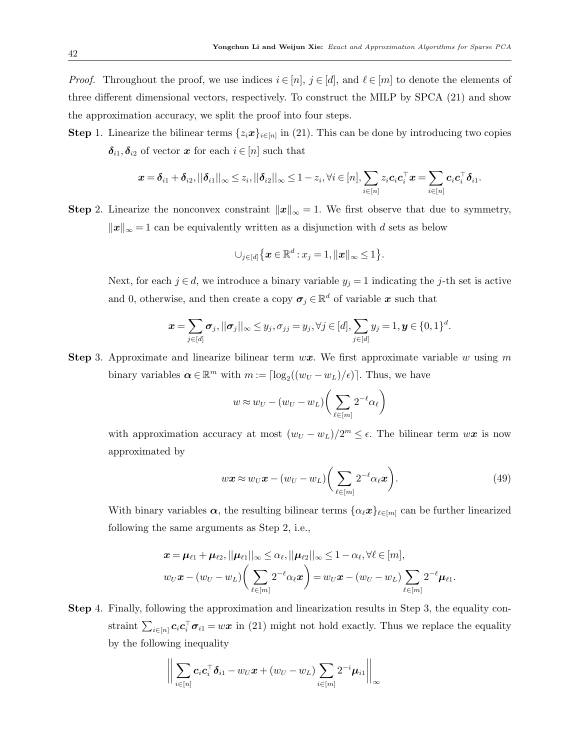*Proof.* Throughout the proof, we use indices $i \in [n]$, $j \in [d]$, and $\ell \in [m]$ to denote the elements of three different dimensional vectors, respectively. To construct the MILP by SPCA (21) and show the approximation accuracy, we split the proof into four steps.

**Step** 1. Linearize the bilinear terms $\{z_i \boldsymbol{x}\}_{i\in[n]}$ in (21). This can be done by introducing two copies $\boldsymbol{\delta}_{i1}, \boldsymbol{\delta}_{i2}$ of vector $\boldsymbol{x}$ for each $i \in [n]$ such that

$$\boldsymbol{x} = \boldsymbol{\delta}_{i1} + \boldsymbol{\delta}_{i2}, ||\boldsymbol{\delta}_{i1}||_\infty \le z_i, ||\boldsymbol{\delta}_{i2}||_\infty \le 1 - z_i, \forall i \in [n], \sum_{i\in[n]} z_i \boldsymbol{c}_i \boldsymbol{c}_i^\top \boldsymbol{x} = \sum_{i\in[n]} \boldsymbol{c}_i \boldsymbol{c}_i^\top \boldsymbol{\delta}_{i1}.$$

**Step** 2. Linearize the nonconvex constraint $\|\boldsymbol{x}\|_\infty = 1$. We first observe that due to symmetry, $\|\boldsymbol{x}\|_\infty = 1$ can be equivalently written as a disjunction with $d$ sets as below

$$\cup_{j\in[d]} \big\{ \boldsymbol{x} \in \mathbb{R}^d : x_j = 1, \|\boldsymbol{x}\|_\infty \le 1 \big\}.$$

Next, for each $j \in d$, we introduce a binary variable $y_j = 1$ indicating the $j$-th set is active and 0, otherwise, and then create a copy $\boldsymbol{\sigma}_j \in \mathbb{R}^d$ of variable $\boldsymbol{x}$ such that

$$\boldsymbol{x} = \sum_{j\in[d]} \boldsymbol{\sigma}_j, ||\boldsymbol{\sigma}_j||_\infty \le y_j, \sigma_{jj} = y_j, \forall j \in [d], \sum_{j\in[d]} y_j = 1, \boldsymbol{y} \in \{0,1\}^d.$$

**Step** 3. Approximate and linearize bilinear term $w\boldsymbol{x}$. We first approximate variable $w$ using $m$ binary variables $\boldsymbol{\alpha} \in \mathbb{R}^m$ with $m := \lceil \log_2((w_U - w_L)/\epsilon) \rceil$. Thus, we have

$$w \approx w_U - (w_U - w_L)\bigg( \sum_{\ell\in[m]} 2^{-\ell} \alpha_\ell \bigg)$$

with approximation accuracy at most $(w_U - w_L)/2^m \le \epsilon$. The bilinear term $w\boldsymbol{x}$ is now approximated by

$$w\boldsymbol{x} \approx w_U \boldsymbol{x} - (w_U - w_L)\bigg( \sum_{\ell\in[m]} 2^{-\ell} \alpha_\ell \boldsymbol{x} \bigg). \tag{49}$$

With binary variables $\boldsymbol{\alpha}$, the resulting bilinear terms $\{\alpha_\ell \boldsymbol{x}\}_{\ell\in[m]}$ can be further linearized following the same arguments as Step 2, i.e.,

$$\begin{aligned}
&\boldsymbol{x} = \boldsymbol{\mu}_{\ell 1} + \boldsymbol{\mu}_{\ell 2}, ||\boldsymbol{\mu}_{\ell 1}||_\infty \le \alpha_\ell, ||\boldsymbol{\mu}_{\ell 2}||_\infty \le 1 - \alpha_\ell, \forall \ell \in [m], \\
&w_U \boldsymbol{x} - (w_U - w_L)\bigg( \sum_{\ell\in[m]} 2^{-\ell} \alpha_\ell \boldsymbol{x} \bigg) = w_U \boldsymbol{x} - (w_U - w_L) \sum_{\ell\in[m]} 2^{-\ell} \boldsymbol{\mu}_{\ell 1}.
\end{aligned}$$

**Step** 4. Finally, following the approximation and linearization results in Step 3, the equality constraint $\sum_{i\in[n]} \boldsymbol{c}_i \boldsymbol{c}_i^\top \boldsymbol{\sigma}_{i1} = w\boldsymbol{x}$ in (21) might not hold exactly. Thus we replace the equality by the following inequality

$$\bigg|\bigg| \sum_{i\in[n]} \boldsymbol{c}_i \boldsymbol{c}_i^\top \boldsymbol{\delta}_{i1} - w_U \boldsymbol{x} + (w_U - w_L) \sum_{i\in[m]} 2^{-i} \boldsymbol{\mu}_{i1} \bigg|\bigg|_\infty$$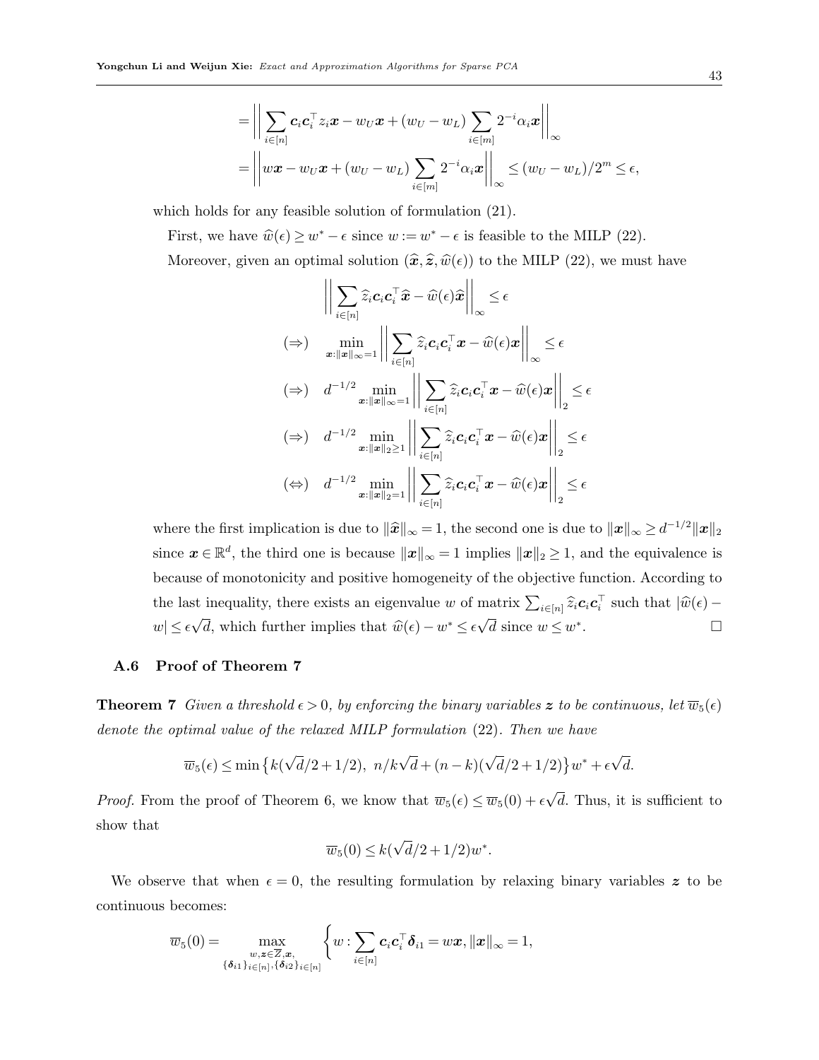$$
= \left\| \sum_{i\in[n]} \boldsymbol{c}_i \boldsymbol{c}_i^\top z_i \boldsymbol{x} - w_U \boldsymbol{x} + (w_U - w_L) \sum_{i\in[m]} 2^{-i} \alpha_i \boldsymbol{x} \right\|_\infty
$$

$$
= \left\| w\boldsymbol{x} - w_U \boldsymbol{x} + (w_U - w_L) \sum_{i\in[m]} 2^{-i} \alpha_i \boldsymbol{x} \right\|_\infty \le (w_U - w_L)/2^m \le \epsilon,
$$

which holds for any feasible solution of formulation (21).

First, we have $\widehat{w}(\epsilon) \ge w^* - \epsilon$ since $w := w^* - \epsilon$ is feasible to the MILP (22).

Moreover, given an optimal solution $(\widehat{\boldsymbol{x}}, \widehat{\boldsymbol{z}}, \widehat{w}(\epsilon))$ to the MILP (22), we must have

$$
\begin{aligned}
& \left\| \sum_{i\in[n]} \widehat{z}_i \boldsymbol{c}_i \boldsymbol{c}_i^\top \widehat{\boldsymbol{x}} - \widehat{w}(\epsilon) \widehat{\boldsymbol{x}} \right\|_\infty \le \epsilon \\
(\Rightarrow) \quad & \min_{\boldsymbol{x}: \|\boldsymbol{x}\|_\infty = 1} \left\| \sum_{i\in[n]} \widehat{z}_i \boldsymbol{c}_i \boldsymbol{c}_i^\top \boldsymbol{x} - \widehat{w}(\epsilon) \boldsymbol{x} \right\|_\infty \le \epsilon \\
(\Rightarrow) \quad & d^{-1/2} \min_{\boldsymbol{x}: \|\boldsymbol{x}\|_\infty = 1} \left\| \sum_{i\in[n]} \widehat{z}_i \boldsymbol{c}_i \boldsymbol{c}_i^\top \boldsymbol{x} - \widehat{w}(\epsilon) \boldsymbol{x} \right\|_2 \le \epsilon \\
(\Rightarrow) \quad & d^{-1/2} \min_{\boldsymbol{x}: \|\boldsymbol{x}\|_2 \ge 1} \left\| \sum_{i\in[n]} \widehat{z}_i \boldsymbol{c}_i \boldsymbol{c}_i^\top \boldsymbol{x} - \widehat{w}(\epsilon) \boldsymbol{x} \right\|_2 \le \epsilon \\
(\Leftrightarrow) \quad & d^{-1/2} \min_{\boldsymbol{x}: \|\boldsymbol{x}\|_2 = 1} \left\| \sum_{i\in[n]} \widehat{z}_i \boldsymbol{c}_i \boldsymbol{c}_i^\top \boldsymbol{x} - \widehat{w}(\epsilon) \boldsymbol{x} \right\|_2 \le \epsilon
\end{aligned}
$$

where the first implication is due to $\|\widehat{\boldsymbol{x}}\|_\infty = 1$, the second one is due to $\|\boldsymbol{x}\|_\infty \ge d^{-1/2} \|\boldsymbol{x}\|_2$ since $\boldsymbol{x} \in \mathbb{R}^d$, the third one is because $\|\boldsymbol{x}\|_\infty = 1$ implies $\|\boldsymbol{x}\|_2 \ge 1$, and the equivalence is because of monotonicity and positive homogeneity of the objective function. According to the last inequality, there exists an eigenvalue $w$ of matrix $\sum_{i\in[n]} \widehat{z}_i \boldsymbol{c}_i \boldsymbol{c}_i^\top$ such that $|\widehat{w}(\epsilon) - w| \le \epsilon\sqrt{d}$, which further implies that $\widehat{w}(\epsilon) - w^* \le \epsilon\sqrt{d}$ since $w \le w^*$. □

### A.6 Proof of Theorem 7

**Theorem 7** *Given a threshold $\epsilon > 0$, by enforcing the binary variables $\boldsymbol{z}$ to be continuous, let $\overline{w}_5(\epsilon)$ denote the optimal value of the relaxed MILP formulation* (22)*. Then we have*

$$
\overline{w}_5(\epsilon) \le \min\left\{ k(\sqrt{d}/2 + 1/2),\ n/k\sqrt{d} + (n-k)(\sqrt{d}/2 + 1/2) \right\} w^* + \epsilon\sqrt{d}.
$$

*Proof.* From the proof of Theorem 6, we know that $\overline{w}_5(\epsilon) \le \overline{w}_5(0) + \epsilon\sqrt{d}$. Thus, it is sufficient to show that

$$
\overline{w}_5(0) \le k(\sqrt{d}/2 + 1/2) w^*.
$$

We observe that when $\epsilon = 0$, the resulting formulation by relaxing binary variables $\boldsymbol{z}$ to be continuous becomes:

$$
\overline{w}_5(0) = \max_{\substack{w, \boldsymbol{z} \in \overline{Z}, \boldsymbol{x}, \\ \{\boldsymbol{\delta}_{i1}\}_{i\in[n]}, \{\boldsymbol{\delta}_{i2}\}_{i\in[n]}}} \left\{ w : \sum_{i\in[n]} \boldsymbol{c}_i \boldsymbol{c}_i^\top \boldsymbol{\delta}_{i1} = w\boldsymbol{x}, \|\boldsymbol{x}\|_\infty = 1, \right.
$$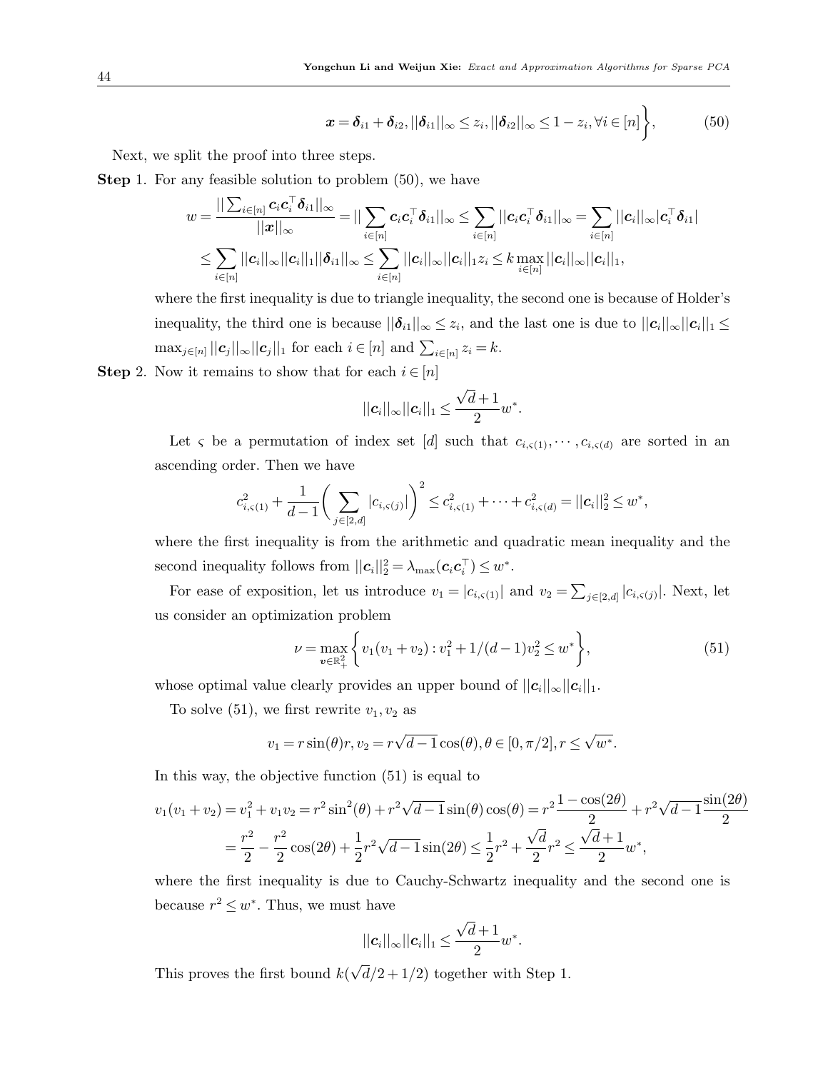$$
\boldsymbol{x}=\boldsymbol{\delta}_{i1}+\boldsymbol{\delta}_{i2}, ||\boldsymbol{\delta}_{i1}||_\infty \leq z_i, ||\boldsymbol{\delta}_{i2}||_\infty \leq 1-z_i, \forall i\in[n]\Bigg\}, \tag{50}
$$

Next, we split the proof into three steps.

**Step** 1. For any feasible solution to problem (50), we have

$$
\begin{aligned}
w=\frac{||\sum_{i\in[n]}\boldsymbol{c}_i\boldsymbol{c}_i^\top\boldsymbol{\delta}_{i1}||_\infty}{||\boldsymbol{x}||_\infty} &= ||\sum_{i\in[n]}\boldsymbol{c}_i\boldsymbol{c}_i^\top\boldsymbol{\delta}_{i1}||_\infty \leq \sum_{i\in[n]}||\boldsymbol{c}_i\boldsymbol{c}_i^\top\boldsymbol{\delta}_{i1}||_\infty = \sum_{i\in[n]}||\boldsymbol{c}_i||_\infty|\boldsymbol{c}_i^\top\boldsymbol{\delta}_{i1}| \\
&\leq \sum_{i\in[n]}||\boldsymbol{c}_i||_\infty||\boldsymbol{c}_i||_1||\boldsymbol{\delta}_{i1}||_\infty \leq \sum_{i\in[n]}||\boldsymbol{c}_i||_\infty||\boldsymbol{c}_i||_1 z_i \leq k\max_{i\in[n]}||\boldsymbol{c}_i||_\infty||\boldsymbol{c}_i||_1,
\end{aligned}
$$

where the first inequality is due to triangle inequality, the second one is because of Holder's inequality, the third one is because $||\boldsymbol{\delta}_{i1}||_\infty \leq z_i$, and the last one is due to $||\boldsymbol{c}_i||_\infty||\boldsymbol{c}_i||_1 \leq \max_{j\in[n]}||\boldsymbol{c}_j||_\infty||\boldsymbol{c}_j||_1$ for each $i\in[n]$ and $\sum_{i\in[n]}z_i=k$.

**Step** 2. Now it remains to show that for each $i\in[n]$

$$
||\boldsymbol{c}_i||_\infty||\boldsymbol{c}_i||_1 \leq \frac{\sqrt{d}+1}{2}w^*.
$$

Let $\varsigma$ be a permutation of index set $[d]$ such that $c_{i,\varsigma(1)},\cdots,c_{i,\varsigma(d)}$ are sorted in an ascending order. Then we have

$$
c_{i,\varsigma(1)}^2+\frac{1}{d-1}\Bigg(\sum_{j\in[2,d]}|c_{i,\varsigma(j)}|\Bigg)^2 \leq c_{i,\varsigma(1)}^2+\cdots+c_{i,\varsigma(d)}^2=||\boldsymbol{c}_i||_2^2 \leq w^*,
$$

where the first inequality is from the arithmetic and quadratic mean inequality and the second inequality follows from $||\boldsymbol{c}_i||_2^2=\lambda_{\max}(\boldsymbol{c}_i\boldsymbol{c}_i^\top)\leq w^*$.

For ease of exposition, let us introduce $v_1=|c_{i,\varsigma(1)}|$ and $v_2=\sum_{j\in[2,d]}|c_{i,\varsigma(j)}|$. Next, let us consider an optimization problem

$$
\nu=\max_{\boldsymbol{v}\in\mathbb{R}_+^2}\Bigg\{v_1(v_1+v_2): v_1^2+1/(d-1)v_2^2\leq w^*\Bigg\}, \tag{51}
$$

whose optimal value clearly provides an upper bound of $||\boldsymbol{c}_i||_\infty||\boldsymbol{c}_i||_1$.

To solve (51), we first rewrite $v_1,v_2$ as

$$
v_1=r\sin(\theta)r, v_2=r\sqrt{d-1}\cos(\theta), \theta\in[0,\pi/2], r\leq\sqrt{w^*}.
$$

In this way, the objective function (51) is equal to

$$
\begin{aligned}
v_1(v_1+v_2)=v_1^2+v_1v_2 &= r^2\sin^2(\theta)+r^2\sqrt{d-1}\sin(\theta)\cos(\theta)=r^2\frac{1-\cos(2\theta)}{2}+r^2\sqrt{d-1}\frac{\sin(2\theta)}{2} \\
&= \frac{r^2}{2}-\frac{r^2}{2}\cos(2\theta)+\frac{1}{2}r^2\sqrt{d-1}\sin(2\theta)\leq\frac{1}{2}r^2+\frac{\sqrt{d}}{2}r^2\leq\frac{\sqrt{d}+1}{2}w^*,
\end{aligned}
$$

where the first inequality is due to Cauchy-Schwartz inequality and the second one is because $r^2\leq w^*$. Thus, we must have

$$
||\boldsymbol{c}_i||_\infty||\boldsymbol{c}_i||_1\leq\frac{\sqrt{d}+1}{2}w^*.
$$

This proves the first bound $k(\sqrt{d}/2+1/2)$ together with Step 1.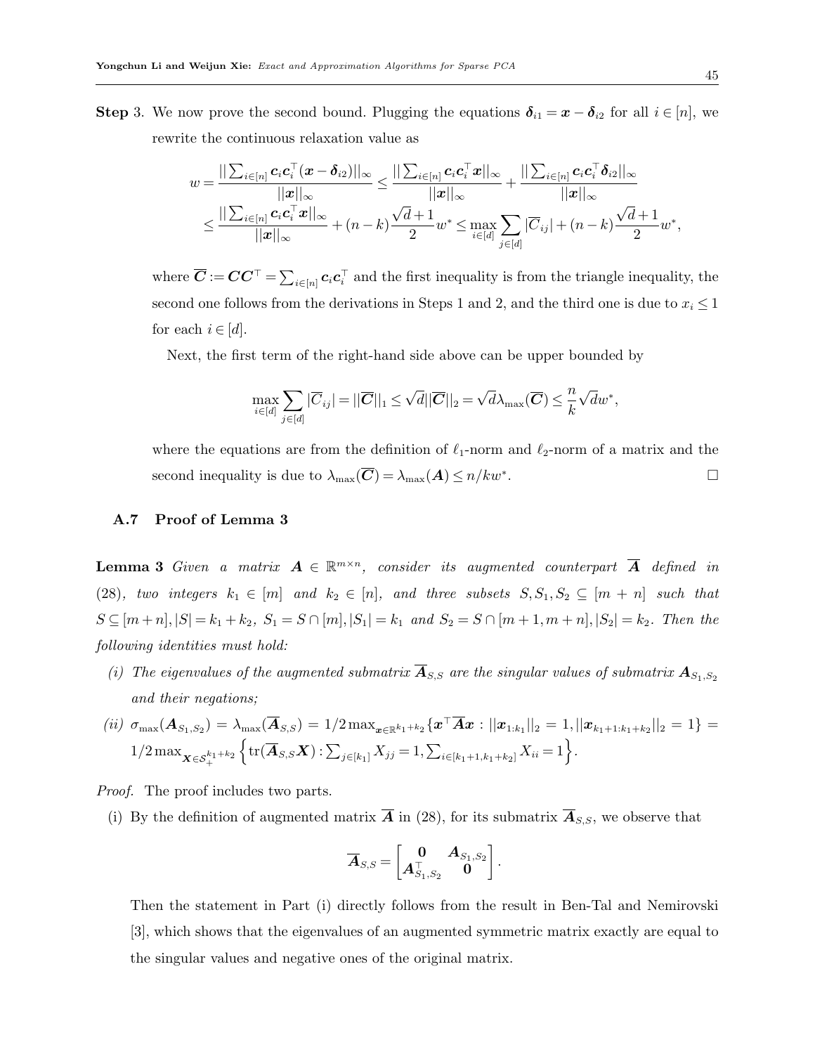**Step** 3. We now prove the second bound. Plugging the equations $\boldsymbol{\delta}_{i1} = \boldsymbol{x} - \boldsymbol{\delta}_{i2}$ for all $i \in [n]$, we rewrite the continuous relaxation value as

$$
\begin{aligned}
w = \frac{||\sum_{i\in[n]} \boldsymbol{c}_i \boldsymbol{c}_i^\top (\boldsymbol{x} - \boldsymbol{\delta}_{i2})||_\infty}{||\boldsymbol{x}||_\infty} &\le \frac{||\sum_{i\in[n]} \boldsymbol{c}_i \boldsymbol{c}_i^\top \boldsymbol{x}||_\infty}{||\boldsymbol{x}||_\infty} + \frac{||\sum_{i\in[n]} \boldsymbol{c}_i \boldsymbol{c}_i^\top \boldsymbol{\delta}_{i2}||_\infty}{||\boldsymbol{x}||_\infty} \\
&\le \frac{||\sum_{i\in[n]} \boldsymbol{c}_i \boldsymbol{c}_i^\top \boldsymbol{x}||_\infty}{||\boldsymbol{x}||_\infty} + (n-k)\frac{\sqrt{d}+1}{2} w^* \le \max_{i\in[d]} \sum_{j\in[d]} |\overline{C}_{ij}| + (n-k)\frac{\sqrt{d}+1}{2} w^*,
\end{aligned}
$$

where $\overline{\boldsymbol{C}} := \boldsymbol{C}\boldsymbol{C}^\top = \sum_{i\in[n]} \boldsymbol{c}_i \boldsymbol{c}_i^\top$ and the first inequality is from the triangle inequality, the second one follows from the derivations in Steps 1 and 2, and the third one is due to $x_i \le 1$ for each $i \in [d]$.

Next, the first term of the right-hand side above can be upper bounded by

$$
\max_{i\in[d]} \sum_{j\in[d]} |\overline{C}_{ij}| = ||\overline{\boldsymbol{C}}||_1 \le \sqrt{d}||\overline{\boldsymbol{C}}||_2 = \sqrt{d}\lambda_{\max}(\overline{\boldsymbol{C}}) \le \frac{n}{k}\sqrt{d}w^*,
$$

where the equations are from the definition of $\ell_1$-norm and $\ell_2$-norm of a matrix and the second inequality is due to $\lambda_{\max}(\overline{\boldsymbol{C}}) = \lambda_{\max}(\boldsymbol{A}) \le n/kw^*$. □

### A.7 Proof of Lemma 3

**Lemma 3** *Given a matrix $\boldsymbol{A} \in \mathbb{R}^{m\times n}$, consider its augmented counterpart $\overline{\boldsymbol{A}}$ defined in (28), two integers $k_1 \in [m]$ and $k_2 \in [n]$, and three subsets $S, S_1, S_2 \subseteq [m+n]$ such that $S \subseteq [m+n], |S| = k_1 + k_2,\ S_1 = S \cap [m], |S_1| = k_1$ and $S_2 = S \cap [m+1, m+n], |S_2| = k_2$. Then the following identities must hold:*

*(i) The eigenvalues of the augmented submatrix $\overline{\boldsymbol{A}}_{S,S}$ are the singular values of submatrix $\boldsymbol{A}_{S_1,S_2}$ and their negations;*

*(ii) $\sigma_{\max}(\boldsymbol{A}_{S_1,S_2}) = \lambda_{\max}(\overline{\boldsymbol{A}}_{S,S}) = 1/2 \max_{\boldsymbol{x}\in\mathbb{R}^{k_1+k_2}} \{\boldsymbol{x}^\top \overline{\boldsymbol{A}}\boldsymbol{x} : ||\boldsymbol{x}_{1:k_1}||_2 = 1, ||\boldsymbol{x}_{k_1+1:k_1+k_2}||_2 = 1\} = 1/2 \max_{\boldsymbol{X}\in\mathcal{S}_+^{k_1+k_2}} \left\{ \operatorname{tr}(\overline{\boldsymbol{A}}_{S,S}\boldsymbol{X}) : \sum_{j\in[k_1]} X_{jj} = 1, \sum_{i\in[k_1+1,k_1+k_2]} X_{ii} = 1 \right\}$.*

*Proof.* The proof includes two parts.

(i) By the definition of augmented matrix $\overline{\boldsymbol{A}}$ in (28), for its submatrix $\overline{\boldsymbol{A}}_{S,S}$, we observe that

$$
\overline{\boldsymbol{A}}_{S,S} = \begin{bmatrix} \boldsymbol{0} & \boldsymbol{A}_{S_1,S_2} \\ \boldsymbol{A}_{S_1,S_2}^\top & \boldsymbol{0} \end{bmatrix}.
$$

Then the statement in Part (i) directly follows from the result in Ben-Tal and Nemirovski [3], which shows that the eigenvalues of an augmented symmetric matrix exactly are equal to the singular values and negative ones of the original matrix.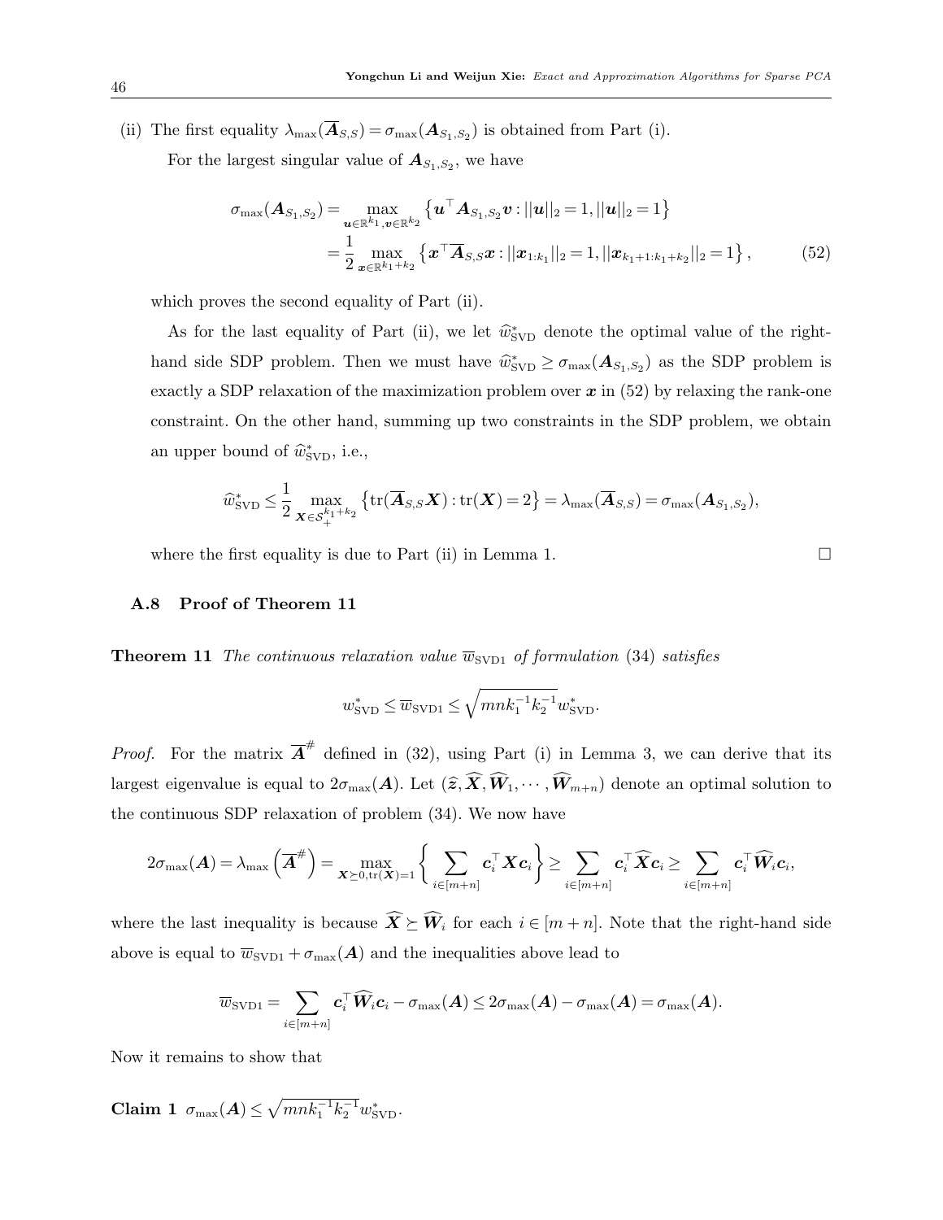(ii) The first equality $\lambda_{\max}(\overline{\boldsymbol{A}}_{S,S}) = \sigma_{\max}(\boldsymbol{A}_{S_1,S_2})$ is obtained from Part (i).

For the largest singular value of $\boldsymbol{A}_{S_1,S_2}$, we have

$$
\begin{aligned}
\sigma_{\max}(\boldsymbol{A}_{S_1,S_2}) &= \max_{\boldsymbol{u}\in\mathbb{R}^{k_1},\boldsymbol{v}\in\mathbb{R}^{k_2}} \left\{\boldsymbol{u}^\top \boldsymbol{A}_{S_1,S_2}\boldsymbol{v} : ||\boldsymbol{u}||_2 = 1, ||\boldsymbol{u}||_2 = 1\right\} \\
&= \frac{1}{2}\max_{\boldsymbol{x}\in\mathbb{R}^{k_1+k_2}} \left\{\boldsymbol{x}^\top \overline{\boldsymbol{A}}_{S,S}\boldsymbol{x} : ||\boldsymbol{x}_{1:k_1}||_2 = 1, ||\boldsymbol{x}_{k_1+1:k_1+k_2}||_2 = 1\right\},
\end{aligned} \tag{52}
$$

which proves the second equality of Part (ii).

As for the last equality of Part (ii), we let $\widehat{w}^*_{\text{SVD}}$ denote the optimal value of the right-hand side SDP problem. Then we must have $\widehat{w}^*_{\text{SVD}} \geq \sigma_{\max}(\boldsymbol{A}_{S_1,S_2})$ as the SDP problem is exactly a SDP relaxation of the maximization problem over $\boldsymbol{x}$ in (52) by relaxing the rank-one constraint. On the other hand, summing up two constraints in the SDP problem, we obtain an upper bound of $\widehat{w}^*_{\text{SVD}}$, i.e.,

$$
\widehat{w}^*_{\text{SVD}} \leq \frac{1}{2}\max_{\boldsymbol{X}\in\mathcal{S}_+^{k_1+k_2}} \left\{\text{tr}(\overline{\boldsymbol{A}}_{S,S}\boldsymbol{X}) : \text{tr}(\boldsymbol{X}) = 2\right\} = \lambda_{\max}(\overline{\boldsymbol{A}}_{S,S}) = \sigma_{\max}(\boldsymbol{A}_{S_1,S_2}),
$$

where the first equality is due to Part (ii) in Lemma 1. $\square$

### A.8 Proof of Theorem 11

**Theorem 11** *The continuous relaxation value $\overline{w}_{\text{SVD1}}$ of formulation* (34) *satisfies*

$$
w^*_{\text{SVD}} \leq \overline{w}_{\text{SVD1}} \leq \sqrt{mnk_1^{-1}k_2^{-1}}\, w^*_{\text{SVD}}.
$$

*Proof.* For the matrix $\overline{\boldsymbol{A}}^{\#}$ defined in (32), using Part (i) in Lemma 3, we can derive that its largest eigenvalue is equal to $2\sigma_{\max}(\boldsymbol{A})$. Let $(\widehat{\boldsymbol{z}}, \widehat{\boldsymbol{X}}, \widehat{\boldsymbol{W}}_1, \cdots, \widehat{\boldsymbol{W}}_{m+n})$ denote an optimal solution to the continuous SDP relaxation of problem (34). We now have

$$
2\sigma_{\max}(\boldsymbol{A}) = \lambda_{\max}\left(\overline{\boldsymbol{A}}^{\#}\right) = \max_{\boldsymbol{X}\succeq 0, \text{tr}(\boldsymbol{X})=1} \left\{\sum_{i\in[m+n]} \boldsymbol{c}_i^\top \boldsymbol{X}\boldsymbol{c}_i\right\} \geq \sum_{i\in[m+n]} \boldsymbol{c}_i^\top \widehat{\boldsymbol{X}}\boldsymbol{c}_i \geq \sum_{i\in[m+n]} \boldsymbol{c}_i^\top \widehat{\boldsymbol{W}}_i\boldsymbol{c}_i,
$$

where the last inequality is because $\widehat{\boldsymbol{X}} \succeq \widehat{\boldsymbol{W}}_i$ for each $i \in [m+n]$. Note that the right-hand side above is equal to $\overline{w}_{\text{SVD1}} + \sigma_{\max}(\boldsymbol{A})$ and the inequalities above lead to

$$
\overline{w}_{\text{SVD1}} = \sum_{i\in[m+n]} \boldsymbol{c}_i^\top \widehat{\boldsymbol{W}}_i\boldsymbol{c}_i - \sigma_{\max}(\boldsymbol{A}) \leq 2\sigma_{\max}(\boldsymbol{A}) - \sigma_{\max}(\boldsymbol{A}) = \sigma_{\max}(\boldsymbol{A}).
$$

Now it remains to show that

**Claim 1** $\sigma_{\max}(\boldsymbol{A}) \leq \sqrt{mnk_1^{-1}k_2^{-1}}\, w^*_{\text{SVD}}$.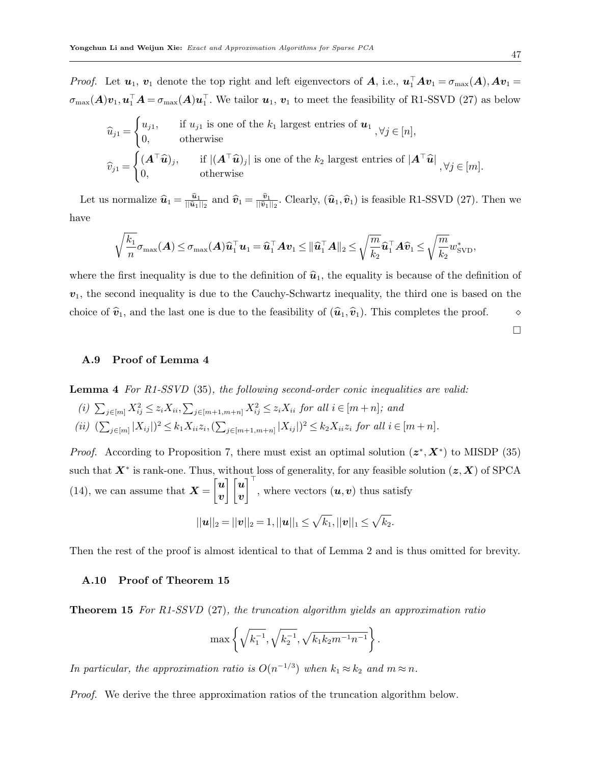*Proof.* Let $\boldsymbol{u}_1$, $\boldsymbol{v}_1$ denote the top right and left eigenvectors of $\boldsymbol{A}$, i.e., $\boldsymbol{u}_1^\top \boldsymbol{A}\boldsymbol{v}_1 = \sigma_{\max}(\boldsymbol{A}), \boldsymbol{A}\boldsymbol{v}_1 = \sigma_{\max}(\boldsymbol{A})\boldsymbol{v}_1, \boldsymbol{u}_1^\top \boldsymbol{A} = \sigma_{\max}(\boldsymbol{A})\boldsymbol{u}_1^\top$. We tailor $\boldsymbol{u}_1$, $\boldsymbol{v}_1$ to meet the feasibility of R1-SSVD (27) as below

$$
\widehat{u}_{j1} = \begin{cases} u_{j1}, & \text{if } u_{j1} \text{ is one of the } k_1 \text{ largest entries of } \boldsymbol{u}_1 \\ 0, & \text{otherwise} \end{cases}, \forall j \in [n],
$$

$$
\widehat{v}_{j1} = \begin{cases} (\boldsymbol{A}^\top \widehat{\boldsymbol{u}})_j, & \text{if } |(\boldsymbol{A}^\top \widehat{\boldsymbol{u}})_j| \text{ is one of the } k_2 \text{ largest entries of } |\boldsymbol{A}^\top \widehat{\boldsymbol{u}}| \\ 0, & \text{otherwise} \end{cases}, \forall j \in [m].
$$

Let us normalize $\widehat{\boldsymbol{u}}_1 = \frac{\widehat{\boldsymbol{u}}_1}{\|\widehat{\boldsymbol{u}}_1\|_2}$ and $\widehat{\boldsymbol{v}}_1 = \frac{\widehat{\boldsymbol{v}}_1}{\|\widehat{\boldsymbol{v}}_1\|_2}$. Clearly, $(\widehat{\boldsymbol{u}}_1, \widehat{\boldsymbol{v}}_1)$ is feasible R1-SSVD (27). Then we have

$$
\sqrt{\frac{k_1}{n}}\sigma_{\max}(\boldsymbol{A}) \le \sigma_{\max}(\boldsymbol{A})\widehat{\boldsymbol{u}}_1^\top \boldsymbol{u}_1 = \widehat{\boldsymbol{u}}_1^\top \boldsymbol{A}\boldsymbol{v}_1 \le \|\widehat{\boldsymbol{u}}_1^\top \boldsymbol{A}\|_2 \le \sqrt{\frac{m}{k_2}}\widehat{\boldsymbol{u}}_1^\top \boldsymbol{A}\widehat{\boldsymbol{v}}_1 \le \sqrt{\frac{m}{k_2}} w^*_{\text{SVD}},
$$

where the first inequality is due to the definition of $\widehat{\boldsymbol{u}}_1$, the equality is because of the definition of $\boldsymbol{v}_1$, the second inequality is due to the Cauchy-Schwartz inequality, the third one is based on the choice of $\widehat{\boldsymbol{v}}_1$, and the last one is due to the feasibility of $(\widehat{\boldsymbol{u}}_1, \widehat{\boldsymbol{v}}_1)$. This completes the proof. ⋄

□

### A.9 Proof of Lemma 4

**Lemma 4** *For R1-SSVD* (35)*, the following second-order conic inequalities are valid:*

*(i)* $\sum_{j\in[m]} X_{ij}^2 \le z_i X_{ii}, \sum_{j\in[m+1,m+n]} X_{ij}^2 \le z_i X_{ii}$ *for all* $i \in [m+n]$*; and*

*(ii)* $(\sum_{j\in[m]} |X_{ij}|)^2 \le k_1 X_{ii} z_i, (\sum_{j\in[m+1,m+n]} |X_{ij}|)^2 \le k_2 X_{ii} z_i$ *for all* $i \in [m+n]$.

*Proof.* According to Proposition 7, there must exist an optimal solution $(\boldsymbol{z}^*, \boldsymbol{X}^*)$ to MISDP (35) such that $\boldsymbol{X}^*$ is rank-one. Thus, without loss of generality, for any feasible solution $(\boldsymbol{z}, \boldsymbol{X})$ of SPCA (14), we can assume that $\boldsymbol{X} = \begin{bmatrix}\boldsymbol{u}\\ \boldsymbol{v}\end{bmatrix}\begin{bmatrix}\boldsymbol{u}\\ \boldsymbol{v}\end{bmatrix}^\top$, where vectors $(\boldsymbol{u}, \boldsymbol{v})$ thus satisfy

$$
\|\boldsymbol{u}\|_2 = \|\boldsymbol{v}\|_2 = 1, \|\boldsymbol{u}\|_1 \le \sqrt{k_1}, \|\boldsymbol{v}\|_1 \le \sqrt{k_2}.
$$

Then the rest of the proof is almost identical to that of Lemma 2 and is thus omitted for brevity.

### A.10 Proof of Theorem 15

**Theorem 15** *For R1-SSVD* (27)*, the truncation algorithm yields an approximation ratio*

$$
\max\left\{\sqrt{k_1^{-1}}, \sqrt{k_2^{-1}}, \sqrt{k_1 k_2 m^{-1} n^{-1}}\right\}.
$$

*In particular, the approximation ratio is* $O(n^{-1/3})$ *when* $k_1 \approx k_2$ *and* $m \approx n$.

*Proof.* We derive the three approximation ratios of the truncation algorithm below.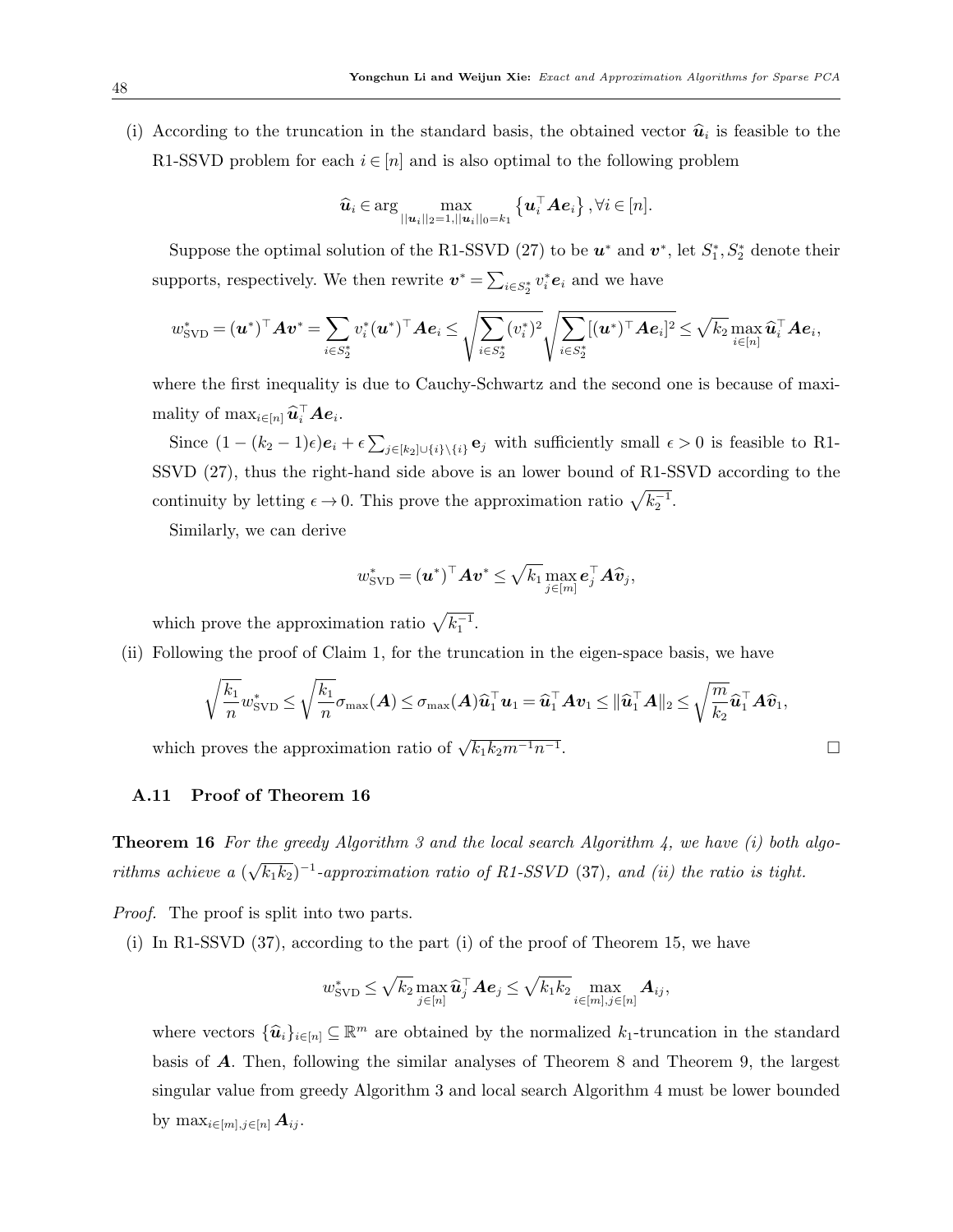(i) According to the truncation in the standard basis, the obtained vector $\widehat{\boldsymbol{u}}_i$ is feasible to the R1-SSVD problem for each $i \in [n]$ and is also optimal to the following problem

$$\widehat{\boldsymbol{u}}_i \in \arg \max_{||\boldsymbol{u}_i||_2=1, ||\boldsymbol{u}_i||_0=k_1} \left\{\boldsymbol{u}_i^\top \boldsymbol{A}\boldsymbol{e}_i\right\}, \forall i \in [n].$$

Suppose the optimal solution of the R1-SSVD (27) to be $\boldsymbol{u}^*$ and $\boldsymbol{v}^*$, let $S_1^*, S_2^*$ denote their supports, respectively. We then rewrite $\boldsymbol{v}^* = \sum_{i\in S_2^*} v_i^* \boldsymbol{e}_i$ and we have

$$w_{\text{SVD}}^* = (\boldsymbol{u}^*)^\top \boldsymbol{A}\boldsymbol{v}^* = \sum_{i\in S_2^*} v_i^* (\boldsymbol{u}^*)^\top \boldsymbol{A}\boldsymbol{e}_i \leq \sqrt{\sum_{i\in S_2^*}(v_i^*)^2}\sqrt{\sum_{i\in S_2^*}[(\boldsymbol{u}^*)^\top \boldsymbol{A}\boldsymbol{e}_i]^2} \leq \sqrt{k_2}\max_{i\in[n]} \widehat{\boldsymbol{u}}_i^\top \boldsymbol{A}\boldsymbol{e}_i,$$

where the first inequality is due to Cauchy-Schwartz and the second one is because of maximality of $\max_{i\in[n]} \widehat{\boldsymbol{u}}_i^\top \boldsymbol{A}\boldsymbol{e}_i$.

Since $(1-(k_2-1)\epsilon)\boldsymbol{e}_i + \epsilon \sum_{j\in[k_2]\cup\{i\}\setminus\{i\}} \mathbf{e}_j$ with sufficiently small $\epsilon > 0$ is feasible to R1-SSVD (27), thus the right-hand side above is an lower bound of R1-SSVD according to the continuity by letting $\epsilon \to 0$. This prove the approximation ratio $\sqrt{k_2^{-1}}$.

Similarly, we can derive

$$w_{\text{SVD}}^* = (\boldsymbol{u}^*)^\top \boldsymbol{A}\boldsymbol{v}^* \leq \sqrt{k_1}\max_{j\in[m]} \boldsymbol{e}_j^\top \boldsymbol{A}\widehat{\boldsymbol{v}}_j,$$

which prove the approximation ratio $\sqrt{k_1^{-1}}$.

(ii) Following the proof of Claim 1, for the truncation in the eigen-space basis, we have

$$\sqrt{\frac{k_1}{n}} w_{\text{SVD}}^* \leq \sqrt{\frac{k_1}{n}}\sigma_{\max}(\boldsymbol{A}) \leq \sigma_{\max}(\boldsymbol{A})\widehat{\boldsymbol{u}}_1^\top \boldsymbol{u}_1 = \widehat{\boldsymbol{u}}_1^\top \boldsymbol{A}\boldsymbol{v}_1 \leq \|\widehat{\boldsymbol{u}}_1^\top \boldsymbol{A}\|_2 \leq \sqrt{\frac{m}{k_2}}\widehat{\boldsymbol{u}}_1^\top \boldsymbol{A}\widehat{\boldsymbol{v}}_1,$$

which proves the approximation ratio of $\sqrt{k_1 k_2 m^{-1} n^{-1}}$. □

### A.11 Proof of Theorem 16

**Theorem 16** *For the greedy Algorithm 3 and the local search Algorithm 4, we have (i) both algorithms achieve a* $(\sqrt{k_1 k_2})^{-1}$*-approximation ratio of R1-SSVD* (37)*, and (ii) the ratio is tight.*

*Proof.* The proof is split into two parts.

(i) In R1-SSVD (37), according to the part (i) of the proof of Theorem 15, we have

$$w_{\text{SVD}}^* \leq \sqrt{k_2}\max_{j\in[n]} \widehat{\boldsymbol{u}}_j^\top \boldsymbol{A}\boldsymbol{e}_j \leq \sqrt{k_1 k_2}\max_{i\in[m], j\in[n]} \boldsymbol{A}_{ij},$$

where vectors $\{\widehat{\boldsymbol{u}}_i\}_{i\in[n]} \subseteq \mathbb{R}^m$ are obtained by the normalized $k_1$-truncation in the standard basis of $\boldsymbol{A}$. Then, following the similar analyses of Theorem 8 and Theorem 9, the largest singular value from greedy Algorithm 3 and local search Algorithm 4 must be lower bounded by $\max_{i\in[m], j\in[n]} \boldsymbol{A}_{ij}$.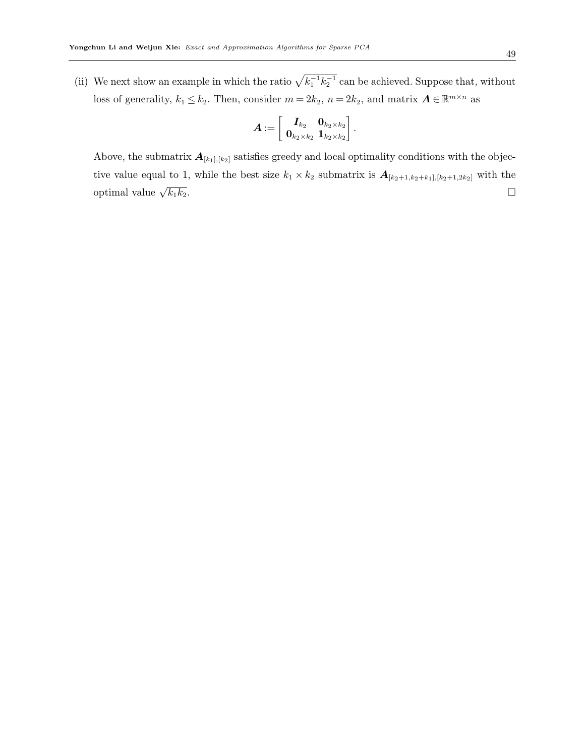(ii) We next show an example in which the ratio $\sqrt{k_1^{-1}k_2^{-1}}$ can be achieved. Suppose that, without loss of generality, $k_1 \leq k_2$. Then, consider $m = 2k_2$, $n = 2k_2$, and matrix $\boldsymbol{A} \in \mathbb{R}^{m \times n}$ as

$$\boldsymbol{A} := \begin{bmatrix} \boldsymbol{I}_{k_2} & \boldsymbol{0}_{k_2 \times k_2} \\ \boldsymbol{0}_{k_2 \times k_2} & \boldsymbol{1}_{k_2 \times k_2} \end{bmatrix}.$$

Above, the submatrix $\boldsymbol{A}_{[k_1],[k_2]}$ satisfies greedy and local optimality conditions with the objective value equal to 1, while the best size $k_1 \times k_2$ submatrix is $\boldsymbol{A}_{[k_2+1,k_2+k_1],[k_2+1,2k_2]}$ with the optimal value $\sqrt{k_1 k_2}$. □